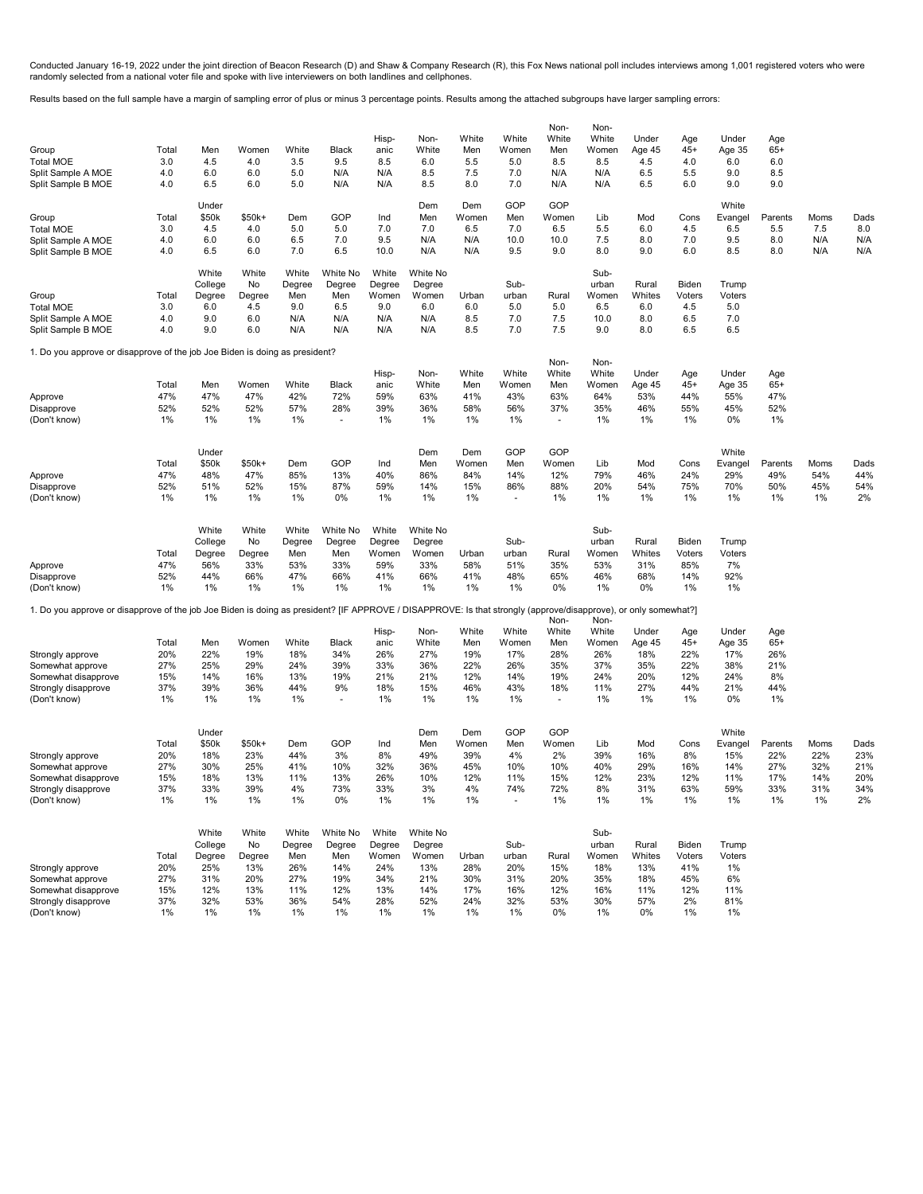Conducted January 16-19, 2022 under the joint direction of Beacon Research (D) and Shaw & Company Research (R), this Fox News national poll includes interviews among 1,001 registered voters who were randomly selected from a national voter file and spoke with live interviewers on both landlines and cellphones.

Results based on the full sample have a margin of sampling error of plus or minus 3 percentage points. Results among the attached subgroups have larger sampling errors:

| Group | Total | Men | Women | White | Black | Hispanic | Non-White | White Men | White Women | Non-White Men | Non-White Women | Under Age 45 | Age 45+ | Under Age 35 | Age 65+ |
|---|---|---|---|---|---|---|---|---|---|---|---|---|---|---|---|
| Total MOE | 3.0 | 4.5 | 4.0 | 3.5 | 9.5 | 8.5 | 6.0 | 5.5 | 5.0 | 8.5 | 8.5 | 4.5 | 4.0 | 6.0 | 6.0 |
| Split Sample A MOE | 4.0 | 6.0 | 6.0 | 5.0 | N/A | N/A | 8.5 | 7.5 | 7.0 | N/A | N/A | 6.5 | 5.5 | 9.0 | 8.5 |
| Split Sample B MOE | 4.0 | 6.5 | 6.0 | 5.0 | N/A | N/A | 8.5 | 8.0 | 7.0 | N/A | N/A | 6.5 | 6.0 | 9.0 | 9.0 |

| Group | Total | Under $50k | $50k+ | Dem | GOP | Ind | Dem Men | Dem Women | GOP Men | GOP Women | Lib | Mod | Cons | White Evangel | Parents | Moms | Dads |
|---|---|---|---|---|---|---|---|---|---|---|---|---|---|---|---|---|---|
| Total MOE | 3.0 | 4.5 | 4.0 | 5.0 | 5.0 | 7.0 | 7.0 | 6.5 | 7.0 | 6.5 | 5.5 | 6.0 | 4.5 | 6.5 | 5.5 | 7.5 | 8.0 |
| Split Sample A MOE | 4.0 | 6.0 | 6.0 | 6.5 | 7.0 | 9.5 | N/A | N/A | 10.0 | 10.0 | 7.5 | 8.0 | 7.0 | 9.5 | 8.0 | N/A | N/A |
| Split Sample B MOE | 4.0 | 6.5 | 6.0 | 7.0 | 6.5 | 10.0 | N/A | N/A | 9.5 | 9.0 | 8.0 | 9.0 | 6.0 | 8.5 | 8.0 | N/A | N/A |

| Group | Total | White College Degree | White No Degree | White Degree Men | White No Degree Men | White Degree Women | White No Degree Women | Urban | Suburban | Rural | Suburban Women | Rural Whites | Biden Voters | Trump Voters |
|---|---|---|---|---|---|---|---|---|---|---|---|---|---|---|
| Total MOE | 3.0 | 6.0 | 4.5 | 9.0 | 6.5 | 9.0 | 6.0 | 6.0 | 5.0 | 5.0 | 6.5 | 6.0 | 4.5 | 5.0 |
| Split Sample A MOE | 4.0 | 9.0 | 6.0 | N/A | N/A | N/A | N/A | 8.5 | 7.0 | 7.5 | 10.0 | 8.0 | 6.5 | 7.0 |
| Split Sample B MOE | 4.0 | 9.0 | 6.0 | N/A | N/A | N/A | N/A | 8.5 | 7.0 | 7.5 | 9.0 | 8.0 | 6.5 | 6.5 |

1. Do you approve or disapprove of the job Joe Biden is doing as president?

| | Total | Men | Women | White | Black | Hispanic | Non-White | White Men | White Women | Non-White Men | Non-White Women | Under Age 45 | Age 45+ | Under Age 35 | Age 65+ |
|---|---|---|---|---|---|---|---|---|---|---|---|---|---|---|---|
| Approve | 47% | 47% | 47% | 42% | 72% | 59% | 63% | 41% | 43% | 63% | 64% | 53% | 44% | 55% | 47% |
| Disapprove | 52% | 52% | 52% | 57% | 28% | 39% | 36% | 58% | 56% | 37% | 35% | 46% | 55% | 45% | 52% |
| (Don't know) | 1% | 1% | 1% | 1% | - | 1% | 1% | 1% | 1% | - | 1% | 1% | 1% | 0% | 1% |

| | Total | Under $50k | $50k+ | Dem | GOP | Ind | Dem Men | Dem Women | GOP Men | GOP Women | Lib | Mod | Cons | White Evangel | Parents | Moms | Dads |
|---|---|---|---|---|---|---|---|---|---|---|---|---|---|---|---|---|---|
| Approve | 47% | 48% | 47% | 85% | 13% | 40% | 86% | 84% | 14% | 12% | 79% | 46% | 24% | 29% | 49% | 54% | 44% |
| Disapprove | 52% | 51% | 52% | 15% | 87% | 59% | 14% | 15% | 86% | 88% | 20% | 54% | 75% | 70% | 50% | 45% | 54% |
| (Don't know) | 1% | 1% | 1% | 1% | 0% | 1% | 1% | 1% | - | 1% | 1% | 1% | 1% | 1% | 1% | 1% | 2% |

| | Total | White College Degree | White No Degree | White Degree Men | White No Degree Men | White Degree Women | White No Degree Women | Urban | Suburban | Rural | Suburban Women | Rural Whites | Biden Voters | Trump Voters |
|---|---|---|---|---|---|---|---|---|---|---|---|---|---|---|
| Approve | 47% | 56% | 33% | 53% | 33% | 59% | 33% | 58% | 51% | 35% | 53% | 31% | 85% | 7% |
| Disapprove | 52% | 44% | 66% | 47% | 66% | 41% | 66% | 41% | 48% | 65% | 46% | 68% | 14% | 92% |
| (Don't know) | 1% | 1% | 1% | 1% | 1% | 1% | 1% | 1% | 1% | 0% | 1% | 0% | 1% | 1% |

1. Do you approve or disapprove of the job Joe Biden is doing as president? [IF APPROVE / DISAPPROVE: Is that strongly (approve/disapprove), or only somewhat?]

| | Total | Men | Women | White | Black | Hispanic | Non-White | White Men | White Women | Non-White Men | Non-White Women | Under Age 45 | Age 45+ | Under Age 35 | Age 65+ |
|---|---|---|---|---|---|---|---|---|---|---|---|---|---|---|---|
| Strongly approve | 20% | 22% | 19% | 18% | 34% | 26% | 27% | 19% | 17% | 28% | 26% | 18% | 22% | 17% | 26% |
| Somewhat approve | 27% | 25% | 29% | 24% | 39% | 33% | 36% | 22% | 26% | 35% | 37% | 35% | 22% | 38% | 21% |
| Somewhat disapprove | 15% | 14% | 16% | 13% | 19% | 21% | 21% | 12% | 14% | 19% | 24% | 20% | 12% | 24% | 8% |
| Strongly disapprove | 37% | 39% | 36% | 44% | 9% | 18% | 15% | 46% | 43% | 18% | 11% | 27% | 44% | 21% | 44% |
| (Don't know) | 1% | 1% | 1% | 1% | - | 1% | 1% | 1% | 1% | - | 1% | 1% | 1% | 0% | 1% |

| | Total | Under $50k | $50k+ | Dem | GOP | Ind | Dem Men | Dem Women | GOP Men | GOP Women | Lib | Mod | Cons | White Evangel | Parents | Moms | Dads |
|---|---|---|---|---|---|---|---|---|---|---|---|---|---|---|---|---|---|
| Strongly approve | 20% | 18% | 23% | 44% | 3% | 8% | 49% | 39% | 4% | 2% | 39% | 16% | 8% | 15% | 22% | 22% | 23% |
| Somewhat approve | 27% | 30% | 25% | 41% | 10% | 32% | 36% | 45% | 10% | 10% | 40% | 29% | 16% | 14% | 27% | 32% | 21% |
| Somewhat disapprove | 15% | 18% | 13% | 11% | 13% | 26% | 10% | 12% | 11% | 15% | 12% | 23% | 12% | 11% | 17% | 14% | 20% |
| Strongly disapprove | 37% | 33% | 39% | 4% | 73% | 33% | 3% | 4% | 74% | 72% | 8% | 31% | 63% | 59% | 33% | 31% | 34% |
| (Don't know) | 1% | 1% | 1% | 1% | 0% | 1% | 1% | 1% | - | 1% | 1% | 1% | 1% | 1% | 1% | 1% | 2% |

| | Total | White College Degree | White No Degree | White Degree Men | White No Degree Men | White Degree Women | White No Degree Women | Urban | Suburban | Rural | Suburban Women | Rural Whites | Biden Voters | Trump Voters |
|---|---|---|---|---|---|---|---|---|---|---|---|---|---|---|
| Strongly approve | 20% | 25% | 13% | 26% | 14% | 24% | 13% | 28% | 20% | 15% | 18% | 13% | 41% | 1% |
| Somewhat approve | 27% | 31% | 20% | 27% | 19% | 34% | 21% | 30% | 31% | 20% | 35% | 18% | 45% | 6% |
| Somewhat disapprove | 15% | 12% | 13% | 11% | 12% | 13% | 14% | 17% | 16% | 12% | 16% | 11% | 12% | 11% |
| Strongly disapprove | 37% | 32% | 53% | 36% | 54% | 28% | 52% | 24% | 32% | 53% | 30% | 57% | 2% | 81% |
| (Don't know) | 1% | 1% | 1% | 1% | 1% | 1% | 1% | 1% | 1% | 0% | 1% | 0% | 1% | 1% |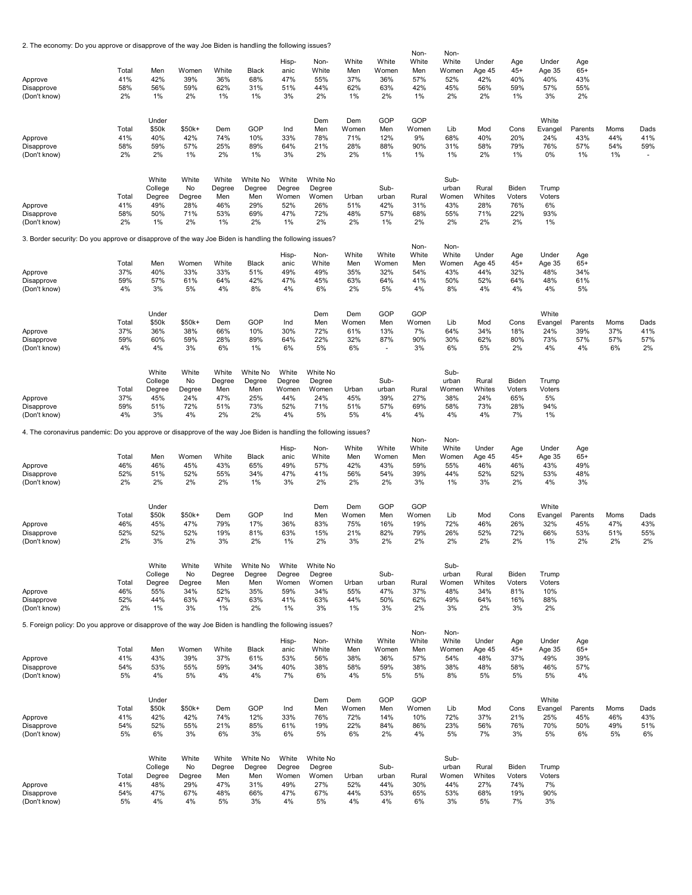2. The economy: Do you approve or disapprove of the way Joe Biden is handling the following issues?

| | Total | Men | Women | White | Black | Hisp-anic | Non-White | White Men | White Women | Non-White Men | Non-White Women | Under Age 45 | Age 45+ | Under Age 35 | Age 65+ |
|---|---|---|---|---|---|---|---|---|---|---|---|---|---|---|---|
| Approve | 41% | 42% | 39% | 36% | 68% | 47% | 55% | 37% | 36% | 57% | 52% | 42% | 40% | 40% | 43% |
| Disapprove | 58% | 56% | 59% | 62% | 31% | 51% | 44% | 62% | 63% | 42% | 45% | 56% | 59% | 57% | 55% |
| (Don't know) | 2% | 1% | 2% | 1% | 1% | 3% | 2% | 1% | 2% | 1% | 2% | 2% | 1% | 3% | 2% |

| | Total | Under $50k | $50k+ | Dem | GOP | Ind | Dem Men | Dem Women | GOP Men | GOP Women | Lib | Mod | Cons | White Evangel | Parents | Moms | Dads |
|---|---|---|---|---|---|---|---|---|---|---|---|---|---|---|---|---|---|
| Approve | 41% | 40% | 42% | 74% | 10% | 33% | 78% | 71% | 12% | 9% | 68% | 40% | 20% | 24% | 43% | 44% | 41% |
| Disapprove | 58% | 59% | 57% | 25% | 89% | 64% | 21% | 28% | 88% | 90% | 31% | 58% | 79% | 76% | 57% | 54% | 59% |
| (Don't know) | 2% | 2% | 1% | 2% | 1% | 3% | 2% | 2% | 1% | 1% | 1% | 2% | 1% | 0% | 1% | 1% | - |

| | Total | White College Degree | White No Degree | White Degree Men | White No Degree Men | White Degree Women | White No Degree Women | Urban | Sub-urban | Rural | Sub-urban Women | Rural Whites | Biden Voters | Trump Voters |
|---|---|---|---|---|---|---|---|---|---|---|---|---|---|---|
| Approve | 41% | 49% | 28% | 46% | 29% | 52% | 26% | 51% | 42% | 31% | 43% | 28% | 76% | 6% |
| Disapprove | 58% | 50% | 71% | 53% | 69% | 47% | 72% | 48% | 57% | 68% | 55% | 71% | 22% | 93% |
| (Don't know) | 2% | 1% | 2% | 1% | 2% | 1% | 2% | 2% | 1% | 2% | 2% | 2% | 2% | 1% |

3. Border security: Do you approve or disapprove of the way Joe Biden is handling the following issues?

| | Total | Men | Women | White | Black | Hisp-anic | Non-White | White Men | White Women | Non-White Men | Non-White Women | Under Age 45 | Age 45+ | Under Age 35 | Age 65+ |
|---|---|---|---|---|---|---|---|---|---|---|---|---|---|---|---|
| Approve | 37% | 40% | 33% | 33% | 51% | 49% | 49% | 35% | 32% | 54% | 43% | 44% | 32% | 48% | 34% |
| Disapprove | 59% | 57% | 61% | 64% | 42% | 47% | 45% | 63% | 64% | 41% | 50% | 52% | 64% | 48% | 61% |
| (Don't know) | 4% | 3% | 5% | 4% | 8% | 4% | 6% | 2% | 5% | 4% | 8% | 4% | 4% | 4% | 5% |

| | Total | Under $50k | $50k+ | Dem | GOP | Ind | Dem Men | Dem Women | GOP Men | GOP Women | Lib | Mod | Cons | White Evangel | Parents | Moms | Dads |
|---|---|---|---|---|---|---|---|---|---|---|---|---|---|---|---|---|---|
| Approve | 37% | 36% | 38% | 66% | 10% | 30% | 72% | 61% | 13% | 7% | 64% | 34% | 18% | 24% | 39% | 37% | 41% |
| Disapprove | 59% | 60% | 59% | 28% | 89% | 64% | 22% | 32% | 87% | 90% | 30% | 62% | 80% | 73% | 57% | 57% | 57% |
| (Don't know) | 4% | 4% | 3% | 6% | 1% | 6% | 5% | 6% | - | 3% | 6% | 5% | 2% | 4% | 4% | 6% | 2% |

| | Total | White College Degree | White No Degree | White Degree Men | White No Degree Men | White Degree Women | White No Degree Women | Urban | Sub-urban | Rural | Sub-urban Women | Rural Whites | Biden Voters | Trump Voters |
|---|---|---|---|---|---|---|---|---|---|---|---|---|---|---|
| Approve | 37% | 45% | 24% | 47% | 25% | 44% | 24% | 45% | 39% | 27% | 38% | 24% | 65% | 5% |
| Disapprove | 59% | 51% | 72% | 51% | 73% | 52% | 71% | 51% | 57% | 69% | 58% | 73% | 28% | 94% |
| (Don't know) | 4% | 3% | 4% | 2% | 2% | 4% | 5% | 5% | 4% | 4% | 4% | 4% | 7% | 1% |

4. The coronavirus pandemic: Do you approve or disapprove of the way Joe Biden is handling the following issues?

| | Total | Men | Women | White | Black | Hisp-anic | Non-White | White Men | White Women | Non-White Men | Non-White Women | Under Age 45 | Age 45+ | Under Age 35 | Age 65+ |
|---|---|---|---|---|---|---|---|---|---|---|---|---|---|---|---|
| Approve | 46% | 46% | 45% | 43% | 65% | 49% | 57% | 42% | 43% | 59% | 55% | 46% | 46% | 43% | 49% |
| Disapprove | 52% | 51% | 52% | 55% | 34% | 47% | 41% | 56% | 54% | 39% | 44% | 52% | 52% | 53% | 48% |
| (Don't know) | 2% | 2% | 2% | 2% | 1% | 3% | 2% | 2% | 2% | 3% | 1% | 3% | 2% | 4% | 3% |

| | Total | Under $50k | $50k+ | Dem | GOP | Ind | Dem Men | Dem Women | GOP Men | GOP Women | Lib | Mod | Cons | White Evangel | Parents | Moms | Dads |
|---|---|---|---|---|---|---|---|---|---|---|---|---|---|---|---|---|---|
| Approve | 46% | 45% | 47% | 79% | 17% | 36% | 83% | 75% | 16% | 19% | 72% | 46% | 26% | 32% | 45% | 47% | 43% |
| Disapprove | 52% | 52% | 52% | 19% | 81% | 63% | 15% | 21% | 82% | 79% | 26% | 52% | 72% | 66% | 53% | 51% | 55% |
| (Don't know) | 2% | 3% | 2% | 3% | 2% | 1% | 2% | 3% | 2% | 2% | 2% | 2% | 2% | 1% | 2% | 2% | 2% |

| | Total | White College Degree | White No Degree | White Degree Men | White No Degree Men | White Degree Women | White No Degree Women | Urban | Sub-urban | Rural | Sub-urban Women | Rural Whites | Biden Voters | Trump Voters |
|---|---|---|---|---|---|---|---|---|---|---|---|---|---|---|
| Approve | 46% | 55% | 34% | 52% | 35% | 59% | 34% | 55% | 47% | 37% | 48% | 34% | 81% | 10% |
| Disapprove | 52% | 44% | 63% | 47% | 63% | 41% | 63% | 44% | 50% | 62% | 49% | 64% | 16% | 88% |
| (Don't know) | 2% | 1% | 3% | 1% | 2% | 1% | 3% | 1% | 3% | 2% | 3% | 2% | 3% | 2% |

5. Foreign policy: Do you approve or disapprove of the way Joe Biden is handling the following issues?

| | Total | Men | Women | White | Black | Hisp-anic | Non-White | White Men | White Women | Non-White Men | Non-White Women | Under Age 45 | Age 45+ | Under Age 35 | Age 65+ |
|---|---|---|---|---|---|---|---|---|---|---|---|---|---|---|---|
| Approve | 41% | 43% | 39% | 37% | 61% | 53% | 56% | 38% | 36% | 57% | 54% | 48% | 37% | 49% | 39% |
| Disapprove | 54% | 53% | 55% | 59% | 34% | 40% | 38% | 58% | 59% | 38% | 38% | 48% | 58% | 46% | 57% |
| (Don't know) | 5% | 4% | 5% | 4% | 4% | 7% | 6% | 4% | 5% | 5% | 8% | 5% | 5% | 5% | 4% |

| | Total | Under $50k | $50k+ | Dem | GOP | Ind | Dem Men | Dem Women | GOP Men | GOP Women | Lib | Mod | Cons | White Evangel | Parents | Moms | Dads |
|---|---|---|---|---|---|---|---|---|---|---|---|---|---|---|---|---|---|
| Approve | 41% | 42% | 42% | 74% | 12% | 33% | 76% | 72% | 14% | 10% | 72% | 37% | 21% | 25% | 45% | 46% | 43% |
| Disapprove | 54% | 52% | 55% | 21% | 85% | 61% | 19% | 22% | 84% | 86% | 23% | 56% | 76% | 70% | 50% | 49% | 51% |
| (Don't know) | 5% | 6% | 3% | 6% | 3% | 6% | 5% | 6% | 2% | 4% | 5% | 7% | 3% | 5% | 6% | 5% | 6% |

| | Total | White College Degree | White No Degree | White Degree Men | White No Degree Men | White Degree Women | White No Degree Women | Urban | Sub-urban | Rural | Sub-urban Women | Rural Whites | Biden Voters | Trump Voters |
|---|---|---|---|---|---|---|---|---|---|---|---|---|---|---|
| Approve | 41% | 48% | 29% | 47% | 31% | 49% | 27% | 52% | 44% | 30% | 44% | 27% | 74% | 7% |
| Disapprove | 54% | 47% | 67% | 48% | 66% | 47% | 67% | 44% | 53% | 65% | 53% | 68% | 19% | 90% |
| (Don't know) | 5% | 4% | 4% | 5% | 3% | 4% | 5% | 4% | 4% | 6% | 3% | 5% | 7% | 3% |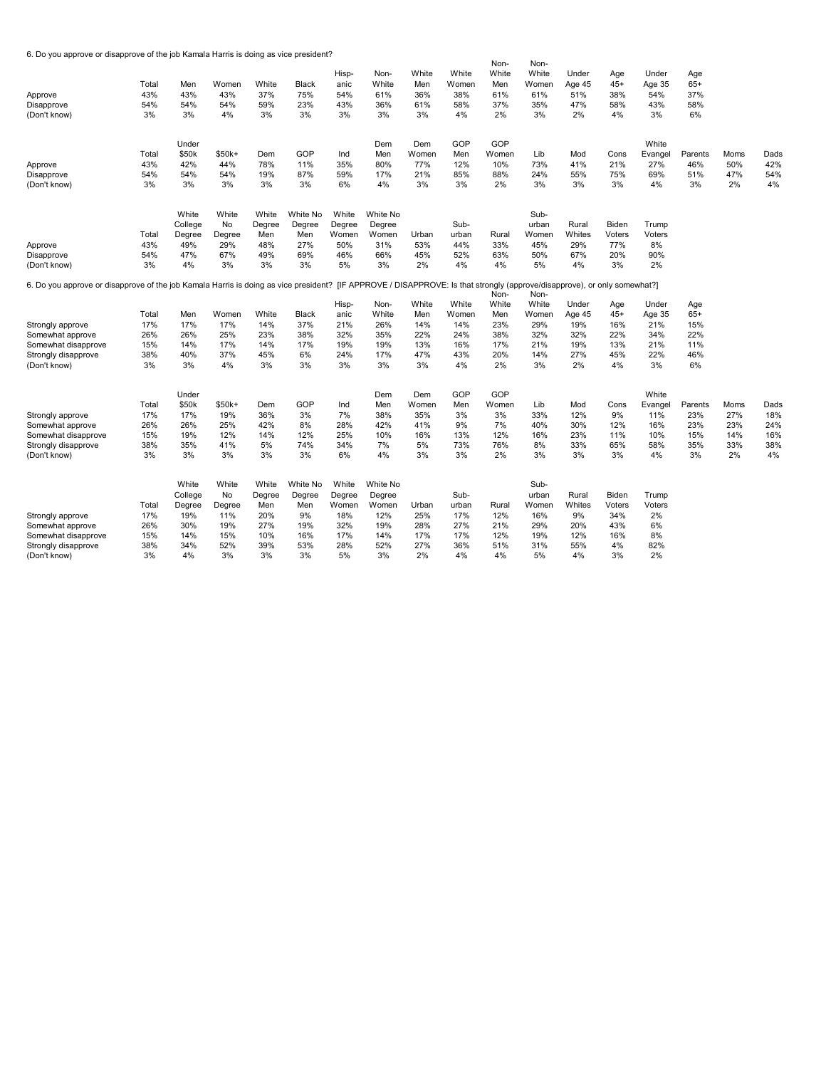6. Do you approve or disapprove of the job Kamala Harris is doing as vice president?

| | Total | Men | Women | White | Black | Hisp-anic | Non-White | White Men | White Women | Non-White Men | Non-White Women | Under Age 45 | Age 45+ | Under Age 35 | Age 65+ |
|---|---|---|---|---|---|---|---|---|---|---|---|---|---|---|---|
| Approve | 43% | 43% | 43% | 37% | 75% | 54% | 61% | 36% | 38% | 61% | 61% | 51% | 38% | 54% | 37% |
| Disapprove | 54% | 54% | 54% | 59% | 23% | 43% | 36% | 61% | 58% | 37% | 35% | 47% | 58% | 43% | 58% |
| (Don't know) | 3% | 3% | 4% | 3% | 3% | 3% | 3% | 3% | 4% | 2% | 3% | 2% | 4% | 3% | 6% |

| | Total | Under $50k | $50k+ | Dem | GOP | Ind | Dem Men | Dem Women | GOP Men | GOP Women | Lib | Mod | Cons | White Evangel | Parents | Moms | Dads |
|---|---|---|---|---|---|---|---|---|---|---|---|---|---|---|---|---|---|
| Approve | 43% | 42% | 44% | 78% | 11% | 35% | 80% | 77% | 12% | 10% | 73% | 41% | 21% | 27% | 46% | 50% | 42% |
| Disapprove | 54% | 54% | 54% | 19% | 87% | 59% | 17% | 21% | 85% | 88% | 24% | 55% | 75% | 69% | 51% | 47% | 54% |
| (Don't know) | 3% | 3% | 3% | 3% | 3% | 6% | 4% | 3% | 3% | 2% | 3% | 3% | 3% | 4% | 3% | 2% | 4% |

| | Total | White College Degree | White No Degree | White Degree Men | White No Degree Men | White Degree Women | White No Degree Women | Urban | Sub-urban | Rural | Sub-urban Women | Rural Whites | Biden Voters | Trump Voters |
|---|---|---|---|---|---|---|---|---|---|---|---|---|---|---|
| Approve | 43% | 49% | 29% | 48% | 27% | 50% | 31% | 53% | 44% | 33% | 45% | 29% | 77% | 8% |
| Disapprove | 54% | 47% | 67% | 49% | 69% | 46% | 66% | 45% | 52% | 63% | 50% | 67% | 20% | 90% |
| (Don't know) | 3% | 4% | 3% | 3% | 3% | 5% | 3% | 2% | 4% | 4% | 5% | 4% | 3% | 2% |

6. Do you approve or disapprove of the job Kamala Harris is doing as vice president? [IF APPROVE / DISAPPROVE: Is that strongly (approve/disapprove), or only somewhat?]

| | Total | Men | Women | White | Black | Hisp-anic | Non-White | White Men | White Women | Non-White Men | Non-White Women | Under Age 45 | Age 45+ | Under Age 35 | Age 65+ |
|---|---|---|---|---|---|---|---|---|---|---|---|---|---|---|---|
| Strongly approve | 17% | 17% | 17% | 14% | 37% | 21% | 26% | 14% | 14% | 23% | 29% | 19% | 16% | 21% | 15% |
| Somewhat approve | 26% | 26% | 25% | 23% | 38% | 32% | 35% | 22% | 24% | 38% | 32% | 32% | 22% | 34% | 22% |
| Somewhat disapprove | 15% | 14% | 17% | 14% | 17% | 19% | 19% | 13% | 16% | 17% | 21% | 19% | 13% | 21% | 11% |
| Strongly disapprove | 38% | 40% | 37% | 45% | 6% | 24% | 17% | 47% | 43% | 20% | 14% | 27% | 45% | 22% | 46% |
| (Don't know) | 3% | 3% | 4% | 3% | 3% | 3% | 3% | 3% | 4% | 2% | 3% | 2% | 4% | 3% | 6% |

| | Total | Under $50k | $50k+ | Dem | GOP | Ind | Dem Men | Dem Women | GOP Men | GOP Women | Lib | Mod | Cons | White Evangel | Parents | Moms | Dads |
|---|---|---|---|---|---|---|---|---|---|---|---|---|---|---|---|---|---|
| Strongly approve | 17% | 17% | 19% | 36% | 3% | 7% | 38% | 35% | 3% | 3% | 33% | 12% | 9% | 11% | 23% | 27% | 18% |
| Somewhat approve | 26% | 26% | 25% | 42% | 8% | 28% | 42% | 41% | 9% | 7% | 40% | 30% | 12% | 16% | 23% | 23% | 24% |
| Somewhat disapprove | 15% | 19% | 12% | 14% | 12% | 25% | 10% | 16% | 13% | 12% | 16% | 23% | 11% | 10% | 15% | 14% | 16% |
| Strongly disapprove | 38% | 35% | 41% | 5% | 74% | 34% | 7% | 5% | 73% | 76% | 8% | 33% | 65% | 58% | 35% | 33% | 38% |
| (Don't know) | 3% | 3% | 3% | 3% | 3% | 6% | 4% | 3% | 3% | 2% | 3% | 3% | 3% | 4% | 3% | 2% | 4% |

| | Total | White College Degree | White No Degree | White Degree Men | White No Degree Men | White Degree Women | White No Degree Women | Urban | Sub-urban | Rural | Sub-urban Women | Rural Whites | Biden Voters | Trump Voters |
|---|---|---|---|---|---|---|---|---|---|---|---|---|---|---|
| Strongly approve | 17% | 19% | 11% | 20% | 9% | 18% | 12% | 25% | 17% | 12% | 16% | 9% | 34% | 2% |
| Somewhat approve | 26% | 30% | 19% | 27% | 19% | 32% | 19% | 28% | 27% | 21% | 29% | 20% | 43% | 6% |
| Somewhat disapprove | 15% | 14% | 15% | 10% | 16% | 17% | 14% | 17% | 17% | 12% | 19% | 12% | 16% | 8% |
| Strongly disapprove | 38% | 34% | 52% | 39% | 53% | 28% | 52% | 27% | 36% | 51% | 31% | 55% | 4% | 82% |
| (Don't know) | 3% | 4% | 3% | 3% | 3% | 5% | 3% | 2% | 4% | 4% | 5% | 4% | 3% | 2% |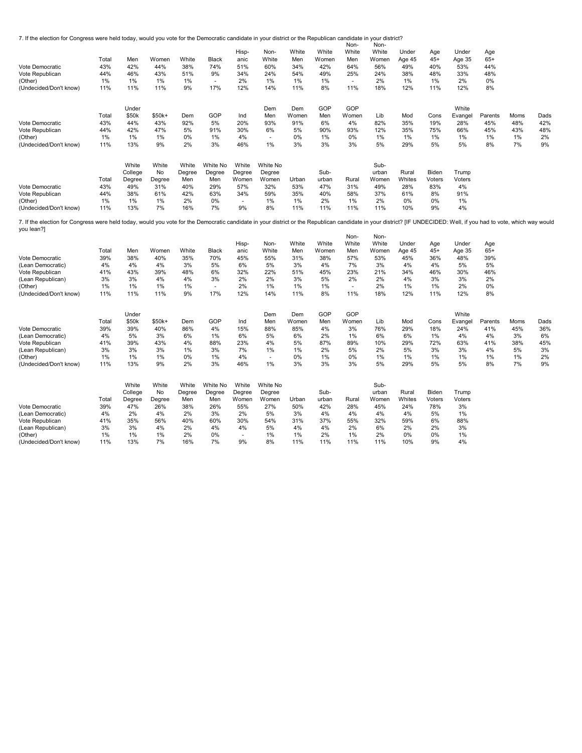7. If the election for Congress were held today, would you vote for the Democratic candidate in your district or the Republican candidate in your district?

| | Total | Men | Women | White | Black | Hisp-anic | Non-White | White Men | White Women | Non-White Men | Non-White Women | Under Age 45 | Age 45+ | Under Age 35 | Age 65+ |
|---|---|---|---|---|---|---|---|---|---|---|---|---|---|---|---|
| Vote Democratic | 43% | 42% | 44% | 38% | 74% | 51% | 60% | 34% | 42% | 64% | 56% | 49% | 40% | 53% | 44% |
| Vote Republican | 44% | 46% | 43% | 51% | 9% | 34% | 24% | 54% | 49% | 25% | 24% | 38% | 48% | 33% | 48% |
| (Other) | 1% | 1% | 1% | 1% | - | 2% | 1% | 1% | 1% | - | 2% | 1% | 1% | 2% | 0% |
| (Undecided/Don't know) | 11% | 11% | 11% | 9% | 17% | 12% | 14% | 11% | 8% | 11% | 18% | 12% | 11% | 12% | 8% |

| | Total | Under $50k | $50k+ | Dem | GOP | Ind | Dem Men | Dem Women | GOP Men | GOP Women | Lib | Mod | Cons | White Evangel | Parents | Moms | Dads |
|---|---|---|---|---|---|---|---|---|---|---|---|---|---|---|---|---|---|
| Vote Democratic | 43% | 44% | 43% | 92% | 5% | 20% | 93% | 91% | 6% | 4% | 82% | 35% | 19% | 28% | 45% | 48% | 42% |
| Vote Republican | 44% | 42% | 47% | 5% | 91% | 30% | 6% | 5% | 90% | 93% | 12% | 35% | 75% | 66% | 45% | 43% | 48% |
| (Other) | 1% | 1% | 1% | 0% | 1% | 4% | - | 0% | 1% | 0% | 1% | 1% | 1% | 1% | 1% | 1% | 2% |
| (Undecided/Don't know) | 11% | 13% | 9% | 2% | 3% | 46% | 1% | 3% | 3% | 3% | 5% | 29% | 5% | 5% | 8% | 7% | 9% |

| | Total | White College Degree | White No Degree | White Degree Men | White No Degree Men | White Degree Women | White No Degree Women | Urban | Sub-urban | Rural | Sub-urban Women | Rural Whites | Biden Voters | Trump Voters |
|---|---|---|---|---|---|---|---|---|---|---|---|---|---|---|
| Vote Democratic | 43% | 49% | 31% | 40% | 29% | 57% | 32% | 53% | 47% | 31% | 49% | 28% | 83% | 4% |
| Vote Republican | 44% | 38% | 61% | 42% | 63% | 34% | 59% | 35% | 40% | 58% | 37% | 61% | 8% | 91% |
| (Other) | 1% | 1% | 1% | 2% | 0% | - | 1% | 1% | 2% | 1% | 2% | 0% | 0% | 1% |
| (Undecided/Don't know) | 11% | 13% | 7% | 16% | 7% | 9% | 8% | 11% | 11% | 11% | 11% | 10% | 9% | 4% |

7. If the election for Congress were held today, would you vote for the Democratic candidate in your district or the Republican candidate in your district? [IF UNDECIDED: Well, if you had to vote, which way would you lean?]

| | Total | Men | Women | White | Black | Hisp-anic | Non-White | White Men | White Women | Non-White Men | Non-White Women | Under Age 45 | Age 45+ | Under Age 35 | Age 65+ |
|---|---|---|---|---|---|---|---|---|---|---|---|---|---|---|---|
| Vote Democratic | 39% | 38% | 40% | 35% | 70% | 45% | 55% | 31% | 38% | 57% | 53% | 45% | 36% | 48% | 39% |
| (Lean Democratic) | 4% | 4% | 4% | 3% | 5% | 6% | 5% | 3% | 4% | 7% | 3% | 4% | 4% | 5% | 5% |
| Vote Republican | 41% | 43% | 39% | 48% | 6% | 32% | 22% | 51% | 45% | 23% | 21% | 34% | 46% | 30% | 46% |
| (Lean Republican) | 3% | 3% | 4% | 4% | 3% | 2% | 2% | 3% | 5% | 2% | 2% | 4% | 3% | 3% | 2% |
| (Other) | 1% | 1% | 1% | 1% | - | 2% | 1% | 1% | 1% | - | 2% | 1% | 1% | 2% | 0% |
| (Undecided/Don't know) | 11% | 11% | 11% | 9% | 17% | 12% | 14% | 11% | 8% | 11% | 18% | 12% | 11% | 12% | 8% |

| | Total | Under $50k | $50k+ | Dem | GOP | Ind | Dem Men | Dem Women | GOP Men | GOP Women | Lib | Mod | Cons | White Evangel | Parents | Moms | Dads |
|---|---|---|---|---|---|---|---|---|---|---|---|---|---|---|---|---|---|
| Vote Democratic | 39% | 39% | 40% | 86% | 4% | 15% | 88% | 85% | 4% | 3% | 76% | 29% | 18% | 24% | 41% | 45% | 36% |
| (Lean Democratic) | 4% | 5% | 3% | 6% | 1% | 6% | 5% | 6% | 2% | 1% | 6% | 6% | 1% | 4% | 4% | 3% | 6% |
| Vote Republican | 41% | 39% | 43% | 4% | 88% | 23% | 4% | 5% | 87% | 89% | 10% | 29% | 72% | 63% | 41% | 38% | 45% |
| (Lean Republican) | 3% | 3% | 3% | 1% | 3% | 7% | 1% | 1% | 2% | 5% | 2% | 5% | 3% | 3% | 4% | 5% | 3% |
| (Other) | 1% | 1% | 1% | 0% | 1% | 4% | - | 0% | 1% | 0% | 1% | 1% | 1% | 1% | 1% | 1% | 2% |
| (Undecided/Don't know) | 11% | 13% | 9% | 2% | 3% | 46% | 1% | 3% | 3% | 3% | 5% | 29% | 5% | 5% | 8% | 7% | 9% |

| | Total | White College Degree | White No Degree | White Degree Men | White No Degree Men | White Degree Women | White No Degree Women | Urban | Sub-urban | Rural | Sub-urban Women | Rural Whites | Biden Voters | Trump Voters |
|---|---|---|---|---|---|---|---|---|---|---|---|---|---|---|
| Vote Democratic | 39% | 47% | 26% | 38% | 26% | 55% | 27% | 50% | 42% | 28% | 45% | 24% | 78% | 3% |
| (Lean Democratic) | 4% | 2% | 4% | 2% | 3% | 2% | 5% | 3% | 4% | 4% | 4% | 4% | 5% | 1% |
| Vote Republican | 41% | 35% | 56% | 40% | 60% | 30% | 54% | 31% | 37% | 55% | 32% | 59% | 6% | 88% |
| (Lean Republican) | 3% | 3% | 4% | 2% | 4% | 4% | 5% | 4% | 4% | 2% | 6% | 2% | 2% | 3% |
| (Other) | 1% | 1% | 1% | 2% | 0% | - | 1% | 1% | 2% | 1% | 2% | 0% | 0% | 1% |
| (Undecided/Don't know) | 11% | 13% | 7% | 16% | 7% | 9% | 8% | 11% | 11% | 11% | 11% | 10% | 9% | 4% |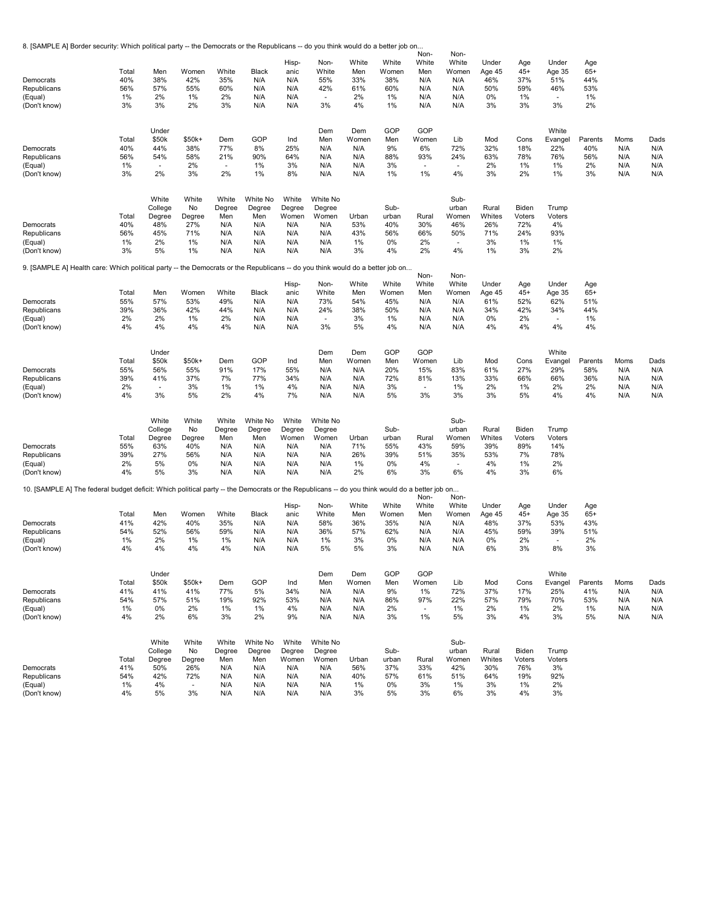8. [SAMPLE A] Border security: Which political party -- the Democrats or the Republicans -- do you think would do a better job on...

| | Total | Men | Women | White | Black | Hisp-anic | Non-White | White Men | White Women | Non-White Men | Non-White Women | Under Age 45 | Age 45+ | Under Age 35 | Age 65+ |
|---|---|---|---|---|---|---|---|---|---|---|---|---|---|---|---|
| Democrats | 40% | 38% | 42% | 35% | N/A | N/A | 55% | 33% | 38% | N/A | N/A | 46% | 37% | 51% | 44% |
| Republicans | 56% | 57% | 55% | 60% | N/A | N/A | 42% | 61% | 60% | N/A | N/A | 50% | 59% | 46% | 53% |
| (Equal) | 1% | 2% | 1% | 2% | N/A | N/A | - | 2% | 1% | N/A | N/A | 0% | 1% | - | 1% |
| (Don't know) | 3% | 3% | 2% | 3% | N/A | N/A | 3% | 4% | 1% | N/A | N/A | 3% | 3% | 3% | 2% |

| | Total | Under $50k | $50k+ | Dem | GOP | Ind | Dem Men | Dem Women | GOP Men | GOP Women | Lib | Mod | Cons | White Evangel | Parents | Moms | Dads |
|---|---|---|---|---|---|---|---|---|---|---|---|---|---|---|---|---|---|
| Democrats | 40% | 44% | 38% | 77% | 8% | 25% | N/A | N/A | 9% | 6% | 72% | 32% | 18% | 22% | 40% | N/A | N/A |
| Republicans | 56% | 54% | 58% | 21% | 90% | 64% | N/A | N/A | 88% | 93% | 24% | 63% | 78% | 76% | 56% | N/A | N/A |
| (Equal) | 1% | - | 2% | - | 1% | 3% | N/A | N/A | 3% | - | - | 2% | 1% | 1% | 2% | N/A | N/A |
| (Don't know) | 3% | 2% | 3% | 2% | 1% | 8% | N/A | N/A | 1% | 1% | 4% | 3% | 2% | 1% | 3% | N/A | N/A |

| | Total | White College Degree | White No Degree | White Degree Men | White No Degree Men | White Degree Women | White No Degree Women | Urban | Sub-urban | Rural | Sub-urban Women | Rural Whites | Biden Voters | Trump Voters |
|---|---|---|---|---|---|---|---|---|---|---|---|---|---|---|
| Democrats | 40% | 48% | 27% | N/A | N/A | N/A | N/A | 53% | 40% | 30% | 46% | 26% | 72% | 4% |
| Republicans | 56% | 45% | 71% | N/A | N/A | N/A | N/A | 43% | 56% | 66% | 50% | 71% | 24% | 93% |
| (Equal) | 1% | 2% | 1% | N/A | N/A | N/A | N/A | 1% | 0% | 2% | - | 3% | 1% | 1% |
| (Don't know) | 3% | 5% | 1% | N/A | N/A | N/A | N/A | 3% | 4% | 2% | 4% | 1% | 3% | 2% |

9. [SAMPLE A] Health care: Which political party -- the Democrats or the Republicans -- do you think would do a better job on...

| | Total | Men | Women | White | Black | Hisp-anic | Non-White | White Men | White Women | Non-White Men | Non-White Women | Under Age 45 | Age 45+ | Under Age 35 | Age 65+ |
|---|---|---|---|---|---|---|---|---|---|---|---|---|---|---|---|
| Democrats | 55% | 57% | 53% | 49% | N/A | N/A | 73% | 54% | 45% | N/A | N/A | 61% | 52% | 62% | 51% |
| Republicans | 39% | 36% | 42% | 44% | N/A | N/A | 24% | 38% | 50% | N/A | N/A | 34% | 42% | 34% | 44% |
| (Equal) | 2% | 2% | 1% | 2% | N/A | N/A | - | 3% | 1% | N/A | N/A | 0% | 2% | - | 1% |
| (Don't know) | 4% | 4% | 4% | 4% | N/A | N/A | 3% | 5% | 4% | N/A | N/A | 4% | 4% | 4% | 4% |

| | Total | Under $50k | $50k+ | Dem | GOP | Ind | Dem Men | Dem Women | GOP Men | GOP Women | Lib | Mod | Cons | White Evangel | Parents | Moms | Dads |
|---|---|---|---|---|---|---|---|---|---|---|---|---|---|---|---|---|---|
| Democrats | 55% | 56% | 55% | 91% | 17% | 55% | N/A | N/A | 20% | 15% | 83% | 61% | 27% | 29% | 58% | N/A | N/A |
| Republicans | 39% | 41% | 37% | 7% | 77% | 34% | N/A | N/A | 72% | 81% | 13% | 33% | 66% | 66% | 36% | N/A | N/A |
| (Equal) | 2% | - | 3% | 1% | 1% | 4% | N/A | N/A | 3% | - | 1% | 2% | 1% | 2% | 2% | N/A | N/A |
| (Don't know) | 4% | 3% | 5% | 2% | 4% | 7% | N/A | N/A | 5% | 3% | 3% | 3% | 5% | 4% | 4% | N/A | N/A |

| | Total | White College Degree | White No Degree | White Degree Men | White No Degree Men | White Degree Women | White No Degree Women | Urban | Sub-urban | Rural | Sub-urban Women | Rural Whites | Biden Voters | Trump Voters |
|---|---|---|---|---|---|---|---|---|---|---|---|---|---|---|
| Democrats | 55% | 63% | 40% | N/A | N/A | N/A | N/A | 71% | 55% | 43% | 59% | 39% | 89% | 14% |
| Republicans | 39% | 27% | 56% | N/A | N/A | N/A | N/A | 26% | 39% | 51% | 35% | 53% | 7% | 78% |
| (Equal) | 2% | 5% | 0% | N/A | N/A | N/A | N/A | 1% | 0% | 4% | - | 4% | 1% | 2% |
| (Don't know) | 4% | 5% | 3% | N/A | N/A | N/A | N/A | 2% | 6% | 3% | 6% | 4% | 3% | 6% |

10. [SAMPLE A] The federal budget deficit: Which political party -- the Democrats or the Republicans -- do you think would do a better job on...

| | Total | Men | Women | White | Black | Hisp-anic | Non-White | White Men | White Women | Non-White Men | Non-White Women | Under Age 45 | Age 45+ | Under Age 35 | Age 65+ |
|---|---|---|---|---|---|---|---|---|---|---|---|---|---|---|---|
| Democrats | 41% | 42% | 40% | 35% | N/A | N/A | 58% | 36% | 35% | N/A | N/A | 48% | 37% | 53% | 43% |
| Republicans | 54% | 52% | 56% | 59% | N/A | N/A | 36% | 57% | 62% | N/A | N/A | 45% | 59% | 39% | 51% |
| (Equal) | 1% | 2% | 1% | 1% | N/A | N/A | 1% | 3% | 0% | N/A | N/A | 0% | 2% | - | 2% |
| (Don't know) | 4% | 4% | 4% | 4% | N/A | N/A | 5% | 5% | 3% | N/A | N/A | 6% | 3% | 8% | 3% |

| | Total | Under $50k | $50k+ | Dem | GOP | Ind | Dem Men | Dem Women | GOP Men | GOP Women | Lib | Mod | Cons | White Evangel | Parents | Moms | Dads |
|---|---|---|---|---|---|---|---|---|---|---|---|---|---|---|---|---|---|
| Democrats | 41% | 41% | 41% | 77% | 5% | 34% | N/A | N/A | 9% | 1% | 72% | 37% | 17% | 25% | 41% | N/A | N/A |
| Republicans | 54% | 57% | 51% | 19% | 92% | 53% | N/A | N/A | 86% | 97% | 22% | 57% | 79% | 70% | 53% | N/A | N/A |
| (Equal) | 1% | 0% | 2% | 1% | 1% | 4% | N/A | N/A | 2% | - | 1% | 2% | 1% | 2% | 1% | N/A | N/A |
| (Don't know) | 4% | 2% | 6% | 3% | 2% | 9% | N/A | N/A | 3% | 1% | 5% | 3% | 4% | 3% | 5% | N/A | N/A |

| | Total | White College Degree | White No Degree | White Degree Men | White No Degree Men | White Degree Women | White No Degree Women | Urban | Sub-urban | Rural | Sub-urban Women | Rural Whites | Biden Voters | Trump Voters |
|---|---|---|---|---|---|---|---|---|---|---|---|---|---|---|
| Democrats | 41% | 50% | 26% | N/A | N/A | N/A | N/A | 56% | 37% | 33% | 42% | 30% | 76% | 3% |
| Republicans | 54% | 42% | 72% | N/A | N/A | N/A | N/A | 40% | 57% | 61% | 51% | 64% | 19% | 92% |
| (Equal) | 1% | 4% | - | N/A | N/A | N/A | N/A | 1% | 0% | 3% | 1% | 3% | 1% | 2% |
| (Don't know) | 4% | 5% | 3% | N/A | N/A | N/A | N/A | 3% | 5% | 3% | 6% | 3% | 4% | 3% |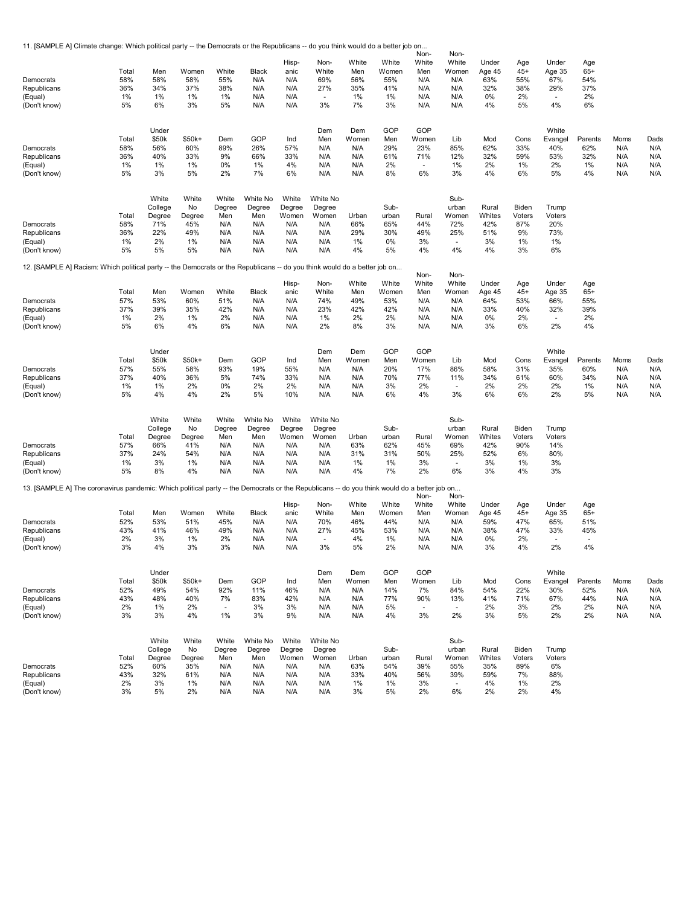11. [SAMPLE A] Climate change: Which political party -- the Democrats or the Republicans -- do you think would do a better job on...

| | Total | Men | Women | White | Black | Hisp-anic | Non-White | White Men | White Women | Non-White Men | Non-White Women | Under Age 45 | Age 45+ | Under Age 35 | Age 65+ |
|---|---|---|---|---|---|---|---|---|---|---|---|---|---|---|---|
| Democrats | 58% | 58% | 58% | 55% | N/A | N/A | 69% | 56% | 55% | N/A | N/A | 63% | 55% | 67% | 54% |
| Republicans | 36% | 34% | 37% | 38% | N/A | N/A | 27% | 35% | 41% | N/A | N/A | 32% | 38% | 29% | 37% |
| (Equal) | 1% | 1% | 1% | 1% | N/A | N/A | - | 1% | 1% | N/A | N/A | 0% | 2% | - | 2% |
| (Don't know) | 5% | 6% | 3% | 5% | N/A | N/A | 3% | 7% | 3% | N/A | N/A | 4% | 5% | 4% | 6% |

| | Total | Under $50k | $50k+ | Dem | GOP | Ind | Dem Men | Dem Women | GOP Men | GOP Women | Lib | Mod | Cons | White Evangel | Parents | Moms | Dads |
|---|---|---|---|---|---|---|---|---|---|---|---|---|---|---|---|---|---|
| Democrats | 58% | 56% | 60% | 89% | 26% | 57% | N/A | N/A | 29% | 23% | 85% | 62% | 33% | 40% | 62% | N/A | N/A |
| Republicans | 36% | 40% | 33% | 9% | 66% | 33% | N/A | N/A | 61% | 71% | 12% | 32% | 59% | 53% | 32% | N/A | N/A |
| (Equal) | 1% | 1% | 1% | 0% | 1% | 4% | N/A | N/A | 2% | - | 1% | 2% | 1% | 2% | 1% | N/A | N/A |
| (Don't know) | 5% | 3% | 5% | 2% | 7% | 6% | N/A | N/A | 8% | 6% | 3% | 4% | 6% | 5% | 4% | N/A | N/A |

| | Total | White College Degree | White No Degree | White Degree Men | White No Degree Men | White Degree Women | White No Degree Women | Urban | Sub-urban | Rural | Sub-urban Women | Rural Whites | Biden Voters | Trump Voters |
|---|---|---|---|---|---|---|---|---|---|---|---|---|---|---|
| Democrats | 58% | 71% | 45% | N/A | N/A | N/A | N/A | 66% | 65% | 44% | 72% | 42% | 87% | 20% |
| Republicans | 36% | 22% | 49% | N/A | N/A | N/A | N/A | 29% | 30% | 49% | 25% | 51% | 9% | 73% |
| (Equal) | 1% | 2% | 1% | N/A | N/A | N/A | N/A | 1% | 0% | 3% | - | 3% | 1% | 1% |
| (Don't know) | 5% | 5% | 5% | N/A | N/A | N/A | N/A | 4% | 5% | 4% | 4% | 4% | 3% | 6% |

12. [SAMPLE A] Racism: Which political party -- the Democrats or the Republicans -- do you think would do a better job on...

| | Total | Men | Women | White | Black | Hisp-anic | Non-White | White Men | White Women | Non-White Men | Non-White Women | Under Age 45 | Age 45+ | Under Age 35 | Age 65+ |
|---|---|---|---|---|---|---|---|---|---|---|---|---|---|---|---|
| Democrats | 57% | 53% | 60% | 51% | N/A | N/A | 74% | 49% | 53% | N/A | N/A | 64% | 53% | 66% | 55% |
| Republicans | 37% | 39% | 35% | 42% | N/A | N/A | 23% | 42% | 42% | N/A | N/A | 33% | 40% | 32% | 39% |
| (Equal) | 1% | 2% | 1% | 2% | N/A | N/A | 1% | 2% | 2% | N/A | N/A | 0% | 2% | - | 2% |
| (Don't know) | 5% | 6% | 4% | 6% | N/A | N/A | 2% | 8% | 3% | N/A | N/A | 3% | 6% | 2% | 4% |

| | Total | Under $50k | $50k+ | Dem | GOP | Ind | Dem Men | Dem Women | GOP Men | GOP Women | Lib | Mod | Cons | White Evangel | Parents | Moms | Dads |
|---|---|---|---|---|---|---|---|---|---|---|---|---|---|---|---|---|---|
| Democrats | 57% | 55% | 58% | 93% | 19% | 55% | N/A | N/A | 20% | 17% | 86% | 58% | 31% | 35% | 60% | N/A | N/A |
| Republicans | 37% | 40% | 36% | 5% | 74% | 33% | N/A | N/A | 70% | 77% | 11% | 34% | 61% | 60% | 34% | N/A | N/A |
| (Equal) | 1% | 1% | 2% | 0% | 2% | 2% | N/A | N/A | 3% | 2% | - | 2% | 2% | 2% | 1% | N/A | N/A |
| (Don't know) | 5% | 4% | 4% | 2% | 5% | 10% | N/A | N/A | 6% | 4% | 3% | 6% | 6% | 2% | 5% | N/A | N/A |

| | Total | White College Degree | White No Degree | White Degree Men | White No Degree Men | White Degree Women | White No Degree Women | Urban | Sub-urban | Rural | Sub-urban Women | Rural Whites | Biden Voters | Trump Voters |
|---|---|---|---|---|---|---|---|---|---|---|---|---|---|---|
| Democrats | 57% | 66% | 41% | N/A | N/A | N/A | N/A | 63% | 62% | 45% | 69% | 42% | 90% | 14% |
| Republicans | 37% | 24% | 54% | N/A | N/A | N/A | N/A | 31% | 31% | 50% | 25% | 52% | 6% | 80% |
| (Equal) | 1% | 3% | 1% | N/A | N/A | N/A | N/A | 1% | 1% | 3% | - | 3% | 1% | 3% |
| (Don't know) | 5% | 8% | 4% | N/A | N/A | N/A | N/A | 4% | 7% | 2% | 6% | 3% | 4% | 3% |

13. [SAMPLE A] The coronavirus pandemic: Which political party -- the Democrats or the Republicans -- do you think would do a better job on...

| | Total | Men | Women | White | Black | Hisp-anic | Non-White | White Men | White Women | Non-White Men | Non-White Women | Under Age 45 | Age 45+ | Under Age 35 | Age 65+ |
|---|---|---|---|---|---|---|---|---|---|---|---|---|---|---|---|
| Democrats | 52% | 53% | 51% | 45% | N/A | N/A | 70% | 46% | 44% | N/A | N/A | 59% | 47% | 65% | 51% |
| Republicans | 43% | 41% | 46% | 49% | N/A | N/A | 27% | 45% | 53% | N/A | N/A | 38% | 47% | 33% | 45% |
| (Equal) | 2% | 3% | 1% | 2% | N/A | N/A | - | 4% | 1% | N/A | N/A | 0% | 2% | - | - |
| (Don't know) | 3% | 4% | 3% | 3% | N/A | N/A | 3% | 5% | 2% | N/A | N/A | 3% | 4% | 2% | 4% |

| | Total | Under $50k | $50k+ | Dem | GOP | Ind | Dem Men | Dem Women | GOP Men | GOP Women | Lib | Mod | Cons | White Evangel | Parents | Moms | Dads |
|---|---|---|---|---|---|---|---|---|---|---|---|---|---|---|---|---|---|
| Democrats | 52% | 49% | 54% | 92% | 11% | 46% | N/A | N/A | 14% | 7% | 84% | 54% | 22% | 30% | 52% | N/A | N/A |
| Republicans | 43% | 48% | 40% | 7% | 83% | 42% | N/A | N/A | 77% | 90% | 13% | 41% | 71% | 67% | 44% | N/A | N/A |
| (Equal) | 2% | 1% | 2% | - | 3% | 3% | N/A | N/A | 5% | - | - | 2% | 3% | 2% | 2% | N/A | N/A |
| (Don't know) | 3% | 3% | 4% | 1% | 3% | 9% | N/A | N/A | 4% | 3% | 2% | 3% | 5% | 2% | 2% | N/A | N/A |

| | Total | White College Degree | White No Degree | White Degree Men | White No Degree Men | White Degree Women | White No Degree Women | Urban | Sub-urban | Rural | Sub-urban Women | Rural Whites | Biden Voters | Trump Voters |
|---|---|---|---|---|---|---|---|---|---|---|---|---|---|---|
| Democrats | 52% | 60% | 35% | N/A | N/A | N/A | N/A | 63% | 54% | 39% | 55% | 35% | 89% | 6% |
| Republicans | 43% | 32% | 61% | N/A | N/A | N/A | N/A | 33% | 40% | 56% | 39% | 59% | 7% | 88% |
| (Equal) | 2% | 3% | 1% | N/A | N/A | N/A | N/A | 1% | 1% | 3% | - | 4% | 1% | 2% |
| (Don't know) | 3% | 5% | 2% | N/A | N/A | N/A | N/A | 3% | 5% | 2% | 6% | 2% | 2% | 4% |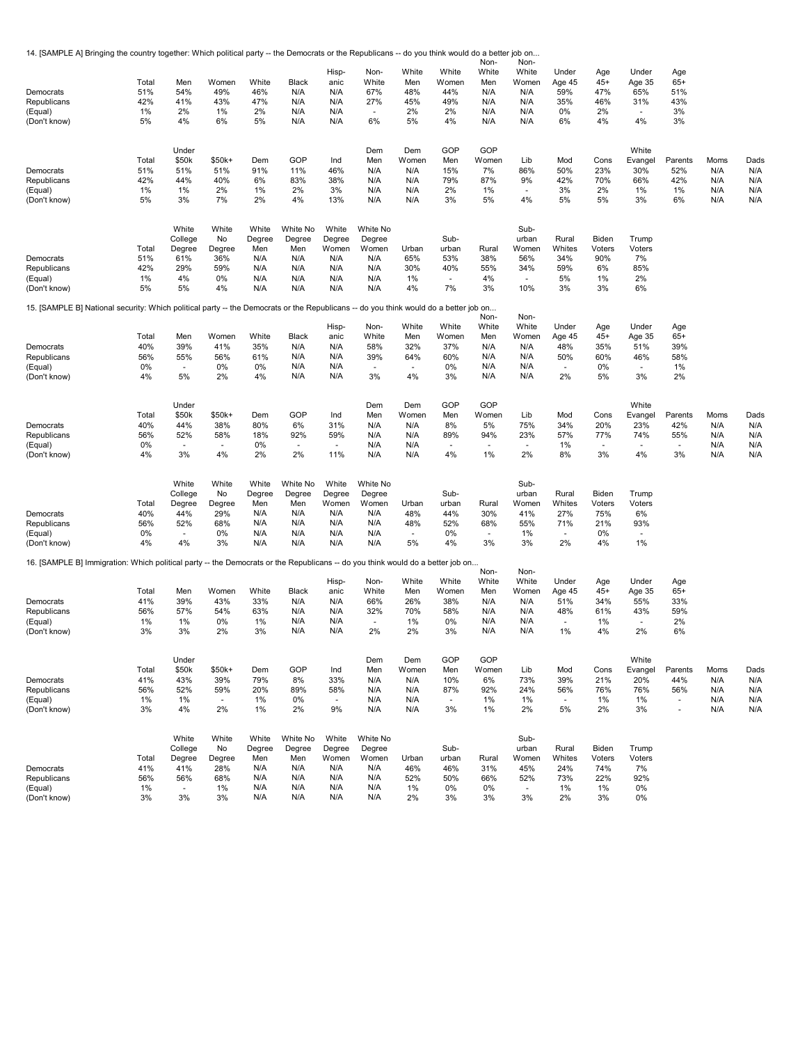14. [SAMPLE A] Bringing the country together: Which political party -- the Democrats or the Republicans -- do you think would do a better job on...

| | Total | Men | Women | White | Black | Hisp-anic | Non-White | White Men | White Women | Non-White Men | Non-White Women | Under Age 45 | Age 45+ | Under Age 35 | Age 65+ |
|---|---|---|---|---|---|---|---|---|---|---|---|---|---|---|---|
| Democrats | 51% | 54% | 49% | 46% | N/A | N/A | 67% | 48% | 44% | N/A | N/A | 59% | 47% | 65% | 51% |
| Republicans | 42% | 41% | 43% | 47% | N/A | N/A | 27% | 45% | 49% | N/A | N/A | 35% | 46% | 31% | 43% |
| (Equal) | 1% | 2% | 1% | 2% | N/A | N/A | - | 2% | 2% | N/A | N/A | 0% | 2% | - | 3% |
| (Don't know) | 5% | 4% | 6% | 5% | N/A | N/A | 6% | 5% | 4% | N/A | N/A | 6% | 4% | 4% | 3% |

| | Total | Under $50k | $50k+ | Dem | GOP | Ind | Dem Men | Dem Women | GOP Men | GOP Women | Lib | Mod | Cons | White Evangel | Parents | Moms | Dads |
|---|---|---|---|---|---|---|---|---|---|---|---|---|---|---|---|---|---|
| Democrats | 51% | 51% | 51% | 91% | 11% | 46% | N/A | N/A | 15% | 7% | 86% | 50% | 23% | 30% | 52% | N/A | N/A |
| Republicans | 42% | 44% | 40% | 6% | 83% | 38% | N/A | N/A | 79% | 87% | 9% | 42% | 70% | 66% | 42% | N/A | N/A |
| (Equal) | 1% | 1% | 2% | 1% | 2% | 3% | N/A | N/A | 2% | 1% | - | 3% | 2% | 1% | 1% | N/A | N/A |
| (Don't know) | 5% | 3% | 7% | 2% | 4% | 13% | N/A | N/A | 3% | 5% | 4% | 5% | 5% | 3% | 6% | N/A | N/A |

| | Total | White College Degree | White No Degree | White Degree Men | White No Degree Men | White Degree Women | White No Degree Women | Urban | Sub-urban | Rural | Sub-urban Women | Rural Whites | Biden Voters | Trump Voters |
|---|---|---|---|---|---|---|---|---|---|---|---|---|---|---|
| Democrats | 51% | 61% | 36% | N/A | N/A | N/A | N/A | 65% | 53% | 38% | 56% | 34% | 90% | 7% |
| Republicans | 42% | 29% | 59% | N/A | N/A | N/A | N/A | 30% | 40% | 55% | 34% | 59% | 6% | 85% |
| (Equal) | 1% | 4% | 0% | N/A | N/A | N/A | N/A | 1% | - | 4% | - | 5% | 1% | 2% |
| (Don't know) | 5% | 5% | 4% | N/A | N/A | N/A | N/A | 4% | 7% | 3% | 10% | 3% | 3% | 6% |

15. [SAMPLE B] National security: Which political party -- the Democrats or the Republicans -- do you think would do a better job on...

| | Total | Men | Women | White | Black | Hisp-anic | Non-White | White Men | White Women | Non-White Men | Non-White Women | Under Age 45 | Age 45+ | Under Age 35 | Age 65+ |
|---|---|---|---|---|---|---|---|---|---|---|---|---|---|---|---|
| Democrats | 40% | 39% | 41% | 35% | N/A | N/A | 58% | 32% | 37% | N/A | N/A | 48% | 35% | 51% | 39% |
| Republicans | 56% | 55% | 56% | 61% | N/A | N/A | 39% | 64% | 60% | N/A | N/A | 50% | 60% | 46% | 58% |
| (Equal) | 0% | - | 0% | 0% | N/A | N/A | - | - | 0% | N/A | N/A | - | 0% | - | 1% |
| (Don't know) | 4% | 5% | 2% | 4% | N/A | N/A | 3% | 4% | 3% | N/A | N/A | 2% | 5% | 3% | 2% |

| | Total | Under $50k | $50k+ | Dem | GOP | Ind | Dem Men | Dem Women | GOP Men | GOP Women | Lib | Mod | Cons | White Evangel | Parents | Moms | Dads |
|---|---|---|---|---|---|---|---|---|---|---|---|---|---|---|---|---|---|
| Democrats | 40% | 44% | 38% | 80% | 6% | 31% | N/A | N/A | 8% | 5% | 75% | 34% | 20% | 23% | 42% | N/A | N/A |
| Republicans | 56% | 52% | 58% | 18% | 92% | 59% | N/A | N/A | 89% | 94% | 23% | 57% | 77% | 74% | 55% | N/A | N/A |
| (Equal) | 0% | - | - | 0% | - | - | N/A | N/A | - | - | - | 1% | - | - | - | N/A | N/A |
| (Don't know) | 4% | 3% | 4% | 2% | 2% | 11% | N/A | N/A | 4% | 1% | 2% | 8% | 3% | 4% | 3% | N/A | N/A |

| | Total | White College Degree | White No Degree | White Degree Men | White No Degree Men | White Degree Women | White No Degree Women | Urban | Sub-urban | Rural | Sub-urban Women | Rural Whites | Biden Voters | Trump Voters |
|---|---|---|---|---|---|---|---|---|---|---|---|---|---|---|
| Democrats | 40% | 44% | 29% | N/A | N/A | N/A | N/A | 48% | 44% | 30% | 41% | 27% | 75% | 6% |
| Republicans | 56% | 52% | 68% | N/A | N/A | N/A | N/A | 48% | 52% | 68% | 55% | 71% | 21% | 93% |
| (Equal) | 0% | - | 0% | N/A | N/A | N/A | N/A | - | 0% | - | 1% | - | 0% | - |
| (Don't know) | 4% | 4% | 3% | N/A | N/A | N/A | N/A | 5% | 4% | 3% | 3% | 2% | 4% | 1% |

16. [SAMPLE B] Immigration: Which political party -- the Democrats or the Republicans -- do you think would do a better job on...

| | Total | Men | Women | White | Black | Hisp-anic | Non-White | White Men | White Women | Non-White Men | Non-White Women | Under Age 45 | Age 45+ | Under Age 35 | Age 65+ |
|---|---|---|---|---|---|---|---|---|---|---|---|---|---|---|---|
| Democrats | 41% | 39% | 43% | 33% | N/A | N/A | 66% | 26% | 38% | N/A | N/A | 51% | 34% | 55% | 33% |
| Republicans | 56% | 57% | 54% | 63% | N/A | N/A | 32% | 70% | 58% | N/A | N/A | 48% | 61% | 43% | 59% |
| (Equal) | 1% | 1% | 0% | 1% | N/A | N/A | - | 1% | 0% | N/A | N/A | - | 1% | - | 2% |
| (Don't know) | 3% | 3% | 2% | 3% | N/A | N/A | 2% | 2% | 3% | N/A | N/A | 1% | 4% | 2% | 6% |

| | Total | Under $50k | $50k+ | Dem | GOP | Ind | Dem Men | Dem Women | GOP Men | GOP Women | Lib | Mod | Cons | White Evangel | Parents | Moms | Dads |
|---|---|---|---|---|---|---|---|---|---|---|---|---|---|---|---|---|---|
| Democrats | 41% | 43% | 39% | 79% | 8% | 33% | N/A | N/A | 10% | 6% | 73% | 39% | 21% | 20% | 44% | N/A | N/A |
| Republicans | 56% | 52% | 59% | 20% | 89% | 58% | N/A | N/A | 87% | 92% | 24% | 56% | 76% | 76% | 56% | N/A | N/A |
| (Equal) | 1% | 1% | - | 1% | 0% | - | N/A | N/A | - | 1% | 1% | - | 1% | 1% | - | N/A | N/A |
| (Don't know) | 3% | 4% | 2% | 1% | 2% | 9% | N/A | N/A | 3% | 1% | 2% | 5% | 2% | 3% | - | N/A | N/A |

| | Total | White College Degree | White No Degree | White Degree Men | White No Degree Men | White Degree Women | White No Degree Women | Urban | Sub-urban | Rural | Sub-urban Women | Rural Whites | Biden Voters | Trump Voters |
|---|---|---|---|---|---|---|---|---|---|---|---|---|---|---|
| Democrats | 41% | 41% | 28% | N/A | N/A | N/A | N/A | 46% | 46% | 31% | 45% | 24% | 74% | 7% |
| Republicans | 56% | 56% | 68% | N/A | N/A | N/A | N/A | 52% | 50% | 66% | 52% | 73% | 22% | 92% |
| (Equal) | 1% | - | 1% | N/A | N/A | N/A | N/A | 1% | 0% | 0% | - | 1% | 1% | 0% |
| (Don't know) | 3% | 3% | 3% | N/A | N/A | N/A | N/A | 2% | 3% | 3% | 3% | 2% | 3% | 0% |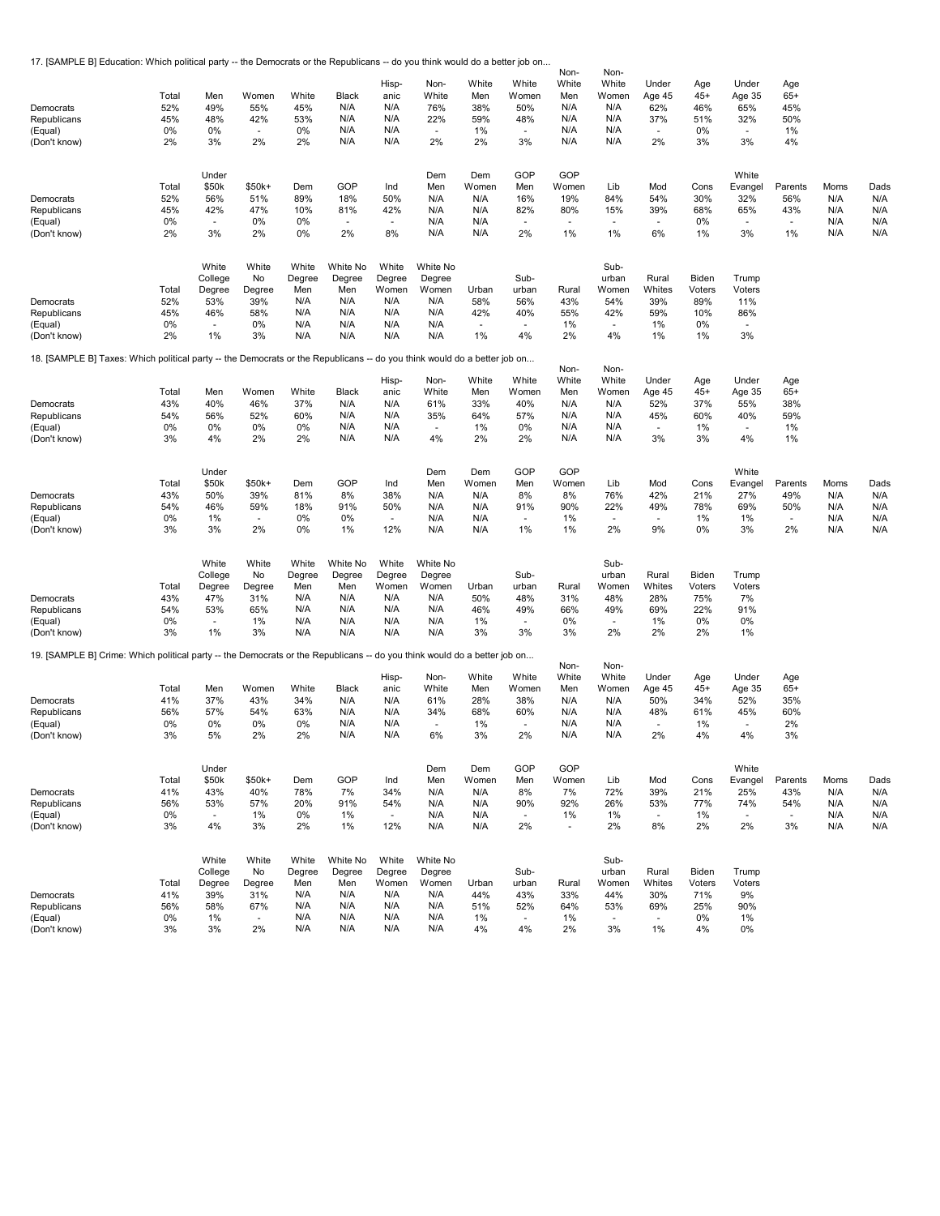17. [SAMPLE B] Education: Which political party -- the Democrats or the Republicans -- do you think would do a better job on...

| | Total | Men | Women | White | Black | Hisp-anic | Non-White | White Men | White Women | Non-White Men | Non-White Women | Under Age 45 | Age 45+ | Under Age 35 | Age 65+ |
|---|---|---|---|---|---|---|---|---|---|---|---|---|---|---|---|
| Democrats | 52% | 49% | 55% | 45% | N/A | N/A | 76% | 38% | 50% | N/A | N/A | 62% | 46% | 65% | 45% |
| Republicans | 45% | 48% | 42% | 53% | N/A | N/A | 22% | 59% | 48% | N/A | N/A | 37% | 51% | 32% | 50% |
| (Equal) | 0% | 0% | - | 0% | N/A | N/A | - | 1% | - | N/A | N/A | - | 0% | - | 1% |
| (Don't know) | 2% | 3% | 2% | 2% | N/A | N/A | 2% | 2% | 3% | N/A | N/A | 2% | 3% | 3% | 4% |

| | Total | Under $50k | $50k+ | Dem | GOP | Ind | Dem Men | Dem Women | GOP Men | GOP Women | Lib | Mod | Cons | White Evangel | Parents | Moms | Dads |
|---|---|---|---|---|---|---|---|---|---|---|---|---|---|---|---|---|---|
| Democrats | 52% | 56% | 51% | 89% | 18% | 50% | N/A | N/A | 16% | 19% | 84% | 54% | 30% | 32% | 56% | N/A | N/A |
| Republicans | 45% | 42% | 47% | 10% | 81% | 42% | N/A | N/A | 82% | 80% | 15% | 39% | 68% | 65% | 43% | N/A | N/A |
| (Equal) | 0% | - | 0% | 0% | - | - | N/A | N/A | - | - | - | - | 0% | - | - | N/A | N/A |
| (Don't know) | 2% | 3% | 2% | 0% | 2% | 8% | N/A | N/A | 2% | 1% | 1% | 6% | 1% | 3% | 1% | N/A | N/A |

| | Total | White College Degree | White No Degree | White Degree Men | White No Degree Men | White Degree Women | White No Degree Women | Urban | Sub-urban | Rural | Sub-urban Women | Rural Whites | Biden Voters | Trump Voters |
|---|---|---|---|---|---|---|---|---|---|---|---|---|---|---|
| Democrats | 52% | 53% | 39% | N/A | N/A | N/A | N/A | 58% | 56% | 43% | 54% | 39% | 89% | 11% |
| Republicans | 45% | 46% | 58% | N/A | N/A | N/A | N/A | 42% | 40% | 55% | 42% | 59% | 10% | 86% |
| (Equal) | 0% | - | 0% | N/A | N/A | N/A | N/A | - | - | 1% | - | 1% | 0% | - |
| (Don't know) | 2% | 1% | 3% | N/A | N/A | N/A | N/A | 1% | 4% | 2% | 4% | 1% | 1% | 3% |

18. [SAMPLE B] Taxes: Which political party -- the Democrats or the Republicans -- do you think would do a better job on...

| | Total | Men | Women | White | Black | Hisp-anic | Non-White | White Men | White Women | Non-White Men | Non-White Women | Under Age 45 | Age 45+ | Under Age 35 | Age 65+ |
|---|---|---|---|---|---|---|---|---|---|---|---|---|---|---|---|
| Democrats | 43% | 40% | 46% | 37% | N/A | N/A | 61% | 33% | 40% | N/A | N/A | 52% | 37% | 55% | 38% |
| Republicans | 54% | 56% | 52% | 60% | N/A | N/A | 35% | 64% | 57% | N/A | N/A | 45% | 60% | 40% | 59% |
| (Equal) | 0% | 0% | 0% | 0% | N/A | N/A | - | 1% | 0% | N/A | N/A | - | 1% | - | 1% |
| (Don't know) | 3% | 4% | 2% | 2% | N/A | N/A | 4% | 2% | 2% | N/A | N/A | 3% | 3% | 4% | 1% |

| | Total | Under $50k | $50k+ | Dem | GOP | Ind | Dem Men | Dem Women | GOP Men | GOP Women | Lib | Mod | Cons | White Evangel | Parents | Moms | Dads |
|---|---|---|---|---|---|---|---|---|---|---|---|---|---|---|---|---|---|
| Democrats | 43% | 50% | 39% | 81% | 8% | 38% | N/A | N/A | 8% | 8% | 76% | 42% | 21% | 27% | 49% | N/A | N/A |
| Republicans | 54% | 46% | 59% | 18% | 91% | 50% | N/A | N/A | 91% | 90% | 22% | 49% | 78% | 69% | 50% | N/A | N/A |
| (Equal) | 0% | 1% | - | 0% | 0% | - | N/A | N/A | - | 1% | - | - | 1% | 1% | - | N/A | N/A |
| (Don't know) | 3% | 3% | 2% | 0% | 1% | 12% | N/A | N/A | 1% | 1% | 2% | 9% | 0% | 3% | 2% | N/A | N/A |

| | Total | White College Degree | White No Degree | White Degree Men | White No Degree Men | White Degree Women | White No Degree Women | Urban | Sub-urban | Rural | Sub-urban Women | Rural Whites | Biden Voters | Trump Voters |
|---|---|---|---|---|---|---|---|---|---|---|---|---|---|---|
| Democrats | 43% | 47% | 31% | N/A | N/A | N/A | N/A | 50% | 48% | 31% | 48% | 28% | 75% | 7% |
| Republicans | 54% | 53% | 65% | N/A | N/A | N/A | N/A | 46% | 49% | 66% | 49% | 69% | 22% | 91% |
| (Equal) | 0% | - | 1% | N/A | N/A | N/A | N/A | 1% | - | 0% | - | 1% | 0% | 0% |
| (Don't know) | 3% | 1% | 3% | N/A | N/A | N/A | N/A | 3% | 3% | 3% | 2% | 2% | 2% | 1% |

19. [SAMPLE B] Crime: Which political party -- the Democrats or the Republicans -- do you think would do a better job on...

| | Total | Men | Women | White | Black | Hisp-anic | Non-White | White Men | White Women | Non-White Men | Non-White Women | Under Age 45 | Age 45+ | Under Age 35 | Age 65+ |
|---|---|---|---|---|---|---|---|---|---|---|---|---|---|---|---|
| Democrats | 41% | 37% | 43% | 34% | N/A | N/A | 61% | 28% | 38% | N/A | N/A | 50% | 34% | 52% | 35% |
| Republicans | 56% | 57% | 54% | 63% | N/A | N/A | 34% | 68% | 60% | N/A | N/A | 48% | 61% | 45% | 60% |
| (Equal) | 0% | 0% | 0% | 0% | N/A | N/A | - | 1% | - | N/A | N/A | - | 1% | - | 2% |
| (Don't know) | 3% | 5% | 2% | 2% | N/A | N/A | 6% | 3% | 2% | N/A | N/A | 2% | 4% | 4% | 3% |

| | Total | Under $50k | $50k+ | Dem | GOP | Ind | Dem Men | Dem Women | GOP Men | GOP Women | Lib | Mod | Cons | White Evangel | Parents | Moms | Dads |
|---|---|---|---|---|---|---|---|---|---|---|---|---|---|---|---|---|---|
| Democrats | 41% | 43% | 40% | 78% | 7% | 34% | N/A | N/A | 8% | 7% | 72% | 39% | 21% | 25% | 43% | N/A | N/A |
| Republicans | 56% | 53% | 57% | 20% | 91% | 54% | N/A | N/A | 90% | 92% | 26% | 53% | 77% | 74% | 54% | N/A | N/A |
| (Equal) | 0% | - | 1% | 0% | 1% | - | N/A | N/A | - | 1% | 1% | - | 1% | - | - | N/A | N/A |
| (Don't know) | 3% | 4% | 3% | 2% | 1% | 12% | N/A | N/A | 2% | - | 2% | 8% | 2% | 2% | 3% | N/A | N/A |

| | Total | White College Degree | White No Degree | White Degree Men | White No Degree Men | White Degree Women | White No Degree Women | Urban | Sub-urban | Rural | Sub-urban Women | Rural Whites | Biden Voters | Trump Voters |
|---|---|---|---|---|---|---|---|---|---|---|---|---|---|---|
| Democrats | 41% | 39% | 31% | N/A | N/A | N/A | N/A | 44% | 43% | 33% | 44% | 30% | 71% | 9% |
| Republicans | 56% | 58% | 67% | N/A | N/A | N/A | N/A | 51% | 52% | 64% | 53% | 69% | 25% | 90% |
| (Equal) | 0% | 1% | - | N/A | N/A | N/A | N/A | 1% | - | 1% | - | - | 0% | 1% |
| (Don't know) | 3% | 3% | 2% | N/A | N/A | N/A | N/A | 4% | 4% | 2% | 3% | 1% | 4% | 0% |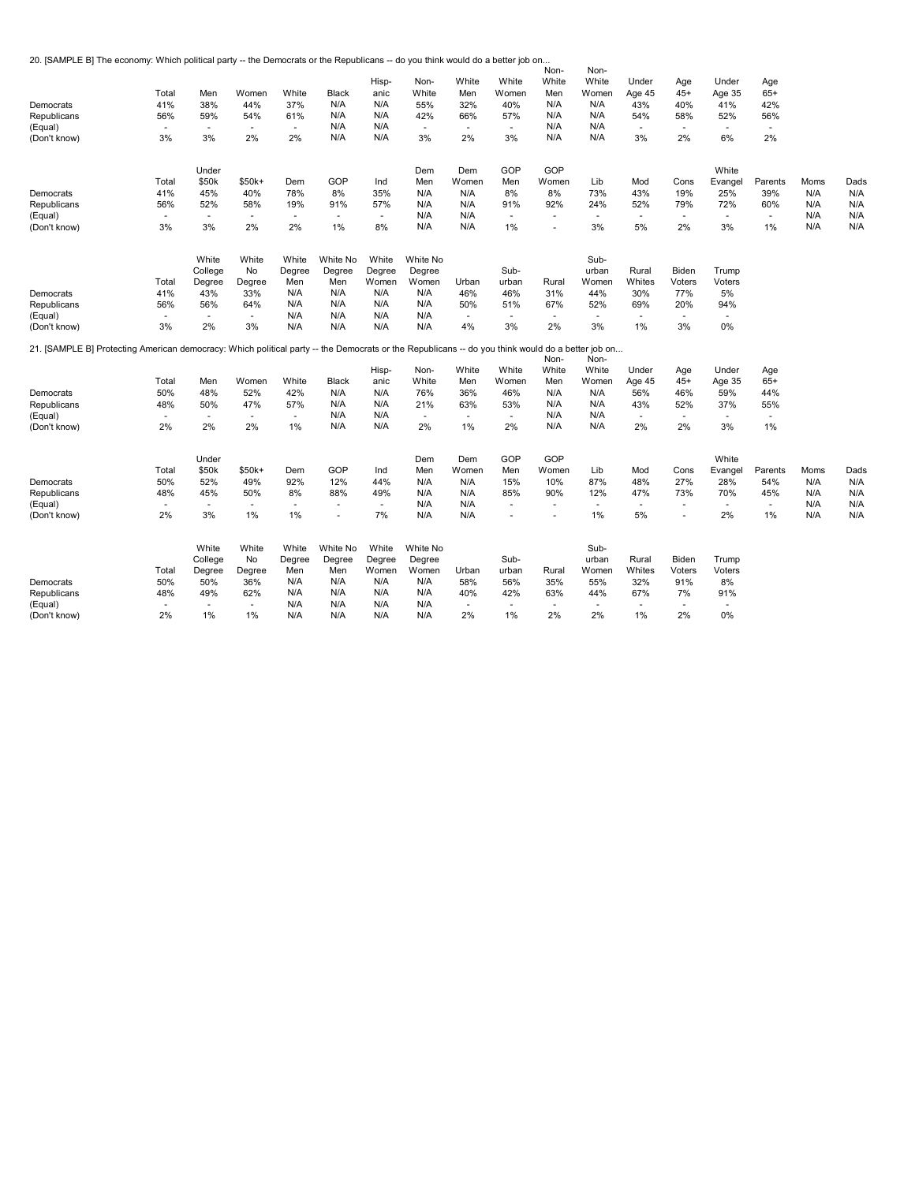20. [SAMPLE B] The economy: Which political party -- the Democrats or the Republicans -- do you think would do a better job on...

| | Total | Men | Women | White | Black | Hisp-anic | Non-White | White Men | White Women | Non-White Men | Non-White Women | Under Age 45 | Age 45+ | Under Age 35 | Age 65+ |
|---|---|---|---|---|---|---|---|---|---|---|---|---|---|---|---|
| Democrats | 41% | 38% | 44% | 37% | N/A | N/A | 55% | 32% | 40% | N/A | N/A | 43% | 40% | 41% | 42% |
| Republicans | 56% | 59% | 54% | 61% | N/A | N/A | 42% | 66% | 57% | N/A | N/A | 54% | 58% | 52% | 56% |
| (Equal) | - | - | - | - | N/A | N/A | - | - | - | N/A | N/A | - | - | - | - |
| (Don't know) | 3% | 3% | 2% | 2% | N/A | N/A | 3% | 2% | 3% | N/A | N/A | 3% | 2% | 6% | 2% |

| | Total | Under $50k | $50k+ | Dem | GOP | Ind | Dem Men | Dem Women | GOP Men | GOP Women | Lib | Mod | Cons | White Evangel | Parents | Moms | Dads |
|---|---|---|---|---|---|---|---|---|---|---|---|---|---|---|---|---|---|
| Democrats | 41% | 45% | 40% | 78% | 8% | 35% | N/A | N/A | 8% | 8% | 73% | 43% | 19% | 25% | 39% | N/A | N/A |
| Republicans | 56% | 52% | 58% | 19% | 91% | 57% | N/A | N/A | 91% | 92% | 24% | 52% | 79% | 72% | 60% | N/A | N/A |
| (Equal) | - | - | - | - | - | - | N/A | N/A | - | - | - | - | - | - | - | N/A | N/A |
| (Don't know) | 3% | 3% | 2% | 2% | 1% | 8% | N/A | N/A | 1% | - | 3% | 5% | 2% | 3% | 1% | N/A | N/A |

| | Total | White College Degree | White No Degree | White Degree Men | White No Degree Men | White Degree Women | White No Degree Women | Urban | Sub-urban | Rural | Sub-urban Women | Rural Whites | Biden Voters | Trump Voters |
|---|---|---|---|---|---|---|---|---|---|---|---|---|---|---|
| Democrats | 41% | 43% | 33% | N/A | N/A | N/A | N/A | 46% | 46% | 31% | 44% | 30% | 77% | 5% |
| Republicans | 56% | 56% | 64% | N/A | N/A | N/A | N/A | 50% | 51% | 67% | 52% | 69% | 20% | 94% |
| (Equal) | - | - | - | N/A | N/A | N/A | N/A | - | - | - | - | - | - | - |
| (Don't know) | 3% | 2% | 3% | N/A | N/A | N/A | N/A | 4% | 3% | 2% | 3% | 1% | 3% | 0% |

21. [SAMPLE B] Protecting American democracy: Which political party -- the Democrats or the Republicans -- do you think would do a better job on...

| | Total | Men | Women | White | Black | Hisp-anic | Non-White | White Men | White Women | Non-White Men | Non-White Women | Under Age 45 | Age 45+ | Under Age 35 | Age 65+ |
|---|---|---|---|---|---|---|---|---|---|---|---|---|---|---|---|
| Democrats | 50% | 48% | 52% | 42% | N/A | N/A | 76% | 36% | 46% | N/A | N/A | 56% | 46% | 59% | 44% |
| Republicans | 48% | 50% | 47% | 57% | N/A | N/A | 21% | 63% | 53% | N/A | N/A | 43% | 52% | 37% | 55% |
| (Equal) | - | - | - | - | N/A | N/A | - | - | - | N/A | N/A | - | - | - | - |
| (Don't know) | 2% | 2% | 2% | 1% | N/A | N/A | 2% | 1% | 2% | N/A | N/A | 2% | 2% | 3% | 1% |

| | Total | Under $50k | $50k+ | Dem | GOP | Ind | Dem Men | Dem Women | GOP Men | GOP Women | Lib | Mod | Cons | White Evangel | Parents | Moms | Dads |
|---|---|---|---|---|---|---|---|---|---|---|---|---|---|---|---|---|---|
| Democrats | 50% | 52% | 49% | 92% | 12% | 44% | N/A | N/A | 15% | 10% | 87% | 48% | 27% | 28% | 54% | N/A | N/A |
| Republicans | 48% | 45% | 50% | 8% | 88% | 49% | N/A | N/A | 85% | 90% | 12% | 47% | 73% | 70% | 45% | N/A | N/A |
| (Equal) | - | - | - | - | - | - | N/A | N/A | - | - | - | - | - | - | - | N/A | N/A |
| (Don't know) | 2% | 3% | 1% | 1% | - | 7% | N/A | N/A | - | - | 1% | 5% | - | 2% | 1% | N/A | N/A |

| | Total | White College Degree | White No Degree | White Degree Men | White No Degree Men | White Degree Women | White No Degree Women | Urban | Sub-urban | Rural | Sub-urban Women | Rural Whites | Biden Voters | Trump Voters |
|---|---|---|---|---|---|---|---|---|---|---|---|---|---|---|
| Democrats | 50% | 50% | 36% | N/A | N/A | N/A | N/A | 58% | 56% | 35% | 55% | 32% | 91% | 8% |
| Republicans | 48% | 49% | 62% | N/A | N/A | N/A | N/A | 40% | 42% | 63% | 44% | 67% | 7% | 91% |
| (Equal) | - | - | - | N/A | N/A | N/A | N/A | - | - | - | - | - | - | - |
| (Don't know) | 2% | 1% | 1% | N/A | N/A | N/A | N/A | 2% | 1% | 2% | 2% | 1% | 2% | 0% |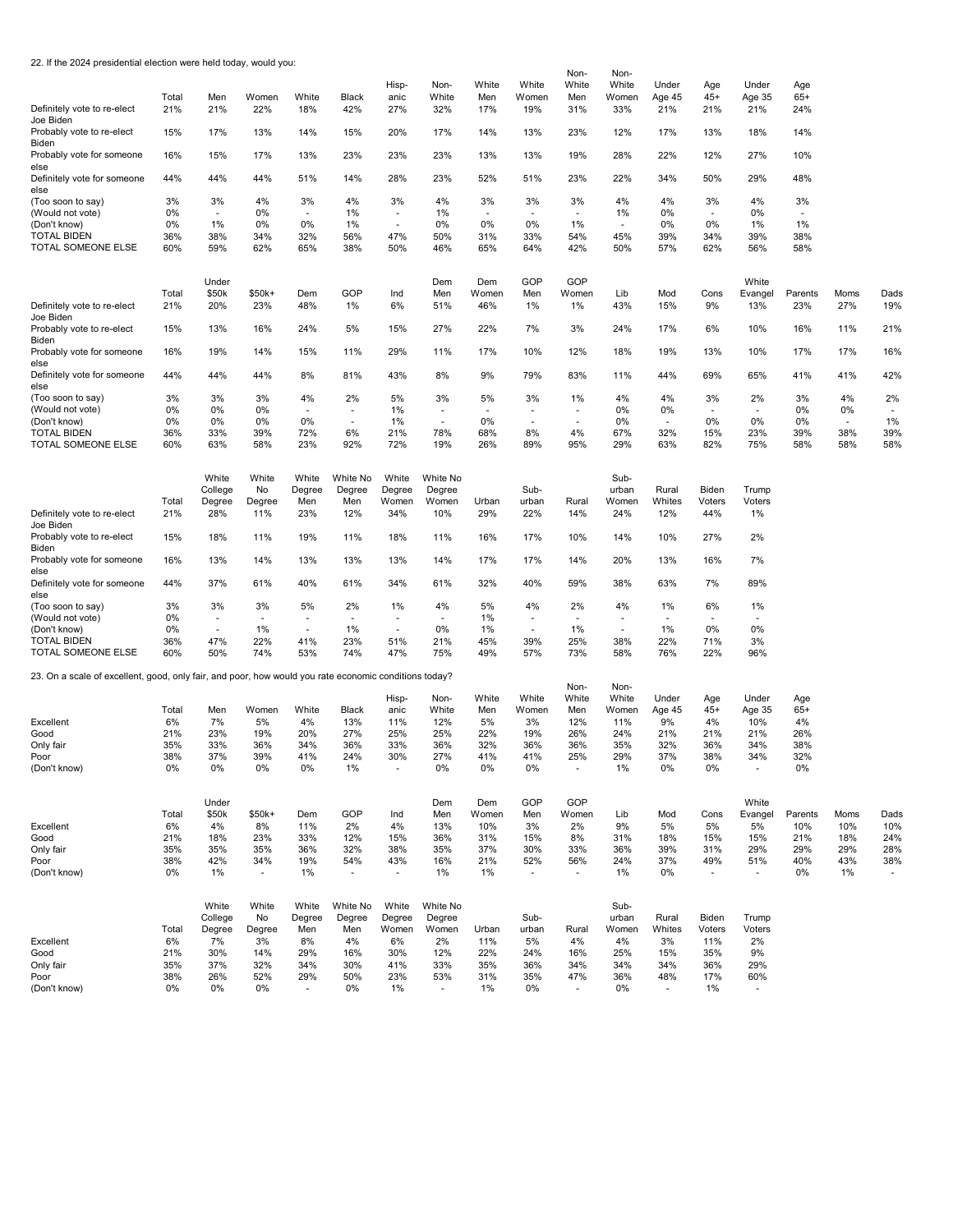22. If the 2024 presidential election were held today, would you:

| | Total | Men | Women | White | Black | Hisp-anic | Non-White | White Men | White Women | Non-White Men | Non-White Women | Under Age 45 | Age 45+ | Under Age 35 | Age 65+ |
|---|---|---|---|---|---|---|---|---|---|---|---|---|---|---|---|
| Definitely vote to re-elect Joe Biden | 21% | 21% | 22% | 18% | 42% | 27% | 32% | 17% | 19% | 31% | 33% | 21% | 21% | 21% | 24% |
| Probably vote to re-elect Biden | 15% | 17% | 13% | 14% | 15% | 20% | 17% | 14% | 13% | 23% | 12% | 17% | 13% | 18% | 14% |
| Probably vote for someone else | 16% | 15% | 17% | 13% | 23% | 23% | 23% | 13% | 13% | 19% | 28% | 22% | 12% | 27% | 10% |
| Definitely vote for someone else | 44% | 44% | 44% | 51% | 14% | 28% | 23% | 52% | 51% | 23% | 22% | 34% | 50% | 29% | 48% |
| (Too soon to say) | 3% | 3% | 4% | 3% | 4% | 3% | 4% | 3% | 3% | 3% | 4% | 4% | 3% | 4% | 3% |
| (Would not vote) | 0% | - | 0% | - | 1% | - | 1% | - | - | - | 1% | 0% | - | 0% | - |
| (Don't know) | 0% | 1% | 0% | 0% | 1% | - | 0% | 0% | 0% | 1% | - | 0% | 0% | 1% | 1% |
| TOTAL BIDEN | 36% | 38% | 34% | 32% | 56% | 47% | 50% | 31% | 33% | 54% | 45% | 39% | 34% | 39% | 38% |
| TOTAL SOMEONE ELSE | 60% | 59% | 62% | 65% | 38% | 50% | 46% | 65% | 64% | 42% | 50% | 57% | 62% | 56% | 58% |

| | Total | Under $50k | $50k+ | Dem | GOP | Ind | Dem Men | Dem Women | GOP Men | GOP Women | Lib | Mod | Cons | White Evangel | Parents | Moms | Dads |
|---|---|---|---|---|---|---|---|---|---|---|---|---|---|---|---|---|---|
| Definitely vote to re-elect Joe Biden | 21% | 20% | 23% | 48% | 1% | 6% | 51% | 46% | 1% | 1% | 43% | 15% | 9% | 13% | 23% | 27% | 19% |
| Probably vote to re-elect Biden | 15% | 13% | 16% | 24% | 5% | 15% | 27% | 22% | 7% | 3% | 24% | 17% | 6% | 10% | 16% | 11% | 21% |
| Probably vote for someone else | 16% | 19% | 14% | 15% | 11% | 29% | 11% | 17% | 10% | 12% | 18% | 19% | 13% | 10% | 17% | 17% | 16% |
| Definitely vote for someone else | 44% | 44% | 44% | 8% | 81% | 43% | 8% | 9% | 79% | 83% | 11% | 44% | 69% | 65% | 41% | 41% | 42% |
| (Too soon to say) | 3% | 3% | 3% | 4% | 2% | 5% | 3% | 5% | 3% | 1% | 4% | 4% | 3% | 2% | 3% | 4% | 2% |
| (Would not vote) | 0% | 0% | 0% | - | - | 1% | - | - | - | - | 0% | 0% | - | - | 0% | 0% | - |
| (Don't know) | 0% | 0% | 0% | 0% | - | 1% | - | 0% | - | - | 0% | - | 0% | 0% | 0% | - | 1% |
| TOTAL BIDEN | 36% | 33% | 39% | 72% | 6% | 21% | 78% | 68% | 8% | 4% | 67% | 32% | 15% | 23% | 39% | 38% | 39% |
| TOTAL SOMEONE ELSE | 60% | 63% | 58% | 23% | 92% | 72% | 19% | 26% | 89% | 95% | 29% | 63% | 82% | 75% | 58% | 58% | 58% |

| | Total | White College Degree | White No Degree | White Degree Men | White No Degree Men | White Degree Women | White No Degree Women | Urban | Sub-urban | Rural | Sub-urban Women | Rural Whites | Biden Voters | Trump Voters |
|---|---|---|---|---|---|---|---|---|---|---|---|---|---|---|
| Definitely vote to re-elect Joe Biden | 21% | 28% | 11% | 23% | 12% | 34% | 10% | 29% | 22% | 14% | 24% | 12% | 44% | 1% |
| Probably vote to re-elect Biden | 15% | 18% | 11% | 19% | 11% | 18% | 11% | 16% | 17% | 10% | 14% | 10% | 27% | 2% |
| Probably vote for someone else | 16% | 13% | 14% | 13% | 13% | 13% | 14% | 17% | 17% | 14% | 20% | 13% | 16% | 7% |
| Definitely vote for someone else | 44% | 37% | 61% | 40% | 61% | 34% | 61% | 32% | 40% | 59% | 38% | 63% | 7% | 89% |
| (Too soon to say) | 3% | 3% | 3% | 5% | 2% | 1% | 4% | 5% | 4% | 2% | 4% | 1% | 6% | 1% |
| (Would not vote) | 0% | - | - | - | - | - | - | 1% | - | - | - | - | - | - |
| (Don't know) | 0% | - | 1% | - | 1% | - | 0% | 1% | - | 1% | - | 1% | 0% | 0% |
| TOTAL BIDEN | 36% | 47% | 22% | 41% | 23% | 51% | 21% | 45% | 39% | 25% | 38% | 22% | 71% | 3% |
| TOTAL SOMEONE ELSE | 60% | 50% | 74% | 53% | 74% | 47% | 75% | 49% | 57% | 73% | 58% | 76% | 22% | 96% |

23. On a scale of excellent, good, only fair, and poor, how would you rate economic conditions today?

| | Total | Men | Women | White | Black | Hisp-anic | Non-White | White Men | White Women | Non-White Men | Non-White Women | Under Age 45 | Age 45+ | Under Age 35 | Age 65+ |
|---|---|---|---|---|---|---|---|---|---|---|---|---|---|---|---|
| Excellent | 6% | 7% | 5% | 4% | 13% | 11% | 12% | 5% | 3% | 12% | 11% | 9% | 4% | 10% | 4% |
| Good | 21% | 23% | 19% | 20% | 27% | 25% | 25% | 22% | 19% | 26% | 24% | 21% | 21% | 21% | 26% |
| Only fair | 35% | 33% | 36% | 34% | 36% | 33% | 36% | 32% | 36% | 36% | 35% | 32% | 36% | 34% | 38% |
| Poor | 38% | 37% | 39% | 41% | 24% | 30% | 27% | 41% | 41% | 25% | 29% | 37% | 38% | 34% | 32% |
| (Don't know) | 0% | 0% | 0% | 0% | 1% | - | 0% | 0% | 0% | - | 1% | 0% | 0% | - | 0% |

| | Total | Under $50k | $50k+ | Dem | GOP | Ind | Dem Men | Dem Women | GOP Men | GOP Women | Lib | Mod | Cons | White Evangel | Parents | Moms | Dads |
|---|---|---|---|---|---|---|---|---|---|---|---|---|---|---|---|---|---|
| Excellent | 6% | 4% | 8% | 11% | 2% | 4% | 13% | 10% | 3% | 2% | 9% | 5% | 5% | 5% | 10% | 10% | 10% |
| Good | 21% | 18% | 23% | 33% | 12% | 15% | 36% | 31% | 15% | 8% | 31% | 18% | 15% | 15% | 21% | 18% | 24% |
| Only fair | 35% | 35% | 35% | 36% | 32% | 38% | 35% | 37% | 30% | 33% | 36% | 39% | 31% | 29% | 29% | 29% | 28% |
| Poor | 38% | 42% | 34% | 19% | 54% | 43% | 16% | 21% | 52% | 56% | 24% | 37% | 49% | 51% | 40% | 43% | 38% |
| (Don't know) | 0% | 1% | - | 1% | - | - | 1% | 1% | - | - | 1% | 0% | - | - | 0% | 1% | - |

| | Total | White College Degree | White No Degree | White Degree Men | White No Degree Men | White Degree Women | White No Degree Women | Urban | Sub-urban | Rural | Sub-urban Women | Rural Whites | Biden Voters | Trump Voters |
|---|---|---|---|---|---|---|---|---|---|---|---|---|---|---|
| Excellent | 6% | 7% | 3% | 8% | 4% | 6% | 2% | 11% | 5% | 4% | 4% | 3% | 11% | 2% |
| Good | 21% | 30% | 14% | 29% | 16% | 30% | 12% | 22% | 24% | 16% | 25% | 15% | 35% | 9% |
| Only fair | 35% | 37% | 32% | 34% | 30% | 41% | 33% | 35% | 36% | 34% | 34% | 34% | 36% | 29% |
| Poor | 38% | 26% | 52% | 29% | 50% | 23% | 53% | 31% | 35% | 47% | 36% | 48% | 17% | 60% |
| (Don't know) | 0% | 0% | 0% | - | 0% | 1% | - | 1% | 0% | - | 0% | - | 1% | - |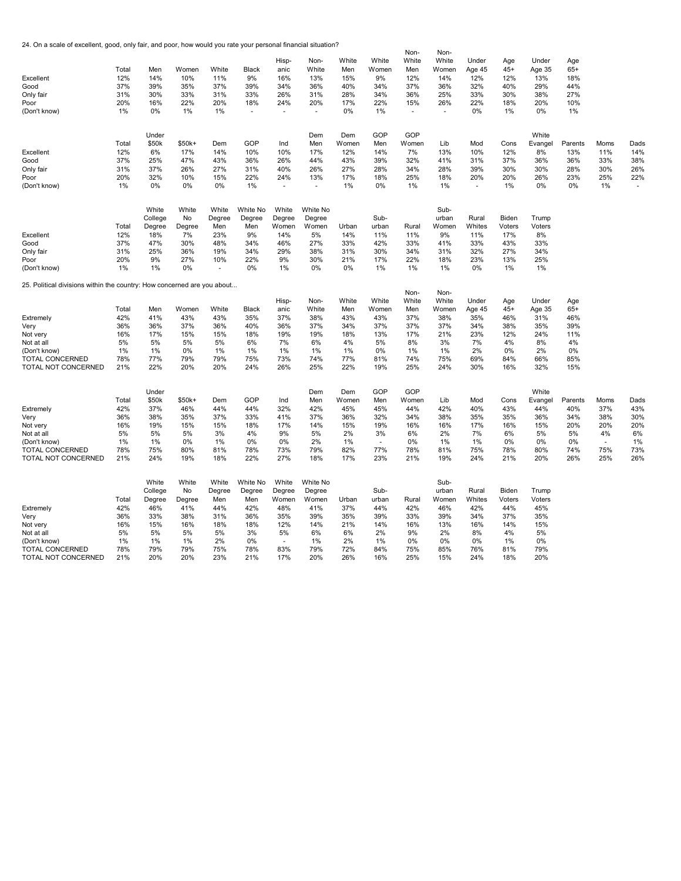24. On a scale of excellent, good, only fair, and poor, how would you rate your personal financial situation?

| | Total | Men | Women | White | Black | Hisp-anic | Non-White | White Men | White Women | Non-White Men | Non-White Women | Under Age 45 | Age 45+ | Under Age 35 | Age 65+ |
|---|---|---|---|---|---|---|---|---|---|---|---|---|---|---|---|
| Excellent | 12% | 14% | 10% | 11% | 9% | 16% | 13% | 15% | 9% | 12% | 14% | 12% | 12% | 13% | 18% |
| Good | 37% | 39% | 35% | 37% | 39% | 34% | 36% | 40% | 34% | 37% | 36% | 32% | 40% | 29% | 44% |
| Only fair | 31% | 30% | 33% | 31% | 33% | 26% | 31% | 28% | 34% | 36% | 25% | 33% | 30% | 38% | 27% |
| Poor | 20% | 16% | 22% | 20% | 18% | 24% | 20% | 17% | 22% | 15% | 26% | 22% | 18% | 20% | 10% |
| (Don't know) | 1% | 0% | 1% | 1% | - | - | - | 0% | 1% | - | - | 0% | 1% | 0% | 1% |

| | Total | Under $50k | $50k+ | Dem | GOP | Ind | Dem Men | Dem Women | GOP Men | GOP Women | Lib | Mod | Cons | White Evangel | Parents | Moms | Dads |
|---|---|---|---|---|---|---|---|---|---|---|---|---|---|---|---|---|---|
| Excellent | 12% | 6% | 17% | 14% | 10% | 10% | 17% | 12% | 14% | 7% | 13% | 10% | 12% | 8% | 13% | 11% | 14% |
| Good | 37% | 25% | 47% | 43% | 36% | 26% | 44% | 43% | 39% | 32% | 41% | 31% | 37% | 36% | 36% | 33% | 38% |
| Only fair | 31% | 37% | 26% | 27% | 31% | 40% | 26% | 27% | 28% | 34% | 28% | 39% | 30% | 30% | 28% | 30% | 26% |
| Poor | 20% | 32% | 10% | 15% | 22% | 24% | 13% | 17% | 18% | 25% | 18% | 20% | 20% | 26% | 23% | 25% | 22% |
| (Don't know) | 1% | 0% | 0% | 0% | 1% | - | - | 1% | 0% | 1% | 1% | - | 1% | 0% | 0% | 1% | - |

| | Total | White College Degree | White No Degree | White Degree Men | White No Degree Men | White Degree Women | White No Degree Women | Urban | Sub-urban | Rural | Sub-urban Women | Rural Whites | Biden Voters | Trump Voters |
|---|---|---|---|---|---|---|---|---|---|---|---|---|---|---|
| Excellent | 12% | 18% | 7% | 23% | 9% | 14% | 5% | 14% | 11% | 11% | 9% | 11% | 17% | 8% |
| Good | 37% | 47% | 30% | 48% | 34% | 46% | 27% | 33% | 42% | 33% | 41% | 33% | 43% | 33% |
| Only fair | 31% | 25% | 36% | 19% | 34% | 29% | 38% | 31% | 30% | 34% | 31% | 32% | 27% | 34% |
| Poor | 20% | 9% | 27% | 10% | 22% | 9% | 30% | 21% | 17% | 22% | 18% | 23% | 13% | 25% |
| (Don't know) | 1% | 1% | 0% | - | 0% | 1% | 0% | 0% | 1% | 1% | 1% | 0% | 1% | 1% |

25. Political divisions within the country: How concerned are you about...

| | Total | Men | Women | White | Black | Hisp-anic | Non-White | White Men | White Women | Non-White Men | Non-White Women | Under Age 45 | Age 45+ | Under Age 35 | Age 65+ |
|---|---|---|---|---|---|---|---|---|---|---|---|---|---|---|---|
| Extremely | 42% | 41% | 43% | 43% | 35% | 37% | 38% | 43% | 43% | 37% | 38% | 35% | 46% | 31% | 46% |
| Very | 36% | 36% | 37% | 36% | 40% | 36% | 37% | 34% | 37% | 37% | 37% | 34% | 38% | 35% | 39% |
| Not very | 16% | 17% | 15% | 15% | 18% | 19% | 19% | 18% | 13% | 17% | 21% | 23% | 12% | 24% | 11% |
| Not at all | 5% | 5% | 5% | 5% | 6% | 7% | 6% | 4% | 5% | 8% | 3% | 7% | 4% | 8% | 4% |
| (Don't know) | 1% | 1% | 0% | 1% | 1% | 1% | 1% | 1% | 0% | 1% | 1% | 2% | 0% | 2% | 0% |
| TOTAL CONCERNED | 78% | 77% | 79% | 79% | 75% | 73% | 74% | 77% | 81% | 74% | 75% | 69% | 84% | 66% | 85% |
| TOTAL NOT CONCERNED | 21% | 22% | 20% | 20% | 24% | 26% | 25% | 22% | 19% | 25% | 24% | 30% | 16% | 32% | 15% |

| | Total | Under $50k | $50k+ | Dem | GOP | Ind | Dem Men | Dem Women | GOP Men | GOP Women | Lib | Mod | Cons | White Evangel | Parents | Moms | Dads |
|---|---|---|---|---|---|---|---|---|---|---|---|---|---|---|---|---|---|
| Extremely | 42% | 37% | 46% | 44% | 44% | 32% | 42% | 45% | 45% | 44% | 42% | 40% | 43% | 44% | 40% | 37% | 43% |
| Very | 36% | 38% | 35% | 37% | 33% | 41% | 37% | 36% | 32% | 34% | 38% | 35% | 35% | 36% | 34% | 38% | 30% |
| Not very | 16% | 19% | 15% | 15% | 18% | 17% | 14% | 15% | 19% | 16% | 16% | 17% | 16% | 15% | 20% | 20% | 20% |
| Not at all | 5% | 5% | 5% | 3% | 4% | 9% | 5% | 2% | 3% | 6% | 2% | 7% | 6% | 5% | 5% | 4% | 6% |
| (Don't know) | 1% | 1% | 0% | 1% | 0% | 0% | 2% | 1% | - | 0% | 1% | 1% | 0% | 0% | 0% | - | 1% |
| TOTAL CONCERNED | 78% | 75% | 80% | 81% | 78% | 73% | 79% | 82% | 77% | 78% | 81% | 75% | 78% | 80% | 74% | 75% | 73% |
| TOTAL NOT CONCERNED | 21% | 24% | 19% | 18% | 22% | 27% | 18% | 17% | 23% | 21% | 19% | 24% | 21% | 20% | 26% | 25% | 26% |

| | Total | White College Degree | White No Degree | White Degree Men | White No Degree Men | White Degree Women | White No Degree Women | Urban | Sub-urban | Rural | Sub-urban Women | Rural Whites | Biden Voters | Trump Voters |
|---|---|---|---|---|---|---|---|---|---|---|---|---|---|---|
| Extremely | 42% | 46% | 41% | 44% | 42% | 48% | 41% | 37% | 44% | 42% | 46% | 42% | 44% | 45% |
| Very | 36% | 33% | 38% | 31% | 36% | 35% | 39% | 35% | 39% | 33% | 39% | 34% | 37% | 35% |
| Not very | 16% | 15% | 16% | 18% | 18% | 12% | 14% | 21% | 14% | 16% | 13% | 16% | 14% | 15% |
| Not at all | 5% | 5% | 5% | 5% | 3% | 5% | 6% | 6% | 2% | 9% | 2% | 8% | 4% | 5% |
| (Don't know) | 1% | 1% | 1% | 2% | 0% | - | 1% | 2% | 1% | 0% | 0% | 0% | 1% | 0% |
| TOTAL CONCERNED | 78% | 79% | 79% | 75% | 78% | 83% | 79% | 72% | 84% | 75% | 85% | 76% | 81% | 79% |
| TOTAL NOT CONCERNED | 21% | 20% | 20% | 23% | 21% | 17% | 20% | 26% | 16% | 25% | 15% | 24% | 18% | 20% |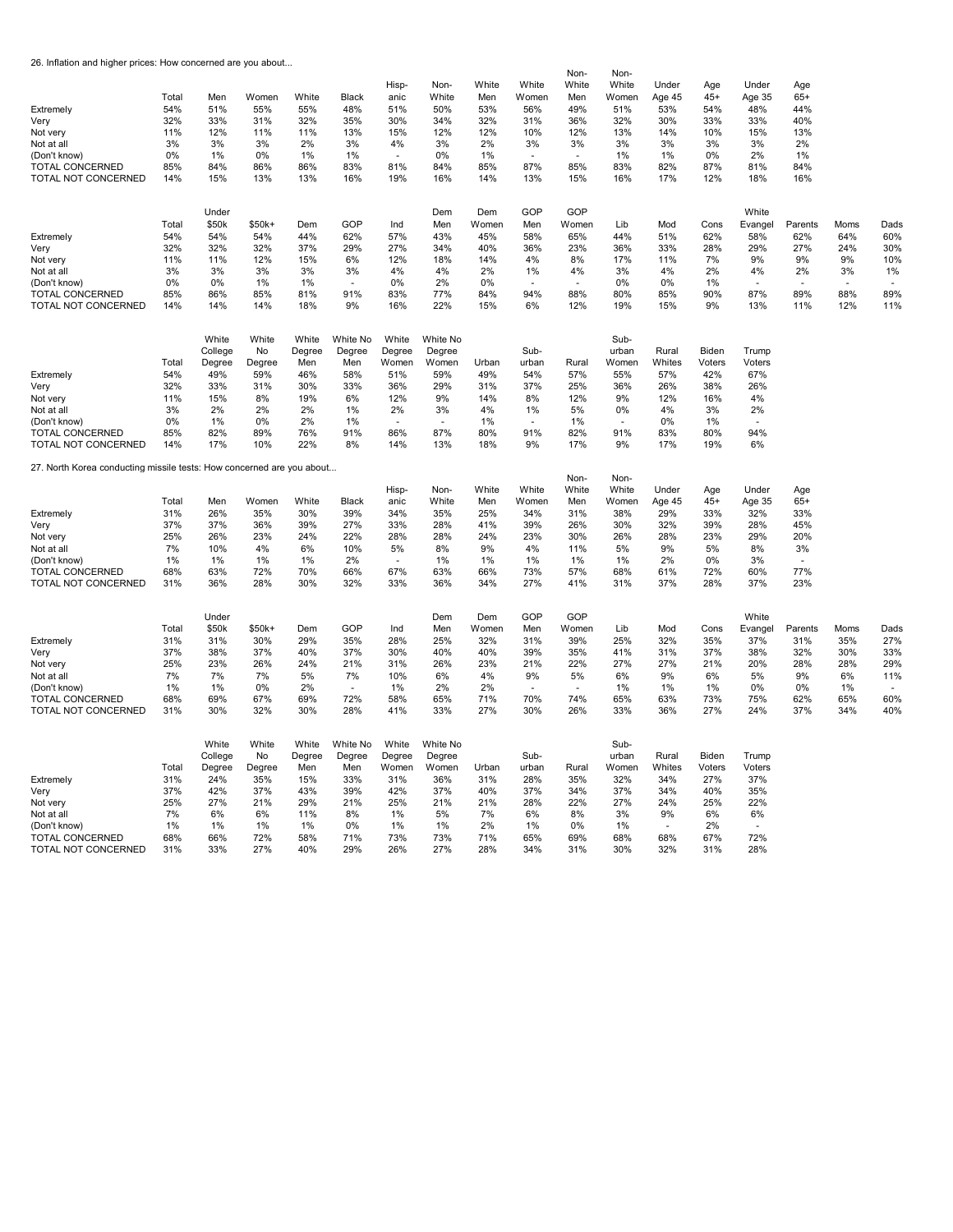26. Inflation and higher prices: How concerned are you about...

| | Total | Men | Women | White | Black | Hisp-anic | Non-White | White Men | White Women | Non-White Men | Non-White Women | Under Age 45 | Age 45+ | Under Age 35 | Age 65+ |
|---|---|---|---|---|---|---|---|---|---|---|---|---|---|---|---|
| Extremely | 54% | 51% | 55% | 55% | 48% | 51% | 50% | 53% | 56% | 49% | 51% | 53% | 54% | 48% | 44% |
| Very | 32% | 33% | 31% | 32% | 35% | 30% | 34% | 32% | 31% | 36% | 32% | 30% | 33% | 33% | 40% |
| Not very | 11% | 12% | 11% | 11% | 13% | 15% | 12% | 12% | 10% | 12% | 13% | 14% | 10% | 15% | 13% |
| Not at all | 3% | 3% | 3% | 2% | 3% | 4% | 3% | 2% | 3% | 3% | 3% | 3% | 3% | 3% | 2% |
| (Don't know) | 0% | 1% | 0% | 1% | 1% | - | 0% | 1% | - | - | 1% | 1% | 0% | 2% | 1% |
| TOTAL CONCERNED | 85% | 84% | 86% | 86% | 83% | 81% | 84% | 85% | 87% | 85% | 83% | 82% | 87% | 81% | 84% |
| TOTAL NOT CONCERNED | 14% | 15% | 13% | 13% | 16% | 19% | 16% | 14% | 13% | 15% | 16% | 17% | 12% | 18% | 16% |

| | Total | Under $50k | $50k+ | Dem | GOP | Ind | Dem Men | Dem Women | GOP Men | GOP Women | Lib | Mod | Cons | White Evangel | Parents | Moms | Dads |
|---|---|---|---|---|---|---|---|---|---|---|---|---|---|---|---|---|---|
| Extremely | 54% | 54% | 54% | 44% | 62% | 57% | 43% | 45% | 58% | 65% | 44% | 51% | 62% | 58% | 62% | 64% | 60% |
| Very | 32% | 32% | 32% | 37% | 29% | 27% | 34% | 40% | 36% | 23% | 36% | 33% | 28% | 29% | 27% | 24% | 30% |
| Not very | 11% | 11% | 12% | 15% | 6% | 12% | 18% | 14% | 4% | 8% | 17% | 11% | 7% | 9% | 9% | 9% | 10% |
| Not at all | 3% | 3% | 3% | 3% | 3% | 4% | 4% | 2% | 1% | 4% | 3% | 4% | 2% | 4% | 2% | 3% | 1% |
| (Don't know) | 0% | 0% | 1% | 1% | - | 0% | 2% | 0% | - | - | 0% | 0% | 1% | - | - | - | - |
| TOTAL CONCERNED | 85% | 86% | 85% | 81% | 91% | 83% | 77% | 84% | 94% | 88% | 80% | 85% | 90% | 87% | 89% | 88% | 89% |
| TOTAL NOT CONCERNED | 14% | 14% | 14% | 18% | 9% | 16% | 22% | 15% | 6% | 12% | 19% | 15% | 9% | 13% | 11% | 12% | 11% |

| | Total | White College Degree | White No Degree | White Degree Men | White No Degree Men | White Degree Women | White No Degree Women | Urban | Sub-urban | Rural | Sub-urban Women | Rural Whites | Biden Voters | Trump Voters |
|---|---|---|---|---|---|---|---|---|---|---|---|---|---|---|
| Extremely | 54% | 49% | 59% | 46% | 58% | 51% | 59% | 49% | 54% | 57% | 55% | 57% | 42% | 67% |
| Very | 32% | 33% | 31% | 30% | 33% | 36% | 29% | 31% | 37% | 25% | 36% | 26% | 38% | 26% |
| Not very | 11% | 15% | 8% | 19% | 6% | 12% | 9% | 14% | 8% | 12% | 9% | 12% | 16% | 4% |
| Not at all | 3% | 2% | 2% | 2% | 1% | 2% | 3% | 4% | 1% | 5% | 0% | 4% | 3% | 2% |
| (Don't know) | 0% | 1% | 0% | 2% | 1% | - | - | 1% | - | 1% | - | 0% | 1% | - |
| TOTAL CONCERNED | 85% | 82% | 89% | 76% | 91% | 86% | 87% | 80% | 91% | 82% | 91% | 83% | 80% | 94% |
| TOTAL NOT CONCERNED | 14% | 17% | 10% | 22% | 8% | 14% | 13% | 18% | 9% | 17% | 9% | 17% | 19% | 6% |

27. North Korea conducting missile tests: How concerned are you about...

| | Total | Men | Women | White | Black | Hisp-anic | Non-White | White Men | White Women | Non-White Men | Non-White Women | Under Age 45 | Age 45+ | Under Age 35 | Age 65+ |
|---|---|---|---|---|---|---|---|---|---|---|---|---|---|---|---|
| Extremely | 31% | 26% | 35% | 30% | 39% | 34% | 35% | 25% | 34% | 31% | 38% | 29% | 33% | 32% | 33% |
| Very | 37% | 37% | 36% | 39% | 27% | 33% | 28% | 41% | 39% | 26% | 30% | 32% | 39% | 28% | 45% |
| Not very | 25% | 26% | 23% | 24% | 22% | 28% | 28% | 24% | 23% | 30% | 26% | 28% | 23% | 29% | 20% |
| Not at all | 7% | 10% | 4% | 6% | 10% | 5% | 8% | 9% | 4% | 11% | 5% | 9% | 5% | 8% | 3% |
| (Don't know) | 1% | 1% | 1% | 1% | 2% | - | 1% | 1% | 1% | 1% | 1% | 2% | 0% | 3% | - |
| TOTAL CONCERNED | 68% | 63% | 72% | 70% | 66% | 67% | 63% | 66% | 73% | 57% | 68% | 61% | 72% | 60% | 77% |
| TOTAL NOT CONCERNED | 31% | 36% | 28% | 30% | 32% | 33% | 36% | 34% | 27% | 41% | 31% | 37% | 28% | 37% | 23% |

| | Total | Under $50k | $50k+ | Dem | GOP | Ind | Dem Men | Dem Women | GOP Men | GOP Women | Lib | Mod | Cons | White Evangel | Parents | Moms | Dads |
|---|---|---|---|---|---|---|---|---|---|---|---|---|---|---|---|---|---|
| Extremely | 31% | 31% | 30% | 29% | 35% | 28% | 25% | 32% | 31% | 39% | 25% | 32% | 35% | 37% | 31% | 35% | 27% |
| Very | 37% | 38% | 37% | 40% | 37% | 30% | 40% | 40% | 39% | 35% | 41% | 31% | 37% | 38% | 32% | 30% | 33% |
| Not very | 25% | 23% | 26% | 24% | 21% | 31% | 26% | 23% | 21% | 22% | 27% | 27% | 21% | 20% | 28% | 28% | 29% |
| Not at all | 7% | 7% | 7% | 5% | 7% | 10% | 6% | 4% | 9% | 5% | 6% | 9% | 6% | 5% | 9% | 6% | 11% |
| (Don't know) | 1% | 1% | 0% | 2% | - | 1% | 2% | 2% | - | - | 1% | 1% | 1% | 0% | 0% | 1% | - |
| TOTAL CONCERNED | 68% | 69% | 67% | 69% | 72% | 58% | 65% | 71% | 70% | 74% | 65% | 63% | 73% | 75% | 62% | 65% | 60% |
| TOTAL NOT CONCERNED | 31% | 30% | 32% | 30% | 28% | 41% | 33% | 27% | 30% | 26% | 33% | 36% | 27% | 24% | 37% | 34% | 40% |

| | Total | White College Degree | White No Degree | White Degree Men | White No Degree Men | White Degree Women | White No Degree Women | Urban | Sub-urban | Rural | Sub-urban Women | Rural Whites | Biden Voters | Trump Voters |
|---|---|---|---|---|---|---|---|---|---|---|---|---|---|---|
| Extremely | 31% | 24% | 35% | 15% | 33% | 31% | 36% | 31% | 28% | 35% | 32% | 34% | 27% | 37% |
| Very | 37% | 42% | 37% | 43% | 39% | 42% | 37% | 40% | 37% | 34% | 37% | 34% | 40% | 35% |
| Not very | 25% | 27% | 21% | 29% | 21% | 25% | 21% | 21% | 28% | 22% | 27% | 24% | 25% | 22% |
| Not at all | 7% | 6% | 6% | 11% | 8% | 1% | 5% | 7% | 6% | 8% | 3% | 9% | 6% | 6% |
| (Don't know) | 1% | 1% | 1% | 1% | 0% | 1% | 1% | 2% | 1% | 0% | 1% | - | 2% | - |
| TOTAL CONCERNED | 68% | 66% | 72% | 58% | 71% | 73% | 73% | 71% | 65% | 69% | 68% | 68% | 67% | 72% |
| TOTAL NOT CONCERNED | 31% | 33% | 27% | 40% | 29% | 26% | 27% | 28% | 34% | 31% | 30% | 32% | 31% | 28% |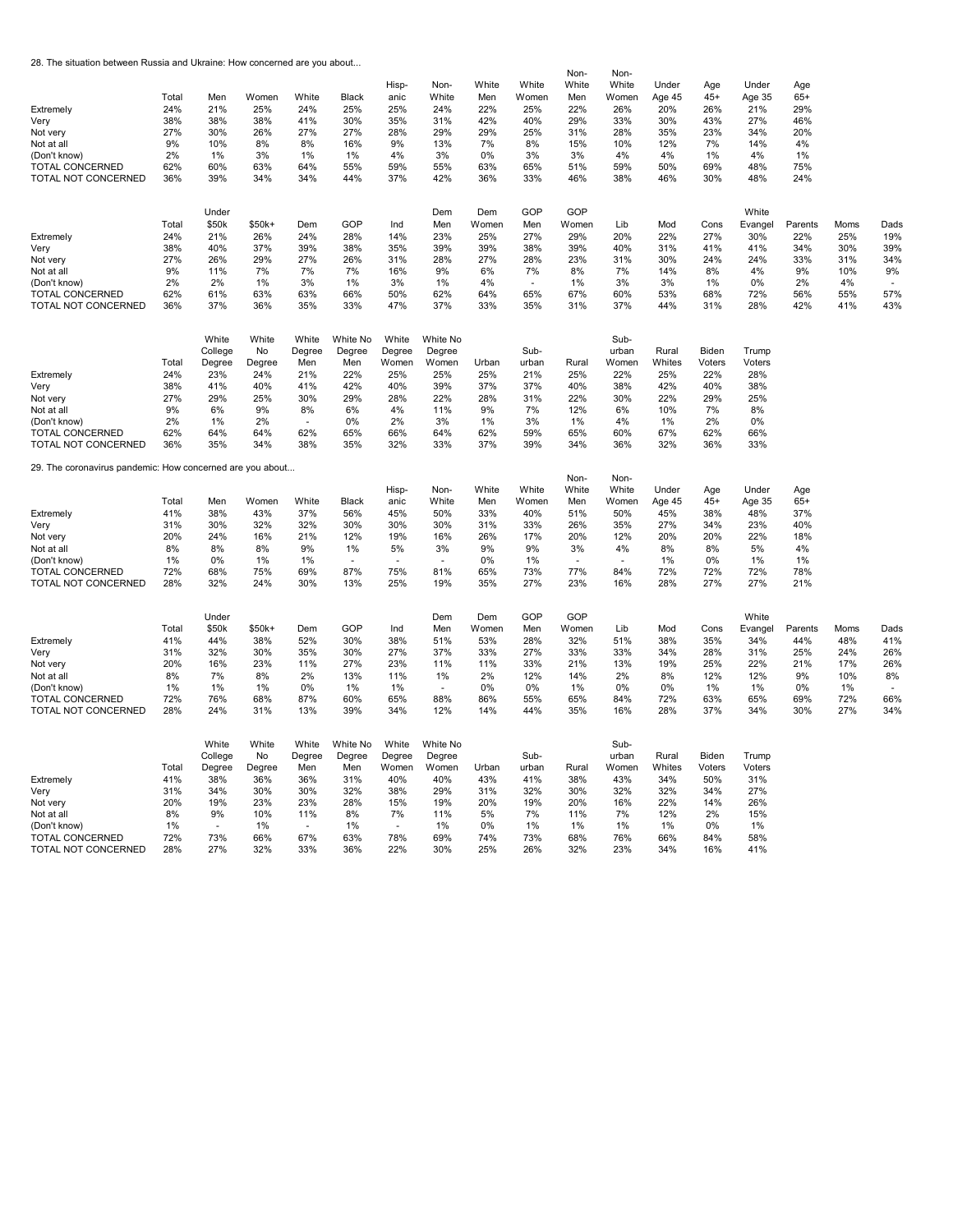28. The situation between Russia and Ukraine: How concerned are you about...

| | Total | Men | Women | White | Black | Hisp-anic | Non-White | White Men | White Women | Non-White Men | Non-White Women | Under Age 45 | Age 45+ | Under Age 35 | Age 65+ |
|---|---|---|---|---|---|---|---|---|---|---|---|---|---|---|---|
| Extremely | 24% | 21% | 25% | 24% | 25% | 25% | 24% | 22% | 25% | 22% | 26% | 20% | 26% | 21% | 29% |
| Very | 38% | 38% | 38% | 41% | 30% | 35% | 31% | 42% | 40% | 29% | 33% | 30% | 43% | 27% | 46% |
| Not very | 27% | 30% | 26% | 27% | 27% | 28% | 29% | 29% | 25% | 31% | 28% | 35% | 23% | 34% | 20% |
| Not at all | 9% | 10% | 8% | 8% | 16% | 9% | 13% | 7% | 8% | 15% | 10% | 12% | 7% | 14% | 4% |
| (Don't know) | 2% | 1% | 3% | 1% | 1% | 4% | 3% | 0% | 3% | 3% | 4% | 4% | 1% | 4% | 1% |
| TOTAL CONCERNED | 62% | 60% | 63% | 64% | 55% | 59% | 55% | 63% | 65% | 51% | 59% | 50% | 69% | 48% | 75% |
| TOTAL NOT CONCERNED | 36% | 39% | 34% | 34% | 44% | 37% | 42% | 36% | 33% | 46% | 38% | 46% | 30% | 48% | 24% |

| | Total | Under $50k | $50k+ | Dem | GOP | Ind | Dem Men | Dem Women | GOP Men | GOP Women | Lib | Mod | Cons | White Evangel | Parents | Moms | Dads |
|---|---|---|---|---|---|---|---|---|---|---|---|---|---|---|---|---|---|
| Extremely | 24% | 21% | 26% | 24% | 28% | 14% | 23% | 25% | 27% | 29% | 20% | 22% | 27% | 30% | 22% | 25% | 19% |
| Very | 38% | 40% | 37% | 39% | 38% | 35% | 39% | 39% | 38% | 39% | 40% | 31% | 41% | 41% | 34% | 30% | 39% |
| Not very | 27% | 26% | 29% | 27% | 26% | 31% | 28% | 27% | 28% | 23% | 31% | 30% | 24% | 24% | 33% | 31% | 34% |
| Not at all | 9% | 11% | 7% | 7% | 7% | 16% | 9% | 6% | 7% | 8% | 7% | 14% | 8% | 4% | 9% | 10% | 9% |
| (Don't know) | 2% | 2% | 1% | 3% | 1% | 3% | 1% | 4% | - | 1% | 3% | 3% | 1% | 0% | 2% | 4% | - |
| TOTAL CONCERNED | 62% | 61% | 63% | 63% | 66% | 50% | 62% | 64% | 65% | 67% | 60% | 53% | 68% | 72% | 56% | 55% | 57% |
| TOTAL NOT CONCERNED | 36% | 37% | 36% | 35% | 33% | 47% | 37% | 33% | 35% | 31% | 37% | 44% | 31% | 28% | 42% | 41% | 43% |

| | Total | White College Degree | White No Degree | White Degree Men | White No Degree Men | White Degree Women | White No Degree Women | Urban | Sub-urban | Rural | Sub-urban Women | Rural Whites | Biden Voters | Trump Voters |
|---|---|---|---|---|---|---|---|---|---|---|---|---|---|---|
| Extremely | 24% | 23% | 24% | 21% | 22% | 25% | 25% | 25% | 21% | 25% | 22% | 25% | 22% | 28% |
| Very | 38% | 41% | 40% | 41% | 42% | 40% | 39% | 37% | 37% | 40% | 38% | 42% | 40% | 38% |
| Not very | 27% | 29% | 25% | 30% | 29% | 28% | 22% | 28% | 31% | 22% | 30% | 22% | 29% | 25% |
| Not at all | 9% | 6% | 9% | 8% | 6% | 4% | 11% | 9% | 7% | 12% | 6% | 10% | 7% | 8% |
| (Don't know) | 2% | 1% | 2% | - | 0% | 2% | 3% | 1% | 3% | 1% | 4% | 1% | 2% | 0% |
| TOTAL CONCERNED | 62% | 64% | 64% | 62% | 65% | 66% | 64% | 62% | 59% | 65% | 60% | 67% | 62% | 66% |
| TOTAL NOT CONCERNED | 36% | 35% | 34% | 38% | 35% | 32% | 33% | 37% | 39% | 34% | 36% | 32% | 36% | 33% |

29. The coronavirus pandemic: How concerned are you about...

| | Total | Men | Women | White | Black | Hisp-anic | Non-White | White Men | White Women | Non-White Men | Non-White Women | Under Age 45 | Age 45+ | Under Age 35 | Age 65+ |
|---|---|---|---|---|---|---|---|---|---|---|---|---|---|---|---|
| Extremely | 41% | 38% | 43% | 37% | 56% | 45% | 50% | 33% | 40% | 51% | 50% | 45% | 38% | 48% | 37% |
| Very | 31% | 30% | 32% | 32% | 30% | 30% | 30% | 31% | 33% | 26% | 35% | 27% | 34% | 23% | 40% |
| Not very | 20% | 24% | 16% | 21% | 12% | 19% | 16% | 26% | 17% | 20% | 12% | 20% | 20% | 22% | 18% |
| Not at all | 8% | 8% | 8% | 9% | 1% | 5% | 3% | 9% | 9% | 3% | 4% | 8% | 8% | 5% | 4% |
| (Don't know) | 1% | 0% | 1% | 1% | - | - | - | 0% | 1% | - | - | 1% | 0% | 1% | 1% |
| TOTAL CONCERNED | 72% | 68% | 75% | 69% | 87% | 75% | 81% | 65% | 73% | 77% | 84% | 72% | 72% | 72% | 78% |
| TOTAL NOT CONCERNED | 28% | 32% | 24% | 30% | 13% | 25% | 19% | 35% | 27% | 23% | 16% | 28% | 27% | 27% | 21% |

| | Total | Under $50k | $50k+ | Dem | GOP | Ind | Dem Men | Dem Women | GOP Men | GOP Women | Lib | Mod | Cons | White Evangel | Parents | Moms | Dads |
|---|---|---|---|---|---|---|---|---|---|---|---|---|---|---|---|---|---|
| Extremely | 41% | 44% | 38% | 52% | 30% | 38% | 51% | 53% | 28% | 32% | 51% | 38% | 35% | 34% | 44% | 48% | 41% |
| Very | 31% | 32% | 30% | 35% | 30% | 27% | 37% | 33% | 27% | 33% | 33% | 34% | 28% | 31% | 25% | 24% | 26% |
| Not very | 20% | 16% | 23% | 11% | 27% | 23% | 11% | 11% | 33% | 21% | 13% | 19% | 25% | 22% | 21% | 17% | 26% |
| Not at all | 8% | 7% | 8% | 2% | 13% | 11% | 1% | 2% | 12% | 14% | 2% | 8% | 12% | 12% | 9% | 10% | 8% |
| (Don't know) | 1% | 1% | 1% | 0% | 1% | 1% | - | 0% | 0% | 1% | 0% | 0% | 1% | 1% | 0% | 1% | - |
| TOTAL CONCERNED | 72% | 76% | 68% | 87% | 60% | 65% | 88% | 86% | 55% | 65% | 84% | 72% | 63% | 65% | 69% | 72% | 66% |
| TOTAL NOT CONCERNED | 28% | 24% | 31% | 13% | 39% | 34% | 12% | 14% | 44% | 35% | 16% | 28% | 37% | 34% | 30% | 27% | 34% |

| | Total | White College Degree | White No Degree | White Degree Men | White No Degree Men | White Degree Women | White No Degree Women | Urban | Sub-urban | Rural | Sub-urban Women | Rural Whites | Biden Voters | Trump Voters |
|---|---|---|---|---|---|---|---|---|---|---|---|---|---|---|
| Extremely | 41% | 38% | 36% | 36% | 31% | 40% | 40% | 43% | 41% | 38% | 43% | 34% | 50% | 31% |
| Very | 31% | 34% | 30% | 30% | 32% | 38% | 29% | 31% | 32% | 30% | 32% | 32% | 34% | 27% |
| Not very | 20% | 19% | 23% | 23% | 28% | 15% | 19% | 20% | 19% | 20% | 16% | 22% | 14% | 26% |
| Not at all | 8% | 9% | 10% | 11% | 8% | 7% | 11% | 5% | 7% | 11% | 7% | 12% | 2% | 15% |
| (Don't know) | 1% | - | 1% | - | 1% | - | 1% | 0% | 1% | 1% | 1% | 1% | 0% | 1% |
| TOTAL CONCERNED | 72% | 73% | 66% | 67% | 63% | 78% | 69% | 74% | 73% | 68% | 76% | 66% | 84% | 58% |
| TOTAL NOT CONCERNED | 28% | 27% | 32% | 33% | 36% | 22% | 30% | 25% | 26% | 32% | 23% | 34% | 16% | 41% |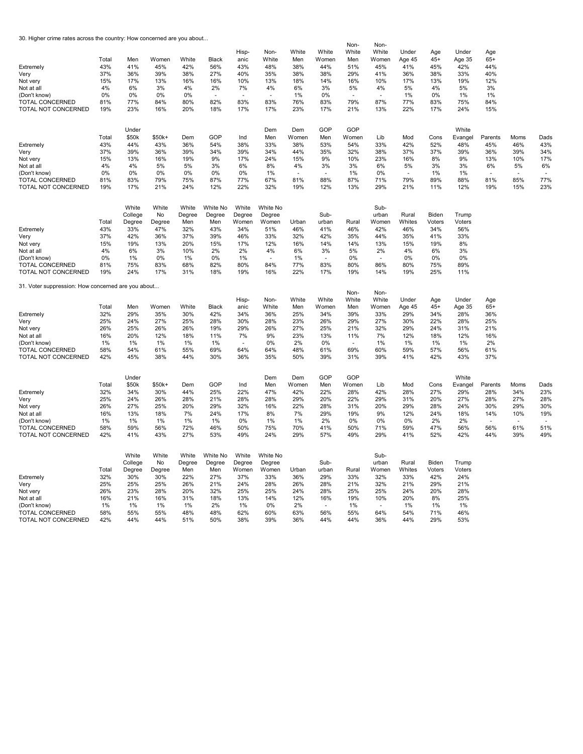30. Higher crime rates across the country: How concerned are you about...

| | Total | Men | Women | White | Black | Hisp-anic | Non-White | White Men | White Women | Non-White Men | Non-White Women | Under Age 45 | Age 45+ | Under Age 35 | Age 65+ |
|---|---|---|---|---|---|---|---|---|---|---|---|---|---|---|---|
| Extremely | 43% | 41% | 45% | 42% | 56% | 43% | 48% | 38% | 44% | 51% | 45% | 41% | 45% | 42% | 44% |
| Very | 37% | 36% | 39% | 38% | 27% | 40% | 35% | 38% | 38% | 29% | 41% | 36% | 38% | 33% | 40% |
| Not very | 15% | 17% | 13% | 16% | 16% | 10% | 13% | 18% | 14% | 16% | 10% | 17% | 13% | 19% | 12% |
| Not at all | 4% | 6% | 3% | 4% | 2% | 7% | 4% | 6% | 3% | 5% | 4% | 5% | 4% | 5% | 3% |
| (Don't know) | 0% | 0% | 0% | 0% | - | - | - | 1% | 0% | - | - | 1% | 0% | 1% | 1% |
| TOTAL CONCERNED | 81% | 77% | 84% | 80% | 82% | 83% | 83% | 76% | 83% | 79% | 87% | 77% | 83% | 75% | 84% |
| TOTAL NOT CONCERNED | 19% | 23% | 16% | 20% | 18% | 17% | 17% | 23% | 17% | 21% | 13% | 22% | 17% | 24% | 15% |

| | Total | Under $50k | $50k+ | Dem | GOP | Ind | Dem Men | Dem Women | GOP Men | GOP Women | Lib | Mod | Cons | White Evangel | Parents | Moms | Dads |
|---|---|---|---|---|---|---|---|---|---|---|---|---|---|---|---|---|---|
| Extremely | 43% | 44% | 43% | 36% | 54% | 38% | 33% | 38% | 53% | 54% | 33% | 42% | 52% | 48% | 45% | 46% | 43% |
| Very | 37% | 39% | 36% | 39% | 34% | 39% | 34% | 44% | 35% | 32% | 38% | 37% | 37% | 39% | 36% | 39% | 34% |
| Not very | 15% | 13% | 16% | 19% | 9% | 17% | 24% | 15% | 9% | 10% | 23% | 16% | 8% | 9% | 13% | 10% | 17% |
| Not at all | 4% | 4% | 5% | 5% | 3% | 6% | 8% | 4% | 3% | 3% | 6% | 5% | 3% | 3% | 6% | 5% | 6% |
| (Don't know) | 0% | 0% | 0% | 0% | 0% | 0% | 1% | - | - | 1% | 0% | - | 1% | 1% | - | - | - |
| TOTAL CONCERNED | 81% | 83% | 79% | 75% | 87% | 77% | 67% | 81% | 88% | 87% | 71% | 79% | 89% | 88% | 81% | 85% | 77% |
| TOTAL NOT CONCERNED | 19% | 17% | 21% | 24% | 12% | 22% | 32% | 19% | 12% | 13% | 29% | 21% | 11% | 12% | 19% | 15% | 23% |

| | Total | White College Degree | White No Degree | White Degree Men | White No Degree Men | White Degree Women | White No Degree Women | Urban | Sub-urban | Rural | Sub-urban Women | Rural Whites | Biden Voters | Trump Voters |
|---|---|---|---|---|---|---|---|---|---|---|---|---|---|---|
| Extremely | 43% | 33% | 47% | 32% | 43% | 34% | 51% | 46% | 41% | 46% | 42% | 46% | 34% | 56% |
| Very | 37% | 42% | 36% | 37% | 39% | 46% | 33% | 32% | 42% | 35% | 44% | 35% | 41% | 33% |
| Not very | 15% | 19% | 13% | 20% | 15% | 17% | 12% | 16% | 14% | 14% | 13% | 15% | 19% | 8% |
| Not at all | 4% | 6% | 3% | 10% | 2% | 2% | 4% | 6% | 3% | 5% | 2% | 4% | 6% | 3% |
| (Don't know) | 0% | 1% | 0% | 1% | 0% | 1% | - | 1% | - | 0% | - | 0% | 0% | 0% |
| TOTAL CONCERNED | 81% | 75% | 83% | 68% | 82% | 80% | 84% | 77% | 83% | 80% | 86% | 80% | 75% | 89% |
| TOTAL NOT CONCERNED | 19% | 24% | 17% | 31% | 18% | 19% | 16% | 22% | 17% | 19% | 14% | 19% | 25% | 11% |

31. Voter suppression: How concerned are you about...

| | Total | Men | Women | White | Black | Hisp-anic | Non-White | White Men | White Women | Non-White Men | Non-White Women | Under Age 45 | Age 45+ | Under Age 35 | Age 65+ |
|---|---|---|---|---|---|---|---|---|---|---|---|---|---|---|---|
| Extremely | 32% | 29% | 35% | 30% | 42% | 34% | 36% | 25% | 34% | 39% | 33% | 29% | 34% | 28% | 36% |
| Very | 25% | 24% | 27% | 25% | 28% | 30% | 28% | 23% | 26% | 29% | 27% | 30% | 22% | 28% | 25% |
| Not very | 26% | 25% | 26% | 26% | 19% | 29% | 26% | 27% | 25% | 21% | 32% | 29% | 24% | 31% | 21% |
| Not at all | 16% | 20% | 12% | 18% | 11% | 7% | 9% | 23% | 13% | 11% | 7% | 12% | 18% | 12% | 16% |
| (Don't know) | 1% | 1% | 1% | 1% | 1% | - | 0% | 2% | 0% | - | 1% | 1% | 1% | 1% | 2% |
| TOTAL CONCERNED | 58% | 54% | 61% | 55% | 69% | 64% | 64% | 48% | 61% | 69% | 60% | 59% | 57% | 56% | 61% |
| TOTAL NOT CONCERNED | 42% | 45% | 38% | 44% | 30% | 36% | 35% | 50% | 39% | 31% | 39% | 41% | 42% | 43% | 37% |

| | Total | Under $50k | $50k+ | Dem | GOP | Ind | Dem Men | Dem Women | GOP Men | GOP Women | Lib | Mod | Cons | White Evangel | Parents | Moms | Dads |
|---|---|---|---|---|---|---|---|---|---|---|---|---|---|---|---|---|---|
| Extremely | 32% | 34% | 30% | 44% | 25% | 22% | 47% | 42% | 22% | 28% | 42% | 28% | 27% | 29% | 28% | 34% | 23% |
| Very | 25% | 24% | 26% | 28% | 21% | 28% | 28% | 29% | 20% | 22% | 29% | 31% | 20% | 27% | 28% | 27% | 28% |
| Not very | 26% | 27% | 25% | 20% | 29% | 32% | 16% | 22% | 28% | 31% | 20% | 29% | 28% | 24% | 30% | 29% | 30% |
| Not at all | 16% | 13% | 18% | 7% | 24% | 17% | 8% | 7% | 29% | 19% | 9% | 12% | 24% | 18% | 14% | 10% | 19% |
| (Don't know) | 1% | 1% | 1% | 1% | 1% | 0% | 1% | 1% | 2% | 0% | 0% | 0% | 2% | 2% | - | - | - |
| TOTAL CONCERNED | 58% | 59% | 56% | 72% | 46% | 50% | 75% | 70% | 41% | 50% | 71% | 59% | 47% | 56% | 56% | 61% | 51% |
| TOTAL NOT CONCERNED | 42% | 41% | 43% | 27% | 53% | 49% | 24% | 29% | 57% | 49% | 29% | 41% | 52% | 42% | 44% | 39% | 49% |

| | Total | White College Degree | White No Degree | White Degree Men | White No Degree Men | White Degree Women | White No Degree Women | Urban | Sub-urban | Rural | Sub-urban Women | Rural Whites | Biden Voters | Trump Voters |
|---|---|---|---|---|---|---|---|---|---|---|---|---|---|---|
| Extremely | 32% | 30% | 30% | 22% | 27% | 37% | 33% | 36% | 29% | 33% | 32% | 33% | 42% | 24% |
| Very | 25% | 25% | 25% | 26% | 21% | 24% | 28% | 26% | 28% | 21% | 32% | 21% | 29% | 21% |
| Not very | 26% | 23% | 28% | 20% | 32% | 25% | 25% | 24% | 28% | 25% | 25% | 24% | 20% | 28% |
| Not at all | 16% | 21% | 16% | 31% | 18% | 13% | 14% | 12% | 16% | 19% | 10% | 20% | 8% | 25% |
| (Don't know) | 1% | 1% | 1% | 1% | 2% | 1% | 0% | 2% | - | 1% | - | 1% | 1% | 1% |
| TOTAL CONCERNED | 58% | 55% | 55% | 48% | 48% | 62% | 60% | 63% | 56% | 55% | 64% | 54% | 71% | 46% |
| TOTAL NOT CONCERNED | 42% | 44% | 44% | 51% | 50% | 38% | 39% | 36% | 44% | 44% | 36% | 44% | 29% | 53% |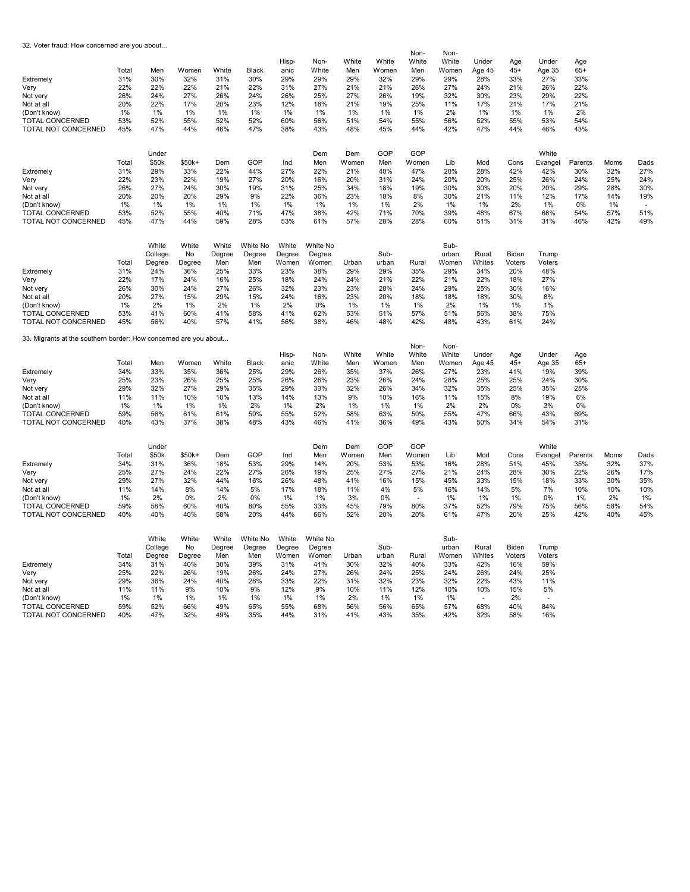32. Voter fraud: How concerned are you about...

| | Total | Men | Women | White | Black | Hisp-anic | Non-White | White Men | White Women | Non-White Men | Non-White Women | Under Age 45 | Age 45+ | Under Age 35 | Age 65+ |
|---|---|---|---|---|---|---|---|---|---|---|---|---|---|---|---|
| Extremely | 31% | 30% | 32% | 31% | 30% | 29% | 29% | 29% | 32% | 29% | 29% | 28% | 33% | 27% | 33% |
| Very | 22% | 22% | 22% | 21% | 22% | 31% | 27% | 21% | 21% | 26% | 27% | 24% | 21% | 26% | 22% |
| Not very | 26% | 24% | 27% | 26% | 24% | 26% | 25% | 27% | 26% | 19% | 32% | 30% | 23% | 29% | 22% |
| Not at all | 20% | 22% | 17% | 20% | 23% | 12% | 18% | 21% | 19% | 25% | 11% | 17% | 21% | 17% | 21% |
| (Don't know) | 1% | 1% | 1% | 1% | 1% | 1% | 1% | 1% | 1% | 1% | 2% | 1% | 1% | 1% | 2% |
| TOTAL CONCERNED | 53% | 52% | 55% | 52% | 52% | 60% | 56% | 51% | 54% | 55% | 56% | 52% | 55% | 53% | 54% |
| TOTAL NOT CONCERNED | 45% | 47% | 44% | 46% | 47% | 38% | 43% | 48% | 45% | 44% | 42% | 47% | 44% | 46% | 43% |

| | Total | Under $50k | $50k+ | Dem | GOP | Ind | Dem Men | Dem Women | GOP Men | GOP Women | Lib | Mod | Cons | White Evangel | Parents | Moms | Dads |
|---|---|---|---|---|---|---|---|---|---|---|---|---|---|---|---|---|---|
| Extremely | 31% | 29% | 33% | 22% | 44% | 27% | 22% | 21% | 40% | 47% | 20% | 28% | 42% | 42% | 30% | 32% | 27% |
| Very | 22% | 23% | 22% | 19% | 27% | 20% | 16% | 20% | 31% | 24% | 20% | 20% | 25% | 26% | 24% | 25% | 24% |
| Not very | 26% | 27% | 24% | 30% | 19% | 31% | 25% | 34% | 18% | 19% | 30% | 30% | 20% | 20% | 29% | 28% | 30% |
| Not at all | 20% | 20% | 20% | 29% | 9% | 22% | 36% | 23% | 10% | 8% | 30% | 21% | 11% | 12% | 17% | 14% | 19% |
| (Don't know) | 1% | 1% | 1% | 1% | 1% | 1% | 1% | 1% | 1% | 2% | 1% | 1% | 2% | 1% | 0% | 1% | - |
| TOTAL CONCERNED | 53% | 52% | 55% | 40% | 71% | 47% | 38% | 42% | 71% | 70% | 39% | 48% | 67% | 68% | 54% | 57% | 51% |
| TOTAL NOT CONCERNED | 45% | 47% | 44% | 59% | 28% | 53% | 61% | 57% | 28% | 28% | 60% | 51% | 31% | 31% | 46% | 42% | 49% |

| | Total | White College Degree | White No Degree | White Degree Men | White No Degree Men | White Degree Women | White No Degree Women | Urban | Sub-urban | Rural | Sub-urban Women | Rural Whites | Biden Voters | Trump Voters |
|---|---|---|---|---|---|---|---|---|---|---|---|---|---|---|
| Extremely | 31% | 24% | 36% | 25% | 33% | 23% | 38% | 29% | 29% | 35% | 29% | 34% | 20% | 48% |
| Very | 22% | 17% | 24% | 16% | 25% | 18% | 24% | 24% | 21% | 22% | 21% | 22% | 18% | 27% |
| Not very | 26% | 30% | 24% | 27% | 26% | 32% | 23% | 23% | 28% | 24% | 29% | 25% | 30% | 16% |
| Not at all | 20% | 27% | 15% | 29% | 15% | 24% | 16% | 23% | 20% | 18% | 18% | 18% | 30% | 8% |
| (Don't know) | 1% | 2% | 1% | 2% | 1% | 2% | 0% | 1% | 1% | 1% | 2% | 1% | 1% | 1% |
| TOTAL CONCERNED | 53% | 41% | 60% | 41% | 58% | 41% | 62% | 53% | 51% | 57% | 51% | 56% | 38% | 75% |
| TOTAL NOT CONCERNED | 45% | 56% | 40% | 57% | 41% | 56% | 38% | 46% | 48% | 42% | 48% | 43% | 61% | 24% |

33. Migrants at the southern border: How concerned are you about...

| | Total | Men | Women | White | Black | Hisp-anic | Non-White | White Men | White Women | Non-White Men | Non-White Women | Under Age 45 | Age 45+ | Under Age 35 | Age 65+ |
|---|---|---|---|---|---|---|---|---|---|---|---|---|---|---|---|
| Extremely | 34% | 33% | 35% | 36% | 25% | 29% | 26% | 35% | 37% | 26% | 27% | 23% | 41% | 19% | 39% |
| Very | 25% | 23% | 26% | 25% | 25% | 26% | 26% | 23% | 26% | 24% | 28% | 25% | 25% | 24% | 30% |
| Not very | 29% | 32% | 27% | 29% | 35% | 29% | 33% | 32% | 26% | 34% | 32% | 35% | 25% | 35% | 25% |
| Not at all | 11% | 11% | 10% | 10% | 13% | 14% | 13% | 9% | 10% | 16% | 11% | 15% | 8% | 19% | 6% |
| (Don't know) | 1% | 1% | 1% | 1% | 2% | 1% | 2% | 1% | 1% | 1% | 2% | 2% | 0% | 3% | 0% |
| TOTAL CONCERNED | 59% | 56% | 61% | 61% | 50% | 55% | 52% | 58% | 63% | 50% | 55% | 47% | 66% | 43% | 69% |
| TOTAL NOT CONCERNED | 40% | 43% | 37% | 38% | 48% | 43% | 46% | 41% | 36% | 49% | 43% | 50% | 34% | 54% | 31% |

| | Total | Under $50k | $50k+ | Dem | GOP | Ind | Dem Men | Dem Women | GOP Men | GOP Women | Lib | Mod | Cons | White Evangel | Parents | Moms | Dads |
|---|---|---|---|---|---|---|---|---|---|---|---|---|---|---|---|---|---|
| Extremely | 34% | 31% | 36% | 18% | 53% | 29% | 14% | 20% | 53% | 53% | 16% | 28% | 51% | 45% | 35% | 32% | 37% |
| Very | 25% | 27% | 24% | 22% | 27% | 26% | 19% | 25% | 27% | 27% | 21% | 24% | 28% | 30% | 22% | 26% | 17% |
| Not very | 29% | 27% | 32% | 44% | 16% | 26% | 48% | 41% | 16% | 15% | 45% | 33% | 15% | 18% | 33% | 30% | 35% |
| Not at all | 11% | 14% | 8% | 14% | 5% | 17% | 18% | 11% | 4% | 5% | 16% | 14% | 5% | 7% | 10% | 10% | 10% |
| (Don't know) | 1% | 2% | 0% | 2% | 0% | 1% | 1% | 3% | 0% | - | 1% | 1% | 1% | 0% | 1% | 2% | 1% |
| TOTAL CONCERNED | 59% | 58% | 60% | 40% | 80% | 55% | 33% | 45% | 79% | 80% | 37% | 52% | 79% | 75% | 56% | 58% | 54% |
| TOTAL NOT CONCERNED | 40% | 40% | 40% | 58% | 20% | 44% | 66% | 52% | 20% | 20% | 61% | 47% | 20% | 25% | 42% | 40% | 45% |

| | Total | White College Degree | White No Degree | White Degree Men | White No Degree Men | White Degree Women | White No Degree Women | Urban | Sub-urban | Rural | Sub-urban Women | Rural Whites | Biden Voters | Trump Voters |
|---|---|---|---|---|---|---|---|---|---|---|---|---|---|---|
| Extremely | 34% | 31% | 40% | 30% | 39% | 31% | 41% | 30% | 32% | 40% | 33% | 42% | 16% | 59% |
| Very | 25% | 22% | 26% | 19% | 26% | 24% | 27% | 26% | 24% | 25% | 24% | 26% | 24% | 25% |
| Not very | 29% | 36% | 24% | 40% | 26% | 33% | 22% | 31% | 32% | 23% | 32% | 22% | 43% | 11% |
| Not at all | 11% | 11% | 9% | 10% | 9% | 12% | 9% | 10% | 11% | 12% | 10% | 10% | 15% | 5% |
| (Don't know) | 1% | 1% | 1% | 1% | 1% | 1% | 1% | 2% | 1% | 1% | 1% | - | 2% | - |
| TOTAL CONCERNED | 59% | 52% | 66% | 49% | 65% | 55% | 68% | 56% | 56% | 65% | 57% | 68% | 40% | 84% |
| TOTAL NOT CONCERNED | 40% | 47% | 32% | 49% | 35% | 44% | 31% | 41% | 43% | 35% | 42% | 32% | 58% | 16% |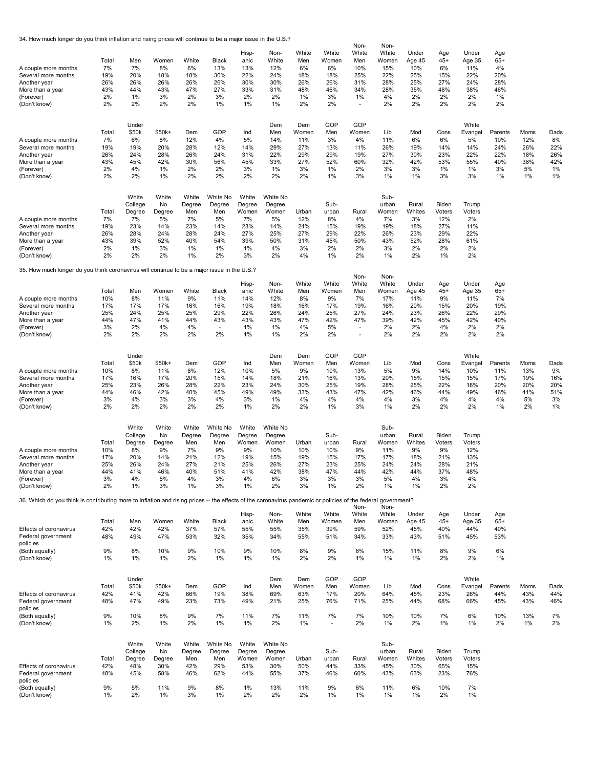34. How much longer do you think inflation and rising prices will continue to be a major issue in the U.S.?

| | Total | Men | Women | White | Black | Hisp-anic | Non-White | White Men | White Women | Non-White Men | Non-White Women | Under Age 45 | Age 45+ | Under Age 35 | Age 65+ |
|---|---|---|---|---|---|---|---|---|---|---|---|---|---|---|---|
| A couple more months | 7% | 7% | 8% | 6% | 13% | 13% | 12% | 6% | 6% | 10% | 15% | 10% | 6% | 11% | 4% |
| Several more months | 19% | 20% | 18% | 18% | 30% | 22% | 24% | 18% | 18% | 25% | 22% | 25% | 15% | 22% | 20% |
| Another year | 26% | 26% | 26% | 26% | 26% | 30% | 30% | 26% | 26% | 31% | 28% | 25% | 27% | 24% | 28% |
| More than a year | 43% | 44% | 43% | 47% | 27% | 33% | 31% | 48% | 46% | 34% | 28% | 35% | 48% | 38% | 46% |
| (Forever) | 2% | 1% | 3% | 2% | 3% | 2% | 2% | 1% | 3% | 1% | 4% | 2% | 2% | 2% | 1% |
| (Don't know) | 2% | 2% | 2% | 2% | 1% | 1% | 1% | 2% | 2% | - | 2% | 2% | 2% | 2% | 2% |

| | Total | Under $50k | $50k+ | Dem | GOP | Ind | Dem Men | Dem Women | GOP Men | GOP Women | Lib | Mod | Cons | White Evangel | Parents | Moms | Dads |
|---|---|---|---|---|---|---|---|---|---|---|---|---|---|---|---|---|---|
| A couple more months | 7% | 6% | 8% | 12% | 4% | 5% | 14% | 11% | 3% | 4% | 11% | 6% | 6% | 5% | 10% | 12% | 8% |
| Several more months | 19% | 19% | 20% | 28% | 12% | 14% | 29% | 27% | 13% | 11% | 26% | 19% | 14% | 14% | 24% | 26% | 22% |
| Another year | 26% | 24% | 28% | 26% | 24% | 31% | 22% | 29% | 29% | 19% | 27% | 30% | 23% | 22% | 22% | 18% | 26% |
| More than a year | 43% | 45% | 42% | 30% | 56% | 45% | 33% | 27% | 52% | 60% | 32% | 42% | 53% | 55% | 40% | 38% | 42% |
| (Forever) | 2% | 4% | 1% | 2% | 2% | 3% | 1% | 3% | 1% | 2% | 3% | 3% | 1% | 1% | 3% | 5% | 1% |
| (Don't know) | 2% | 2% | 1% | 2% | 2% | 2% | 2% | 2% | 1% | 3% | 1% | 1% | 3% | 3% | 1% | 1% | 1% |

| | Total | White College Degree | White No Degree | White Degree Men | White No Degree Men | White Degree Women | White No Degree Women | Urban | Sub-urban | Rural | Sub-urban Women | Rural Whites | Biden Voters | Trump Voters |
|---|---|---|---|---|---|---|---|---|---|---|---|---|---|---|
| A couple more months | 7% | 7% | 5% | 7% | 5% | 7% | 5% | 12% | 8% | 4% | 7% | 3% | 12% | 2% |
| Several more months | 19% | 23% | 14% | 23% | 14% | 23% | 14% | 24% | 15% | 19% | 19% | 18% | 27% | 11% |
| Another year | 26% | 28% | 24% | 28% | 24% | 27% | 25% | 27% | 29% | 22% | 26% | 23% | 29% | 22% |
| More than a year | 43% | 39% | 52% | 40% | 54% | 39% | 50% | 31% | 45% | 50% | 43% | 52% | 28% | 61% |
| (Forever) | 2% | 1% | 3% | 1% | 1% | 1% | 4% | 3% | 2% | 2% | 3% | 2% | 2% | 2% |
| (Don't know) | 2% | 2% | 2% | 1% | 2% | 3% | 2% | 4% | 1% | 2% | 1% | 2% | 1% | 2% |

35. How much longer do you think coronavirus will continue to be a major issue in the U.S.?

| | Total | Men | Women | White | Black | Hisp-anic | Non-White | White Men | White Women | Non-White Men | Non-White Women | Under Age 45 | Age 45+ | Under Age 35 | Age 65+ |
|---|---|---|---|---|---|---|---|---|---|---|---|---|---|---|---|
| A couple more months | 10% | 8% | 11% | 9% | 11% | 14% | 12% | 8% | 9% | 7% | 17% | 11% | 9% | 11% | 7% |
| Several more months | 17% | 17% | 17% | 16% | 16% | 19% | 18% | 16% | 17% | 19% | 16% | 20% | 15% | 20% | 19% |
| Another year | 25% | 24% | 25% | 25% | 29% | 22% | 26% | 24% | 25% | 27% | 24% | 23% | 26% | 22% | 29% |
| More than a year | 44% | 47% | 41% | 44% | 43% | 43% | 43% | 47% | 42% | 47% | 39% | 42% | 45% | 42% | 40% |
| (Forever) | 3% | 2% | 4% | 4% | - | 1% | 1% | 4% | 5% | - | 2% | 2% | 4% | 2% | 2% |
| (Don't know) | 2% | 2% | 2% | 2% | 2% | 1% | 1% | 2% | 2% | - | 2% | 2% | 2% | 2% | 2% |

| | Total | Under $50k | $50k+ | Dem | GOP | Ind | Dem Men | Dem Women | GOP Men | GOP Women | Lib | Mod | Cons | White Evangel | Parents | Moms | Dads |
|---|---|---|---|---|---|---|---|---|---|---|---|---|---|---|---|---|---|
| A couple more months | 10% | 8% | 11% | 8% | 12% | 10% | 5% | 9% | 10% | 13% | 5% | 9% | 14% | 10% | 11% | 13% | 9% |
| Several more months | 17% | 16% | 17% | 20% | 15% | 14% | 18% | 21% | 16% | 13% | 20% | 15% | 15% | 15% | 17% | 19% | 16% |
| Another year | 25% | 23% | 26% | 28% | 22% | 23% | 24% | 30% | 25% | 19% | 28% | 25% | 22% | 18% | 20% | 20% | 20% |
| More than a year | 44% | 46% | 42% | 40% | 45% | 49% | 49% | 33% | 43% | 47% | 42% | 46% | 44% | 49% | 46% | 41% | 51% |
| (Forever) | 3% | 4% | 3% | 3% | 4% | 3% | 1% | 4% | 4% | 4% | 4% | 3% | 4% | 4% | 4% | 5% | 3% |
| (Don't know) | 2% | 2% | 2% | 2% | 2% | 1% | 2% | 2% | 1% | 3% | 1% | 2% | 2% | 2% | 1% | 2% | 1% |

| | Total | White College Degree | White No Degree | White Degree Men | White No Degree Men | White Degree Women | White No Degree Women | Urban | Sub-urban | Rural | Sub-urban Women | Rural Whites | Biden Voters | Trump Voters |
|---|---|---|---|---|---|---|---|---|---|---|---|---|---|---|
| A couple more months | 10% | 8% | 9% | 7% | 9% | 9% | 10% | 10% | 10% | 9% | 11% | 9% | 9% | 12% |
| Several more months | 17% | 20% | 14% | 21% | 12% | 19% | 15% | 19% | 15% | 17% | 17% | 18% | 21% | 13% |
| Another year | 25% | 26% | 24% | 27% | 21% | 25% | 26% | 27% | 23% | 25% | 24% | 24% | 28% | 21% |
| More than a year | 44% | 41% | 46% | 40% | 51% | 41% | 42% | 38% | 47% | 44% | 42% | 44% | 37% | 48% |
| (Forever) | 3% | 4% | 5% | 4% | 3% | 4% | 6% | 3% | 3% | 3% | 5% | 4% | 3% | 4% |
| (Don't know) | 2% | 1% | 3% | 1% | 3% | 1% | 2% | 3% | 1% | 2% | 1% | 1% | 2% | 2% |

36. Which do you think is contributing more to inflation and rising prices -- the effects of the coronavirus pandemic or policies of the federal government?

| | Total | Men | Women | White | Black | Hisp-anic | Non-White | White Men | White Women | Non-White Men | Non-White Women | Under Age 45 | Age 45+ | Under Age 35 | Age 65+ |
|---|---|---|---|---|---|---|---|---|---|---|---|---|---|---|---|
| Effects of coronavirus | 42% | 42% | 42% | 37% | 57% | 55% | 55% | 35% | 39% | 59% | 52% | 45% | 40% | 44% | 40% |
| Federal government policies | 48% | 49% | 47% | 53% | 32% | 35% | 34% | 55% | 51% | 34% | 33% | 43% | 51% | 45% | 53% |
| (Both equally) | 9% | 8% | 10% | 9% | 10% | 9% | 10% | 8% | 9% | 6% | 15% | 11% | 8% | 9% | 6% |
| (Don't know) | 1% | 1% | 1% | 2% | 1% | 1% | 1% | 2% | 2% | 1% | 1% | 1% | 2% | 2% | 1% |

| | Total | Under $50k | $50k+ | Dem | GOP | Ind | Dem Men | Dem Women | GOP Men | GOP Women | Lib | Mod | Cons | White Evangel | Parents | Moms | Dads |
|---|---|---|---|---|---|---|---|---|---|---|---|---|---|---|---|---|---|
| Effects of coronavirus | 42% | 41% | 42% | 66% | 19% | 38% | 69% | 63% | 17% | 20% | 64% | 45% | 23% | 26% | 44% | 43% | 44% |
| Federal government policies | 48% | 47% | 49% | 23% | 73% | 49% | 21% | 25% | 76% | 71% | 25% | 44% | 68% | 66% | 45% | 43% | 46% |
| (Both equally) | 9% | 10% | 8% | 9% | 7% | 11% | 7% | 11% | 7% | 7% | 10% | 10% | 7% | 6% | 10% | 13% | 7% |
| (Don't know) | 1% | 2% | 1% | 2% | 1% | 1% | 2% | 1% | - | 2% | 1% | 2% | 1% | 1% | 2% | 1% | 2% |

| | Total | White College Degree | White No Degree | White Degree Men | White No Degree Men | White Degree Women | White No Degree Women | Urban | Sub-urban | Rural | Sub-urban Women | Rural Whites | Biden Voters | Trump Voters |
|---|---|---|---|---|---|---|---|---|---|---|---|---|---|---|
| Effects of coronavirus | 42% | 48% | 30% | 42% | 29% | 53% | 30% | 50% | 44% | 33% | 45% | 30% | 65% | 15% |
| Federal government policies | 48% | 45% | 58% | 46% | 62% | 44% | 55% | 37% | 46% | 60% | 43% | 63% | 23% | 76% |
| (Both equally) | 9% | 5% | 11% | 9% | 8% | 1% | 13% | 11% | 9% | 6% | 11% | 6% | 10% | 7% |
| (Don't know) | 1% | 2% | 1% | 3% | 1% | 2% | 2% | 2% | 1% | 1% | 1% | 1% | 2% | 1% |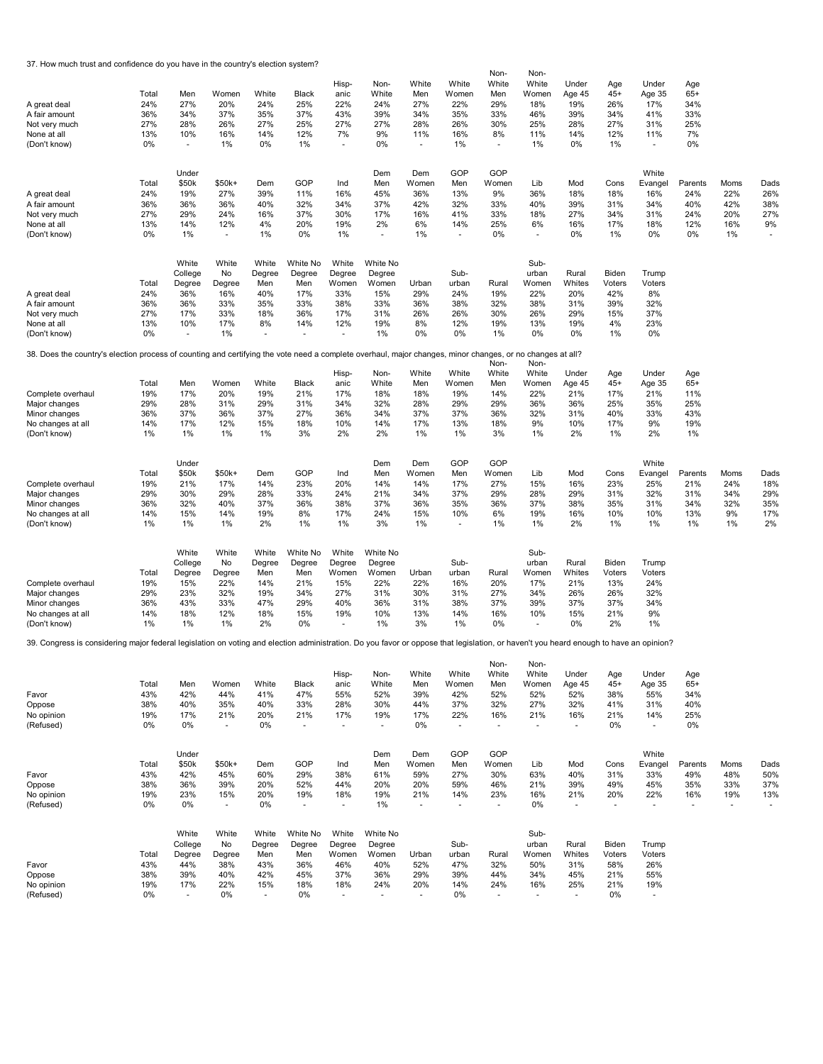37. How much trust and confidence do you have in the country's election system?

| | Total | Men | Women | White | Black | Hisp-anic | Non-White | White Men | White Women | Non-White Men | Non-White Women | Under Age 45 | Age 45+ | Under Age 35 | Age 65+ |
|---|---|---|---|---|---|---|---|---|---|---|---|---|---|---|---|
| A great deal | 24% | 27% | 20% | 24% | 25% | 22% | 24% | 27% | 22% | 29% | 18% | 19% | 26% | 17% | 34% |
| A fair amount | 36% | 34% | 37% | 35% | 37% | 43% | 39% | 34% | 35% | 33% | 46% | 39% | 34% | 41% | 33% |
| Not very much | 27% | 28% | 26% | 27% | 25% | 27% | 27% | 28% | 26% | 30% | 25% | 28% | 27% | 31% | 25% |
| None at all | 13% | 10% | 16% | 14% | 12% | 7% | 9% | 11% | 16% | 8% | 11% | 14% | 12% | 11% | 7% |
| (Don't know) | 0% | - | 1% | 0% | 1% | - | 0% | - | 1% | - | 1% | 0% | 1% | - | 0% |

| | Total | Under $50k | $50k+ | Dem | GOP | Ind | Dem Men | Dem Women | GOP Men | GOP Women | Lib | Mod | Cons | White Evangel | Parents | Moms | Dads |
|---|---|---|---|---|---|---|---|---|---|---|---|---|---|---|---|---|---|
| A great deal | 24% | 19% | 27% | 39% | 11% | 16% | 45% | 36% | 13% | 9% | 36% | 18% | 18% | 16% | 24% | 22% | 26% |
| A fair amount | 36% | 36% | 36% | 40% | 32% | 34% | 37% | 42% | 32% | 33% | 40% | 39% | 31% | 34% | 40% | 42% | 38% |
| Not very much | 27% | 29% | 24% | 16% | 37% | 30% | 17% | 16% | 41% | 33% | 18% | 27% | 34% | 31% | 24% | 20% | 27% |
| None at all | 13% | 14% | 12% | 4% | 20% | 19% | 2% | 6% | 14% | 25% | 6% | 16% | 17% | 18% | 12% | 16% | 9% |
| (Don't know) | 0% | 1% | - | 1% | 0% | 1% | - | 1% | - | 0% | - | 0% | 1% | 0% | 0% | 1% | - |

| | Total | White College Degree | White No Degree | White Degree Men | White No Degree Men | White Degree Women | White No Degree Women | Urban | Sub-urban | Rural | Sub-urban Women | Rural Whites | Biden Voters | Trump Voters |
|---|---|---|---|---|---|---|---|---|---|---|---|---|---|---|
| A great deal | 24% | 36% | 16% | 40% | 17% | 33% | 15% | 29% | 24% | 19% | 22% | 20% | 42% | 8% |
| A fair amount | 36% | 36% | 33% | 35% | 33% | 38% | 33% | 36% | 38% | 32% | 38% | 31% | 39% | 32% |
| Not very much | 27% | 17% | 33% | 18% | 36% | 17% | 31% | 26% | 26% | 30% | 26% | 29% | 15% | 37% |
| None at all | 13% | 10% | 17% | 8% | 14% | 12% | 19% | 8% | 12% | 19% | 13% | 19% | 4% | 23% |
| (Don't know) | 0% | - | 1% | - | - | - | 1% | 0% | 0% | 1% | 0% | 0% | 1% | 0% |

38. Does the country's election process of counting and certifying the vote need a complete overhaul, major changes, minor changes, or no changes at all?

| | Total | Men | Women | White | Black | Hisp-anic | Non-White | White Men | White Women | Non-White Men | Non-White Women | Under Age 45 | Age 45+ | Under Age 35 | Age 65+ |
|---|---|---|---|---|---|---|---|---|---|---|---|---|---|---|---|
| Complete overhaul | 19% | 17% | 20% | 19% | 21% | 17% | 18% | 18% | 19% | 14% | 22% | 21% | 17% | 21% | 11% |
| Major changes | 29% | 28% | 31% | 29% | 31% | 34% | 32% | 28% | 29% | 29% | 36% | 36% | 25% | 35% | 25% |
| Minor changes | 36% | 37% | 36% | 37% | 27% | 36% | 34% | 37% | 37% | 36% | 32% | 31% | 40% | 33% | 43% |
| No changes at all | 14% | 17% | 12% | 15% | 18% | 10% | 14% | 17% | 13% | 18% | 9% | 10% | 17% | 9% | 19% |
| (Don't know) | 1% | 1% | 1% | 1% | 3% | 2% | 2% | 1% | 1% | 3% | 1% | 2% | 1% | 2% | 1% |

| | Total | Under $50k | $50k+ | Dem | GOP | Ind | Dem Men | Dem Women | GOP Men | GOP Women | Lib | Mod | Cons | White Evangel | Parents | Moms | Dads |
|---|---|---|---|---|---|---|---|---|---|---|---|---|---|---|---|---|---|
| Complete overhaul | 19% | 21% | 17% | 14% | 23% | 20% | 14% | 14% | 17% | 27% | 15% | 16% | 23% | 25% | 21% | 24% | 18% |
| Major changes | 29% | 30% | 29% | 28% | 33% | 24% | 21% | 34% | 37% | 29% | 28% | 29% | 31% | 32% | 31% | 34% | 29% |
| Minor changes | 36% | 32% | 40% | 37% | 36% | 38% | 37% | 36% | 35% | 36% | 37% | 38% | 35% | 31% | 34% | 32% | 35% |
| No changes at all | 14% | 15% | 14% | 19% | 8% | 17% | 24% | 15% | 10% | 6% | 19% | 16% | 10% | 10% | 13% | 9% | 17% |
| (Don't know) | 1% | 1% | 1% | 2% | 1% | 1% | 3% | 1% | - | 1% | 1% | 2% | 1% | 1% | 1% | 1% | 2% |

| | Total | White College Degree | White No Degree | White Degree Men | White No Degree Men | White Degree Women | White No Degree Women | Urban | Sub-urban | Rural | Sub-urban Women | Rural Whites | Biden Voters | Trump Voters |
|---|---|---|---|---|---|---|---|---|---|---|---|---|---|---|
| Complete overhaul | 19% | 15% | 22% | 14% | 21% | 15% | 22% | 22% | 16% | 20% | 17% | 21% | 13% | 24% |
| Major changes | 29% | 23% | 32% | 19% | 34% | 27% | 31% | 30% | 31% | 27% | 34% | 26% | 26% | 32% |
| Minor changes | 36% | 43% | 33% | 47% | 29% | 40% | 36% | 31% | 38% | 37% | 39% | 37% | 37% | 34% |
| No changes at all | 14% | 18% | 12% | 18% | 15% | 19% | 10% | 13% | 14% | 16% | 10% | 15% | 21% | 9% |
| (Don't know) | 1% | 1% | 1% | 2% | 0% | - | 1% | 3% | 1% | 0% | - | 0% | 2% | 1% |

39. Congress is considering major federal legislation on voting and election administration. Do you favor or oppose that legislation, or haven't you heard enough to have an opinion?

| | Total | Men | Women | White | Black | Hisp-anic | Non-White | White Men | White Women | Non-White Men | Non-White Women | Under Age 45 | Age 45+ | Under Age 35 | Age 65+ |
|---|---|---|---|---|---|---|---|---|---|---|---|---|---|---|---|
| Favor | 43% | 42% | 44% | 41% | 47% | 55% | 52% | 39% | 42% | 52% | 52% | 52% | 38% | 55% | 34% |
| Oppose | 38% | 40% | 35% | 40% | 33% | 28% | 30% | 44% | 37% | 32% | 27% | 32% | 41% | 31% | 40% |
| No opinion | 19% | 17% | 21% | 20% | 21% | 17% | 19% | 17% | 22% | 16% | 21% | 16% | 21% | 14% | 25% |
| (Refused) | 0% | 0% | - | 0% | - | - | - | 0% | - | - | - | - | 0% | - | 0% |

| | Total | Under $50k | $50k+ | Dem | GOP | Ind | Dem Men | Dem Women | GOP Men | GOP Women | Lib | Mod | Cons | White Evangel | Parents | Moms | Dads |
|---|---|---|---|---|---|---|---|---|---|---|---|---|---|---|---|---|---|
| Favor | 43% | 42% | 45% | 60% | 29% | 38% | 61% | 59% | 27% | 30% | 63% | 40% | 31% | 33% | 49% | 48% | 50% |
| Oppose | 38% | 36% | 39% | 20% | 52% | 44% | 20% | 20% | 59% | 46% | 21% | 39% | 49% | 45% | 35% | 33% | 37% |
| No opinion | 19% | 23% | 15% | 20% | 19% | 18% | 19% | 21% | 14% | 23% | 16% | 21% | 20% | 22% | 16% | 19% | 13% |
| (Refused) | 0% | 0% | - | 0% | - | - | 1% | - | - | - | 0% | - | - | - | - | - | - |

| | Total | White College Degree | White No Degree | White Degree Men | White No Degree Men | White Degree Women | White No Degree Women | Urban | Sub-urban | Rural | Sub-urban Women | Rural Whites | Biden Voters | Trump Voters |
|---|---|---|---|---|---|---|---|---|---|---|---|---|---|---|
| Favor | 43% | 44% | 38% | 43% | 36% | 46% | 40% | 52% | 47% | 32% | 50% | 31% | 58% | 26% |
| Oppose | 38% | 39% | 40% | 42% | 45% | 37% | 36% | 29% | 39% | 44% | 34% | 45% | 21% | 55% |
| No opinion | 19% | 17% | 22% | 15% | 18% | 18% | 24% | 20% | 14% | 24% | 16% | 25% | 21% | 19% |
| (Refused) | 0% | - | 0% | - | 0% | - | - | - | 0% | - | - | - | 0% | - |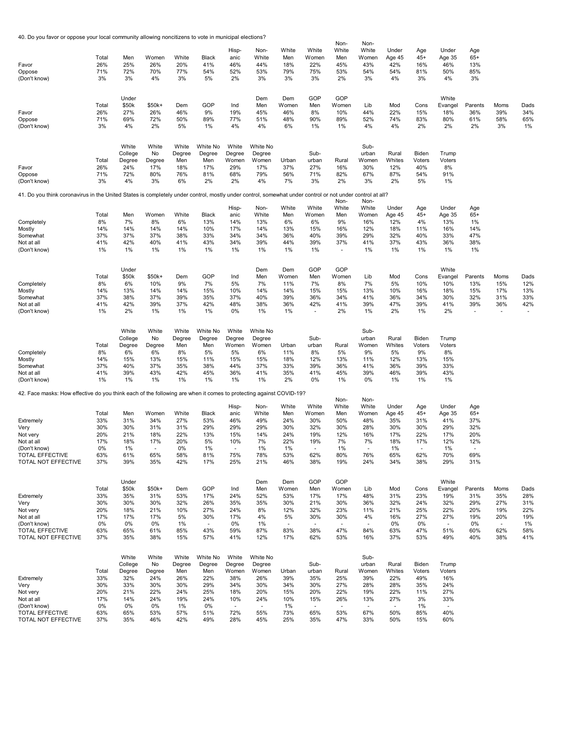40. Do you favor or oppose your local community allowing noncitizens to vote in municipal elections?

| | Total | Men | Women | White | Black | Hisp-anic | Non-White | White Men | White Women | Non-White Men | Non-White Women | Under Age 45 | Age 45+ | Under Age 35 | Age 65+ |
|---|---|---|---|---|---|---|---|---|---|---|---|---|---|---|---|
| Favor | 26% | 25% | 26% | 20% | 41% | 46% | 44% | 18% | 22% | 45% | 43% | 42% | 16% | 46% | 13% |
| Oppose | 71% | 72% | 70% | 77% | 54% | 52% | 53% | 79% | 75% | 53% | 54% | 54% | 81% | 50% | 85% |
| (Don't know) | 3% | 3% | 4% | 3% | 5% | 2% | 3% | 3% | 3% | 2% | 3% | 4% | 3% | 4% | 3% |

| | Total | Under $50k | $50k+ | Dem | GOP | Ind | Dem Men | Dem Women | GOP Men | GOP Women | Lib | Mod | Cons | White Evangel | Parents | Moms | Dads |
|---|---|---|---|---|---|---|---|---|---|---|---|---|---|---|---|---|---|
| Favor | 26% | 27% | 26% | 46% | 9% | 19% | 45% | 46% | 8% | 10% | 44% | 22% | 15% | 18% | 36% | 39% | 34% |
| Oppose | 71% | 69% | 72% | 50% | 89% | 77% | 51% | 48% | 90% | 89% | 52% | 74% | 83% | 80% | 61% | 58% | 65% |
| (Don't know) | 3% | 4% | 2% | 5% | 1% | 4% | 4% | 6% | 1% | 1% | 4% | 4% | 2% | 2% | 2% | 3% | 1% |

| | Total | White College Degree | White No Degree | White Degree Men | White No Degree Men | White Degree Women | White No Degree Women | Urban | Sub-urban | Rural | Sub-urban Women | Rural Whites | Biden Voters | Trump Voters |
|---|---|---|---|---|---|---|---|---|---|---|---|---|---|---|
| Favor | 26% | 24% | 17% | 18% | 17% | 29% | 17% | 37% | 27% | 16% | 30% | 12% | 40% | 8% |
| Oppose | 71% | 72% | 80% | 76% | 81% | 68% | 79% | 56% | 71% | 82% | 67% | 87% | 54% | 91% |
| (Don't know) | 3% | 4% | 3% | 6% | 2% | 2% | 4% | 7% | 3% | 2% | 3% | 2% | 5% | 1% |

41. Do you think coronavirus in the United States is completely under control, mostly under control, somewhat under control or not under control at all?

| | Total | Men | Women | White | Black | Hisp-anic | Non-White | White Men | White Women | Non-White Men | Non-White Women | Under Age 45 | Age 45+ | Under Age 35 | Age 65+ |
|---|---|---|---|---|---|---|---|---|---|---|---|---|---|---|---|
| Completely | 8% | 7% | 8% | 6% | 13% | 14% | 13% | 6% | 6% | 9% | 16% | 12% | 4% | 13% | 1% |
| Mostly | 14% | 14% | 14% | 14% | 10% | 17% | 14% | 13% | 15% | 16% | 12% | 18% | 11% | 16% | 14% |
| Somewhat | 37% | 37% | 37% | 38% | 33% | 34% | 34% | 36% | 40% | 39% | 29% | 32% | 40% | 33% | 47% |
| Not at all | 41% | 42% | 40% | 41% | 43% | 34% | 39% | 44% | 39% | 37% | 41% | 37% | 43% | 36% | 38% |
| (Don't know) | 1% | 1% | 1% | 1% | 1% | 1% | 1% | 1% | 1% | - | 1% | 1% | 1% | 1% | 1% |

| | Total | Under $50k | $50k+ | Dem | GOP | Ind | Dem Men | Dem Women | GOP Men | GOP Women | Lib | Mod | Cons | White Evangel | Parents | Moms | Dads |
|---|---|---|---|---|---|---|---|---|---|---|---|---|---|---|---|---|---|
| Completely | 8% | 6% | 10% | 9% | 7% | 5% | 7% | 11% | 7% | 8% | 7% | 5% | 10% | 10% | 13% | 15% | 12% |
| Mostly | 14% | 13% | 14% | 14% | 15% | 10% | 14% | 14% | 15% | 15% | 13% | 10% | 16% | 18% | 15% | 17% | 13% |
| Somewhat | 37% | 38% | 37% | 39% | 35% | 37% | 40% | 39% | 36% | 34% | 41% | 36% | 34% | 30% | 32% | 31% | 33% |
| Not at all | 41% | 42% | 39% | 37% | 42% | 48% | 38% | 36% | 42% | 41% | 39% | 47% | 39% | 41% | 39% | 36% | 42% |
| (Don't know) | 1% | 2% | 1% | 1% | 1% | 0% | 1% | 1% | - | 2% | 1% | 2% | 1% | 2% | - | - | - |

| | Total | White College Degree | White No Degree | White Degree Men | White No Degree Men | White Degree Women | White No Degree Women | Urban | Sub-urban | Rural | Sub-urban Women | Rural Whites | Biden Voters | Trump Voters |
|---|---|---|---|---|---|---|---|---|---|---|---|---|---|---|
| Completely | 8% | 6% | 6% | 8% | 5% | 5% | 6% | 11% | 8% | 5% | 9% | 5% | 9% | 8% |
| Mostly | 14% | 15% | 13% | 15% | 11% | 15% | 15% | 18% | 12% | 13% | 11% | 12% | 13% | 15% |
| Somewhat | 37% | 40% | 37% | 35% | 38% | 44% | 37% | 33% | 39% | 36% | 41% | 36% | 39% | 33% |
| Not at all | 41% | 39% | 43% | 42% | 45% | 36% | 41% | 35% | 41% | 45% | 39% | 46% | 39% | 43% |
| (Don't know) | 1% | 1% | 1% | 1% | 1% | 1% | 1% | 2% | 0% | 1% | 0% | 1% | 1% | 1% |

42. Face masks: How effective do you think each of the following are when it comes to protecting against COVID-19?

| | Total | Men | Women | White | Black | Hisp-anic | Non-White | White Men | White Women | Non-White Men | Non-White Women | Under Age 45 | Age 45+ | Under Age 35 | Age 65+ |
|---|---|---|---|---|---|---|---|---|---|---|---|---|---|---|---|
| Extremely | 33% | 31% | 34% | 27% | 53% | 46% | 49% | 24% | 30% | 50% | 48% | 35% | 31% | 41% | 37% |
| Very | 30% | 30% | 31% | 31% | 29% | 29% | 29% | 30% | 32% | 30% | 28% | 30% | 30% | 29% | 32% |
| Not very | 20% | 21% | 18% | 22% | 13% | 15% | 14% | 24% | 19% | 12% | 16% | 17% | 22% | 17% | 20% |
| Not at all | 17% | 18% | 17% | 20% | 5% | 10% | 7% | 22% | 19% | 7% | 7% | 18% | 17% | 12% | 12% |
| (Don't know) | 0% | 1% | - | 0% | 1% | - | 1% | 1% | - | 1% | - | 1% | - | 1% | - |
| TOTAL EFFECTIVE | 63% | 61% | 65% | 58% | 81% | 75% | 78% | 53% | 62% | 80% | 76% | 65% | 62% | 70% | 69% |
| TOTAL NOT EFFECTIVE | 37% | 39% | 35% | 42% | 17% | 25% | 21% | 46% | 38% | 19% | 24% | 34% | 38% | 29% | 31% |

| | Total | Under $50k | $50k+ | Dem | GOP | Ind | Dem Men | Dem Women | GOP Men | GOP Women | Lib | Mod | Cons | White Evangel | Parents | Moms | Dads |
|---|---|---|---|---|---|---|---|---|---|---|---|---|---|---|---|---|---|
| Extremely | 33% | 35% | 31% | 53% | 17% | 24% | 52% | 53% | 17% | 17% | 48% | 31% | 23% | 19% | 31% | 35% | 28% |
| Very | 30% | 30% | 30% | 32% | 26% | 35% | 35% | 30% | 21% | 30% | 36% | 32% | 24% | 32% | 29% | 27% | 31% |
| Not very | 20% | 18% | 21% | 10% | 27% | 24% | 8% | 12% | 32% | 23% | 11% | 21% | 25% | 22% | 20% | 19% | 22% |
| Not at all | 17% | 17% | 17% | 5% | 30% | 17% | 4% | 5% | 30% | 30% | 4% | 16% | 27% | 27% | 19% | 20% | 19% |
| (Don't know) | 0% | 0% | 0% | 1% | - | 0% | 1% | - | - | - | - | 0% | 0% | - | 0% | - | 1% |
| TOTAL EFFECTIVE | 63% | 65% | 61% | 85% | 43% | 59% | 87% | 83% | 38% | 47% | 84% | 63% | 47% | 51% | 60% | 62% | 58% |
| TOTAL NOT EFFECTIVE | 37% | 35% | 38% | 15% | 57% | 41% | 12% | 17% | 62% | 53% | 16% | 37% | 53% | 49% | 40% | 38% | 41% |

| | Total | White College Degree | White No Degree | White Degree Men | White No Degree Men | White Degree Women | White No Degree Women | Urban | Sub-urban | Rural | Sub-urban Women | Rural Whites | Biden Voters | Trump Voters |
|---|---|---|---|---|---|---|---|---|---|---|---|---|---|---|
| Extremely | 33% | 32% | 24% | 26% | 22% | 38% | 26% | 39% | 35% | 25% | 39% | 22% | 49% | 16% |
| Very | 30% | 33% | 30% | 30% | 29% | 34% | 30% | 34% | 30% | 27% | 28% | 28% | 35% | 24% |
| Not very | 20% | 21% | 22% | 24% | 25% | 18% | 20% | 15% | 20% | 22% | 19% | 22% | 11% | 27% |
| Not at all | 17% | 14% | 24% | 19% | 24% | 10% | 24% | 10% | 15% | 26% | 13% | 27% | 3% | 33% |
| (Don't know) | 0% | 0% | 0% | 1% | 0% | - | - | 1% | - | - | - | - | 1% | - |
| TOTAL EFFECTIVE | 63% | 65% | 53% | 57% | 51% | 72% | 55% | 73% | 65% | 53% | 67% | 50% | 85% | 40% |
| TOTAL NOT EFFECTIVE | 37% | 35% | 46% | 42% | 49% | 28% | 45% | 25% | 35% | 47% | 33% | 50% | 15% | 60% |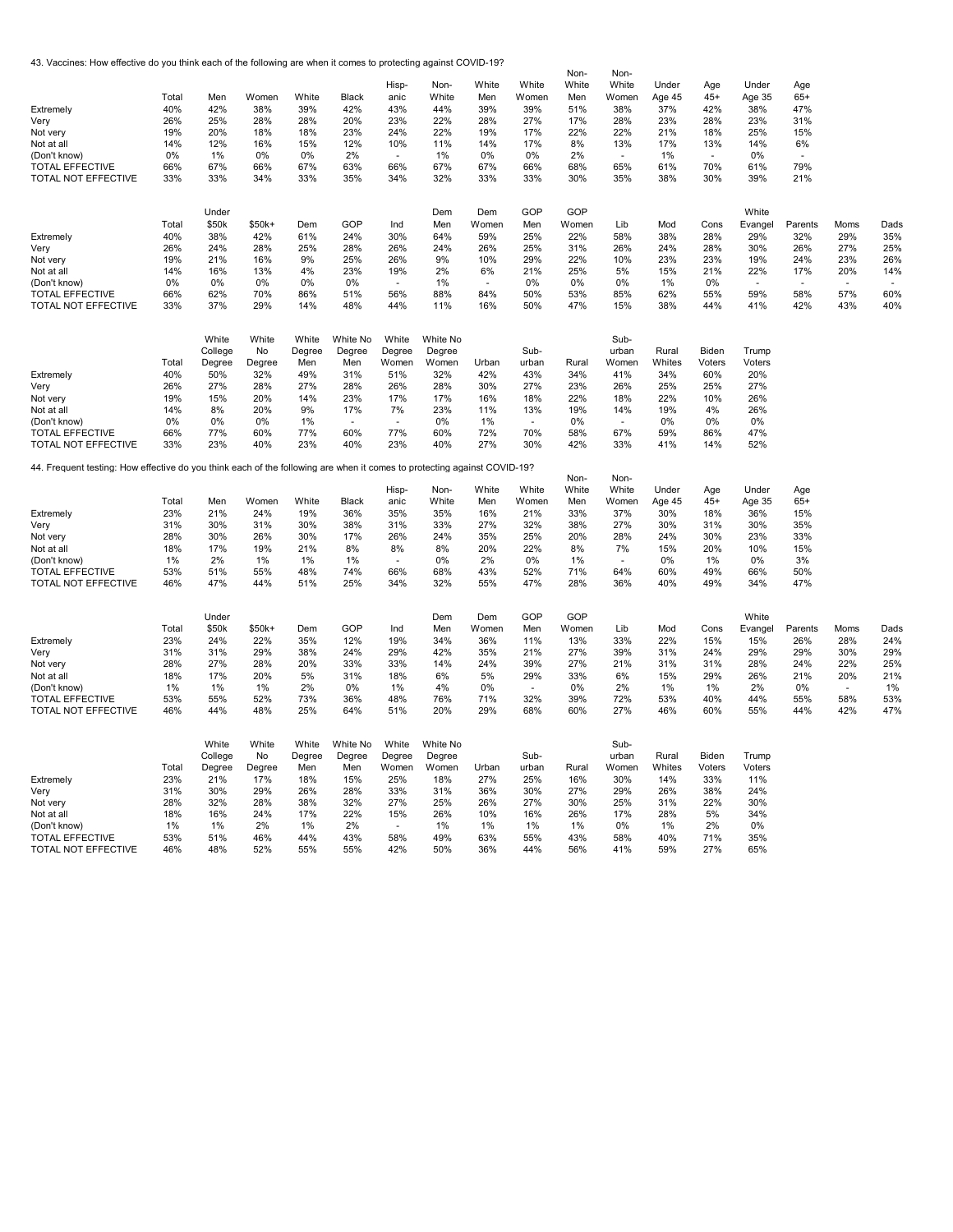43. Vaccines: How effective do you think each of the following are when it comes to protecting against COVID-19?

| | Total | Men | Women | White | Black | Hisp-anic | Non-White | White Men | White Women | Non-White Men | Non-White Women | Under Age 45 | Age 45+ | Under Age 35 | Age 65+ |
|---|---|---|---|---|---|---|---|---|---|---|---|---|---|---|---|
| Extremely | 40% | 42% | 38% | 39% | 42% | 43% | 44% | 39% | 39% | 51% | 38% | 37% | 42% | 38% | 47% |
| Very | 26% | 25% | 28% | 28% | 20% | 23% | 22% | 28% | 27% | 17% | 28% | 23% | 28% | 23% | 31% |
| Not very | 19% | 20% | 18% | 18% | 23% | 24% | 22% | 19% | 17% | 22% | 22% | 21% | 18% | 25% | 15% |
| Not at all | 14% | 12% | 16% | 15% | 12% | 10% | 11% | 14% | 17% | 8% | 13% | 17% | 13% | 14% | 6% |
| (Don't know) | 0% | 1% | 0% | 0% | 2% | - | 1% | 0% | 0% | 2% | - | 1% | - | 0% | - |
| TOTAL EFFECTIVE | 66% | 67% | 66% | 67% | 63% | 66% | 67% | 67% | 66% | 68% | 65% | 61% | 70% | 61% | 79% |
| TOTAL NOT EFFECTIVE | 33% | 33% | 34% | 33% | 35% | 34% | 32% | 33% | 33% | 30% | 35% | 38% | 30% | 39% | 21% |

| | Total | Under $50k | $50k+ | Dem | GOP | Ind | Dem Men | Dem Women | GOP Men | GOP Women | Lib | Mod | Cons | White Evangel | Parents | Moms | Dads |
|---|---|---|---|---|---|---|---|---|---|---|---|---|---|---|---|---|---|
| Extremely | 40% | 38% | 42% | 61% | 24% | 30% | 64% | 59% | 25% | 22% | 58% | 38% | 28% | 29% | 32% | 29% | 35% |
| Very | 26% | 24% | 28% | 25% | 28% | 26% | 24% | 26% | 25% | 31% | 26% | 24% | 28% | 30% | 26% | 27% | 25% |
| Not very | 19% | 21% | 16% | 9% | 25% | 26% | 9% | 10% | 29% | 22% | 10% | 23% | 23% | 19% | 24% | 23% | 26% |
| Not at all | 14% | 16% | 13% | 4% | 23% | 19% | 2% | 6% | 21% | 25% | 5% | 15% | 21% | 22% | 17% | 20% | 14% |
| (Don't know) | 0% | 0% | 0% | 0% | 0% | - | 1% | - | 0% | 0% | 0% | 1% | 0% | - | - | - | - |
| TOTAL EFFECTIVE | 66% | 62% | 70% | 86% | 51% | 56% | 88% | 84% | 50% | 53% | 85% | 62% | 55% | 59% | 58% | 57% | 60% |
| TOTAL NOT EFFECTIVE | 33% | 37% | 29% | 14% | 48% | 44% | 11% | 16% | 50% | 47% | 15% | 38% | 44% | 41% | 42% | 43% | 40% |

| | Total | White College Degree | White No Degree | White Degree Men | White No Degree Men | White Degree Women | White No Degree Women | Urban | Sub-urban | Rural | Sub-urban Women | Rural Whites | Biden Voters | Trump Voters |
|---|---|---|---|---|---|---|---|---|---|---|---|---|---|---|
| Extremely | 40% | 50% | 32% | 49% | 31% | 51% | 32% | 42% | 43% | 34% | 41% | 34% | 60% | 20% |
| Very | 26% | 27% | 28% | 27% | 28% | 26% | 28% | 30% | 27% | 23% | 26% | 25% | 25% | 27% |
| Not very | 19% | 15% | 20% | 14% | 23% | 17% | 17% | 16% | 18% | 22% | 18% | 22% | 10% | 26% |
| Not at all | 14% | 8% | 20% | 9% | 17% | 7% | 23% | 11% | 13% | 19% | 14% | 19% | 4% | 26% |
| (Don't know) | 0% | 0% | 0% | 1% | - | - | 0% | 1% | - | 0% | - | 0% | 0% | 0% |
| TOTAL EFFECTIVE | 66% | 77% | 60% | 77% | 60% | 77% | 60% | 72% | 70% | 58% | 67% | 59% | 86% | 47% |
| TOTAL NOT EFFECTIVE | 33% | 23% | 40% | 23% | 40% | 23% | 40% | 27% | 30% | 42% | 33% | 41% | 14% | 52% |

44. Frequent testing: How effective do you think each of the following are when it comes to protecting against COVID-19?

| | Total | Men | Women | White | Black | Hisp-anic | Non-White | White Men | White Women | Non-White Men | Non-White Women | Under Age 45 | Age 45+ | Under Age 35 | Age 65+ |
|---|---|---|---|---|---|---|---|---|---|---|---|---|---|---|---|
| Extremely | 23% | 21% | 24% | 19% | 36% | 35% | 35% | 16% | 21% | 33% | 37% | 30% | 18% | 36% | 15% |
| Very | 31% | 30% | 31% | 30% | 38% | 31% | 33% | 27% | 32% | 38% | 27% | 30% | 31% | 30% | 35% |
| Not very | 28% | 30% | 26% | 30% | 17% | 26% | 24% | 35% | 25% | 20% | 28% | 24% | 30% | 23% | 33% |
| Not at all | 18% | 17% | 19% | 21% | 8% | 8% | 8% | 20% | 22% | 8% | 7% | 15% | 20% | 10% | 15% |
| (Don't know) | 1% | 2% | 1% | 1% | 1% | - | 0% | 2% | 0% | 1% | - | 0% | 1% | 0% | 3% |
| TOTAL EFFECTIVE | 53% | 51% | 55% | 48% | 74% | 66% | 68% | 43% | 52% | 71% | 64% | 60% | 49% | 66% | 50% |
| TOTAL NOT EFFECTIVE | 46% | 47% | 44% | 51% | 25% | 34% | 32% | 55% | 47% | 28% | 36% | 40% | 49% | 34% | 47% |

| | Total | Under $50k | $50k+ | Dem | GOP | Ind | Dem Men | Dem Women | GOP Men | GOP Women | Lib | Mod | Cons | White Evangel | Parents | Moms | Dads |
|---|---|---|---|---|---|---|---|---|---|---|---|---|---|---|---|---|---|
| Extremely | 23% | 24% | 22% | 35% | 12% | 19% | 34% | 36% | 11% | 13% | 33% | 22% | 15% | 15% | 26% | 28% | 24% |
| Very | 31% | 31% | 29% | 38% | 24% | 29% | 42% | 35% | 21% | 27% | 39% | 31% | 24% | 29% | 29% | 30% | 29% |
| Not very | 28% | 27% | 28% | 20% | 33% | 33% | 14% | 24% | 39% | 27% | 21% | 31% | 31% | 28% | 24% | 22% | 25% |
| Not at all | 18% | 17% | 20% | 5% | 31% | 18% | 6% | 5% | 29% | 33% | 6% | 15% | 29% | 26% | 21% | 20% | 21% |
| (Don't know) | 1% | 1% | 1% | 2% | 0% | 1% | 4% | 0% | - | 0% | 2% | 1% | 1% | 2% | 0% | - | 1% |
| TOTAL EFFECTIVE | 53% | 55% | 52% | 73% | 36% | 48% | 76% | 71% | 32% | 39% | 72% | 53% | 40% | 44% | 55% | 58% | 53% |
| TOTAL NOT EFFECTIVE | 46% | 44% | 48% | 25% | 64% | 51% | 20% | 29% | 68% | 60% | 27% | 46% | 60% | 55% | 44% | 42% | 47% |

| | Total | White College Degree | White No Degree | White Degree Men | White No Degree Men | White Degree Women | White No Degree Women | Urban | Sub-urban | Rural | Sub-urban Women | Rural Whites | Biden Voters | Trump Voters |
|---|---|---|---|---|---|---|---|---|---|---|---|---|---|---|
| Extremely | 23% | 21% | 17% | 18% | 15% | 25% | 18% | 27% | 25% | 16% | 30% | 14% | 33% | 11% |
| Very | 31% | 30% | 29% | 26% | 28% | 33% | 31% | 36% | 30% | 27% | 29% | 26% | 38% | 24% |
| Not very | 28% | 32% | 28% | 38% | 32% | 27% | 25% | 26% | 27% | 30% | 25% | 31% | 22% | 30% |
| Not at all | 18% | 16% | 24% | 17% | 22% | 15% | 26% | 10% | 16% | 26% | 17% | 28% | 5% | 34% |
| (Don't know) | 1% | 1% | 2% | 1% | 2% | - | 1% | 1% | 1% | 1% | 0% | 1% | 2% | 0% |
| TOTAL EFFECTIVE | 53% | 51% | 46% | 44% | 43% | 58% | 49% | 63% | 55% | 43% | 58% | 40% | 71% | 35% |
| TOTAL NOT EFFECTIVE | 46% | 48% | 52% | 55% | 55% | 42% | 50% | 36% | 44% | 56% | 41% | 59% | 27% | 65% |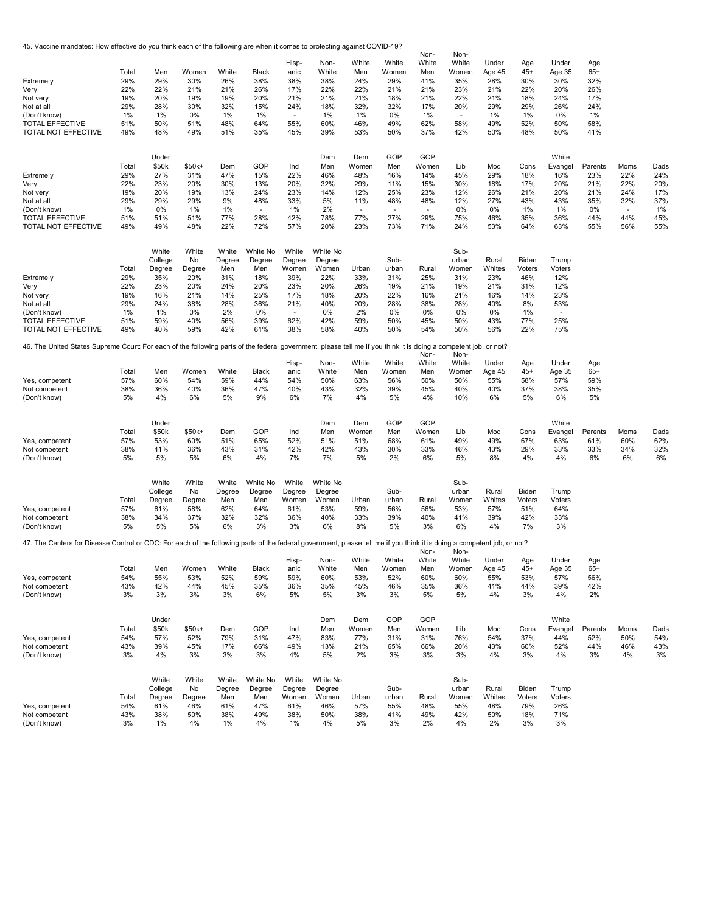45. Vaccine mandates: How effective do you think each of the following are when it comes to protecting against COVID-19?

| | Total | Men | Women | White | Black | Hispanic | Non-White | White Men | White Women | Non-White Men | Non-White Women | Under Age 45 | Age 45+ | Under Age 35 | Age 65+ |
|---|---|---|---|---|---|---|---|---|---|---|---|---|---|---|---|
| Extremely | 29% | 29% | 30% | 26% | 38% | 38% | 38% | 24% | 29% | 41% | 35% | 28% | 30% | 30% | 32% |
| Very | 22% | 22% | 21% | 21% | 26% | 17% | 22% | 22% | 21% | 21% | 23% | 21% | 22% | 20% | 26% |
| Not very | 19% | 20% | 19% | 19% | 20% | 21% | 21% | 21% | 18% | 21% | 22% | 21% | 18% | 24% | 17% |
| Not at all | 29% | 28% | 30% | 32% | 15% | 24% | 18% | 32% | 32% | 17% | 20% | 29% | 29% | 26% | 24% |
| (Don't know) | 1% | 1% | 0% | 1% | 1% | - | 1% | 1% | 0% | 1% | - | 1% | 1% | 0% | 1% |
| TOTAL EFFECTIVE | 51% | 50% | 51% | 48% | 64% | 55% | 60% | 46% | 49% | 62% | 58% | 49% | 52% | 50% | 58% |
| TOTAL NOT EFFECTIVE | 49% | 48% | 49% | 51% | 35% | 45% | 39% | 53% | 50% | 37% | 42% | 50% | 48% | 50% | 41% |

| | Total | Under $50k | $50k+ | Dem | GOP | Ind | Dem Men | Dem Women | GOP Men | GOP Women | Lib | Mod | Cons | White Evangel | Parents | Moms | Dads |
|---|---|---|---|---|---|---|---|---|---|---|---|---|---|---|---|---|---|
| Extremely | 29% | 27% | 31% | 47% | 15% | 22% | 46% | 48% | 16% | 14% | 45% | 29% | 18% | 16% | 23% | 22% | 24% |
| Very | 22% | 23% | 20% | 30% | 13% | 20% | 32% | 29% | 11% | 15% | 30% | 18% | 17% | 20% | 21% | 22% | 20% |
| Not very | 19% | 20% | 19% | 13% | 24% | 23% | 14% | 12% | 25% | 23% | 12% | 26% | 21% | 20% | 21% | 24% | 17% |
| Not at all | 29% | 29% | 29% | 9% | 48% | 33% | 5% | 11% | 48% | 48% | 12% | 27% | 43% | 43% | 35% | 32% | 37% |
| (Don't know) | 1% | 0% | 1% | 1% | - | 1% | 2% | - | - | - | 0% | 0% | 1% | 1% | 0% | - | 1% |
| TOTAL EFFECTIVE | 51% | 51% | 51% | 77% | 28% | 42% | 78% | 77% | 27% | 29% | 75% | 46% | 35% | 36% | 44% | 44% | 45% |
| TOTAL NOT EFFECTIVE | 49% | 49% | 48% | 22% | 72% | 57% | 20% | 23% | 73% | 71% | 24% | 53% | 64% | 63% | 55% | 56% | 55% |

| | Total | White College Degree | White No Degree | White Degree Men | White No Degree Men | White Degree Women | White No Degree Women | Urban | Suburban | Rural | Suburban Women | Rural Whites | Biden Voters | Trump Voters |
|---|---|---|---|---|---|---|---|---|---|---|---|---|---|---|
| Extremely | 29% | 35% | 20% | 31% | 18% | 39% | 22% | 33% | 31% | 25% | 31% | 23% | 46% | 12% |
| Very | 22% | 23% | 20% | 24% | 20% | 23% | 20% | 26% | 19% | 21% | 19% | 21% | 31% | 12% |
| Not very | 19% | 16% | 21% | 14% | 25% | 17% | 18% | 20% | 22% | 16% | 21% | 16% | 14% | 23% |
| Not at all | 29% | 24% | 38% | 28% | 36% | 21% | 40% | 20% | 28% | 38% | 28% | 40% | 8% | 53% |
| (Don't know) | 1% | 1% | 0% | 2% | 0% | - | 0% | 2% | 0% | 0% | 0% | 0% | 1% | - |
| TOTAL EFFECTIVE | 51% | 59% | 40% | 56% | 39% | 62% | 42% | 59% | 50% | 45% | 50% | 43% | 77% | 25% |
| TOTAL NOT EFFECTIVE | 49% | 40% | 59% | 42% | 61% | 38% | 58% | 40% | 50% | 54% | 50% | 56% | 22% | 75% |

46. The United States Supreme Court: For each of the following parts of the federal government, please tell me if you think it is doing a competent job, or not?

| | Total | Men | Women | White | Black | Hispanic | Non-White | White Men | White Women | Non-White Men | Non-White Women | Under Age 45 | Age 45+ | Under Age 35 | Age 65+ |
|---|---|---|---|---|---|---|---|---|---|---|---|---|---|---|---|
| Yes, competent | 57% | 60% | 54% | 59% | 44% | 54% | 50% | 63% | 56% | 50% | 50% | 55% | 58% | 57% | 59% |
| Not competent | 38% | 36% | 40% | 36% | 47% | 40% | 43% | 32% | 39% | 45% | 40% | 40% | 37% | 38% | 35% |
| (Don't know) | 5% | 4% | 6% | 5% | 9% | 6% | 7% | 4% | 5% | 4% | 10% | 6% | 5% | 6% | 5% |

| | Total | Under $50k | $50k+ | Dem | GOP | Ind | Dem Men | Dem Women | GOP Men | GOP Women | Lib | Mod | Cons | White Evangel | Parents | Moms | Dads |
|---|---|---|---|---|---|---|---|---|---|---|---|---|---|---|---|---|---|
| Yes, competent | 57% | 53% | 60% | 51% | 65% | 52% | 51% | 51% | 68% | 61% | 49% | 49% | 67% | 63% | 61% | 60% | 62% |
| Not competent | 38% | 41% | 36% | 43% | 31% | 42% | 42% | 43% | 30% | 33% | 46% | 43% | 29% | 33% | 33% | 34% | 32% |
| (Don't know) | 5% | 5% | 5% | 6% | 4% | 7% | 7% | 5% | 2% | 6% | 5% | 8% | 4% | 4% | 6% | 6% | 6% |

| | Total | White College Degree | White No Degree | White Degree Men | White No Degree Men | White Degree Women | White No Degree Women | Urban | Suburban | Rural | Suburban Women | Rural Whites | Biden Voters | Trump Voters |
|---|---|---|---|---|---|---|---|---|---|---|---|---|---|---|
| Yes, competent | 57% | 61% | 58% | 62% | 64% | 61% | 53% | 59% | 56% | 56% | 53% | 57% | 51% | 64% |
| Not competent | 38% | 34% | 37% | 32% | 32% | 36% | 40% | 33% | 39% | 40% | 41% | 39% | 42% | 33% |
| (Don't know) | 5% | 5% | 5% | 6% | 3% | 3% | 6% | 8% | 5% | 3% | 6% | 4% | 7% | 3% |

47. The Centers for Disease Control or CDC: For each of the following parts of the federal government, please tell me if you think it is doing a competent job, or not?

| | Total | Men | Women | White | Black | Hispanic | Non-White | White Men | White Women | Non-White Men | Non-White Women | Under Age 45 | Age 45+ | Under Age 35 | Age 65+ |
|---|---|---|---|---|---|---|---|---|---|---|---|---|---|---|---|
| Yes, competent | 54% | 55% | 53% | 52% | 59% | 59% | 60% | 53% | 52% | 60% | 60% | 55% | 53% | 57% | 56% |
| Not competent | 43% | 42% | 44% | 45% | 35% | 36% | 35% | 45% | 46% | 35% | 36% | 41% | 44% | 39% | 42% |
| (Don't know) | 3% | 3% | 3% | 3% | 6% | 5% | 5% | 3% | 3% | 5% | 5% | 4% | 3% | 4% | 2% |

| | Total | Under $50k | $50k+ | Dem | GOP | Ind | Dem Men | Dem Women | GOP Men | GOP Women | Lib | Mod | Cons | White Evangel | Parents | Moms | Dads |
|---|---|---|---|---|---|---|---|---|---|---|---|---|---|---|---|---|---|
| Yes, competent | 54% | 57% | 52% | 79% | 31% | 47% | 83% | 77% | 31% | 31% | 76% | 54% | 37% | 44% | 52% | 50% | 54% |
| Not competent | 43% | 39% | 45% | 17% | 66% | 49% | 13% | 21% | 65% | 66% | 20% | 43% | 60% | 52% | 44% | 46% | 43% |
| (Don't know) | 3% | 4% | 3% | 3% | 3% | 4% | 5% | 2% | 3% | 3% | 3% | 4% | 3% | 4% | 3% | 4% | 3% |

| | Total | White College Degree | White No Degree | White Degree Men | White No Degree Men | White Degree Women | White No Degree Women | Urban | Suburban | Rural | Suburban Women | Rural Whites | Biden Voters | Trump Voters |
|---|---|---|---|---|---|---|---|---|---|---|---|---|---|---|
| Yes, competent | 54% | 61% | 46% | 61% | 47% | 61% | 46% | 57% | 55% | 48% | 55% | 48% | 79% | 26% |
| Not competent | 43% | 38% | 50% | 38% | 49% | 38% | 50% | 38% | 41% | 49% | 42% | 50% | 18% | 71% |
| (Don't know) | 3% | 1% | 4% | 1% | 4% | 1% | 4% | 5% | 3% | 2% | 4% | 2% | 3% | 3% |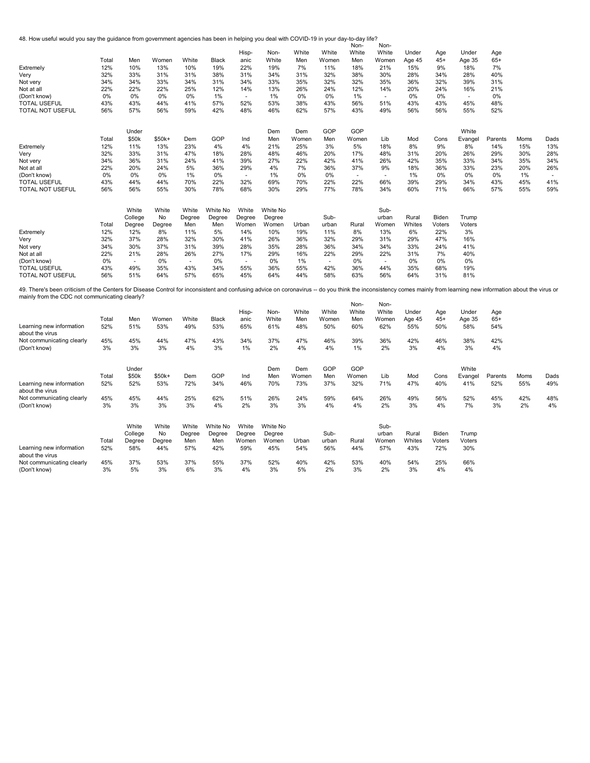48. How useful would you say the guidance from government agencies has been in helping you deal with COVID-19 in your day-to-day life?

| | Total | Men | Women | White | Black | Hisp-anic | Non-White | White Men | White Women | Non-White Men | Non-White Women | Under Age 45 | Age 45+ | Under Age 35 | Age 65+ |
|---|---|---|---|---|---|---|---|---|---|---|---|---|---|---|---|
| Extremely | 12% | 10% | 13% | 10% | 19% | 22% | 19% | 7% | 11% | 18% | 21% | 15% | 9% | 18% | 7% |
| Very | 32% | 33% | 31% | 31% | 38% | 31% | 34% | 31% | 32% | 38% | 30% | 28% | 34% | 28% | 40% |
| Not very | 34% | 34% | 33% | 34% | 31% | 34% | 33% | 35% | 32% | 32% | 35% | 36% | 32% | 39% | 31% |
| Not at all | 22% | 22% | 22% | 25% | 12% | 14% | 13% | 26% | 24% | 12% | 14% | 20% | 24% | 16% | 21% |
| (Don't know) | 0% | 0% | 0% | 0% | 1% | - | 1% | 0% | 0% | 1% | - | 0% | 0% | - | 0% |
| TOTAL USEFUL | 43% | 43% | 44% | 41% | 57% | 52% | 53% | 38% | 43% | 56% | 51% | 43% | 43% | 45% | 48% |
| TOTAL NOT USEFUL | 56% | 57% | 56% | 59% | 42% | 48% | 46% | 62% | 57% | 43% | 49% | 56% | 56% | 55% | 52% |

| | Total | Under $50k | $50k+ | Dem | GOP | Ind | Dem Men | Dem Women | GOP Men | GOP Women | Lib | Mod | Cons | White Evangel | Parents | Moms | Dads |
|---|---|---|---|---|---|---|---|---|---|---|---|---|---|---|---|---|---|
| Extremely | 12% | 11% | 13% | 23% | 4% | 4% | 21% | 25% | 3% | 5% | 18% | 8% | 9% | 8% | 14% | 15% | 13% |
| Very | 32% | 33% | 31% | 47% | 18% | 28% | 48% | 46% | 20% | 17% | 48% | 31% | 20% | 26% | 29% | 30% | 28% |
| Not very | 34% | 36% | 31% | 24% | 41% | 39% | 27% | 22% | 42% | 41% | 26% | 42% | 35% | 33% | 34% | 35% | 34% |
| Not at all | 22% | 20% | 24% | 5% | 36% | 29% | 4% | 7% | 36% | 37% | 9% | 18% | 36% | 33% | 23% | 20% | 26% |
| (Don't know) | 0% | 0% | 0% | 1% | 0% | - | 1% | 0% | 0% | - | - | 1% | 0% | 0% | 0% | 1% | - |
| TOTAL USEFUL | 43% | 44% | 44% | 70% | 22% | 32% | 69% | 70% | 22% | 22% | 66% | 39% | 29% | 34% | 43% | 45% | 41% |
| TOTAL NOT USEFUL | 56% | 56% | 55% | 30% | 78% | 68% | 30% | 29% | 77% | 78% | 34% | 60% | 71% | 66% | 57% | 55% | 59% |

| | Total | White College Degree | White No Degree | White Degree Men | White No Degree Men | White Degree Women | White No Degree Women | Urban | Sub-urban | Rural | Sub-urban Women | Rural Whites | Biden Voters | Trump Voters |
|---|---|---|---|---|---|---|---|---|---|---|---|---|---|---|
| Extremely | 12% | 12% | 8% | 11% | 5% | 14% | 10% | 19% | 11% | 8% | 13% | 6% | 22% | 3% |
| Very | 32% | 37% | 28% | 32% | 30% | 41% | 26% | 36% | 32% | 29% | 31% | 29% | 47% | 16% |
| Not very | 34% | 30% | 37% | 31% | 39% | 28% | 35% | 28% | 36% | 34% | 34% | 33% | 24% | 41% |
| Not at all | 22% | 21% | 28% | 26% | 27% | 17% | 29% | 16% | 22% | 29% | 22% | 31% | 7% | 40% |
| (Don't know) | 0% | - | 0% | - | 0% | - | 0% | 1% | - | 0% | - | 0% | 0% | 0% |
| TOTAL USEFUL | 43% | 49% | 35% | 43% | 34% | 55% | 36% | 55% | 42% | 36% | 44% | 35% | 68% | 19% |
| TOTAL NOT USEFUL | 56% | 51% | 64% | 57% | 65% | 45% | 64% | 44% | 58% | 63% | 56% | 64% | 31% | 81% |

49. There's been criticism of the Centers for Disease Control for inconsistent and confusing advice on coronavirus -- do you think the inconsistency comes mainly from learning new information about the virus or mainly from the CDC not communicating clearly?

| | Total | Men | Women | White | Black | Hisp-anic | Non-White | White Men | White Women | Non-White Men | Non-White Women | Under Age 45 | Age 45+ | Under Age 35 | Age 65+ |
|---|---|---|---|---|---|---|---|---|---|---|---|---|---|---|---|
| Learning new information about the virus | 52% | 51% | 53% | 49% | 53% | 65% | 61% | 48% | 50% | 60% | 62% | 55% | 50% | 58% | 54% |
| Not communicating clearly | 45% | 45% | 44% | 47% | 43% | 34% | 37% | 47% | 46% | 39% | 36% | 42% | 46% | 38% | 42% |
| (Don't know) | 3% | 3% | 3% | 4% | 3% | 1% | 2% | 4% | 4% | 1% | 2% | 3% | 4% | 3% | 4% |

| | Total | Under $50k | $50k+ | Dem | GOP | Ind | Dem Men | Dem Women | GOP Men | GOP Women | Lib | Mod | Cons | White Evangel | Parents | Moms | Dads |
|---|---|---|---|---|---|---|---|---|---|---|---|---|---|---|---|---|---|
| Learning new information about the virus | 52% | 52% | 53% | 72% | 34% | 46% | 70% | 73% | 37% | 32% | 71% | 47% | 40% | 41% | 52% | 55% | 49% |
| Not communicating clearly | 45% | 45% | 44% | 25% | 62% | 51% | 26% | 24% | 59% | 64% | 26% | 49% | 56% | 52% | 45% | 42% | 48% |
| (Don't know) | 3% | 3% | 3% | 3% | 4% | 2% | 3% | 3% | 4% | 4% | 2% | 3% | 4% | 7% | 3% | 2% | 4% |

| | Total | White College Degree | White No Degree | White Degree Men | White No Degree Men | White Degree Women | White No Degree Women | Urban | Sub-urban | Rural | Sub-urban Women | Rural Whites | Biden Voters | Trump Voters |
|---|---|---|---|---|---|---|---|---|---|---|---|---|---|---|
| Learning new information about the virus | 52% | 58% | 44% | 57% | 42% | 59% | 45% | 54% | 56% | 44% | 57% | 43% | 72% | 30% |
| Not communicating clearly | 45% | 37% | 53% | 37% | 55% | 37% | 52% | 40% | 42% | 53% | 40% | 54% | 25% | 66% |
| (Don't know) | 3% | 5% | 3% | 6% | 3% | 4% | 3% | 5% | 2% | 3% | 2% | 3% | 4% | 4% |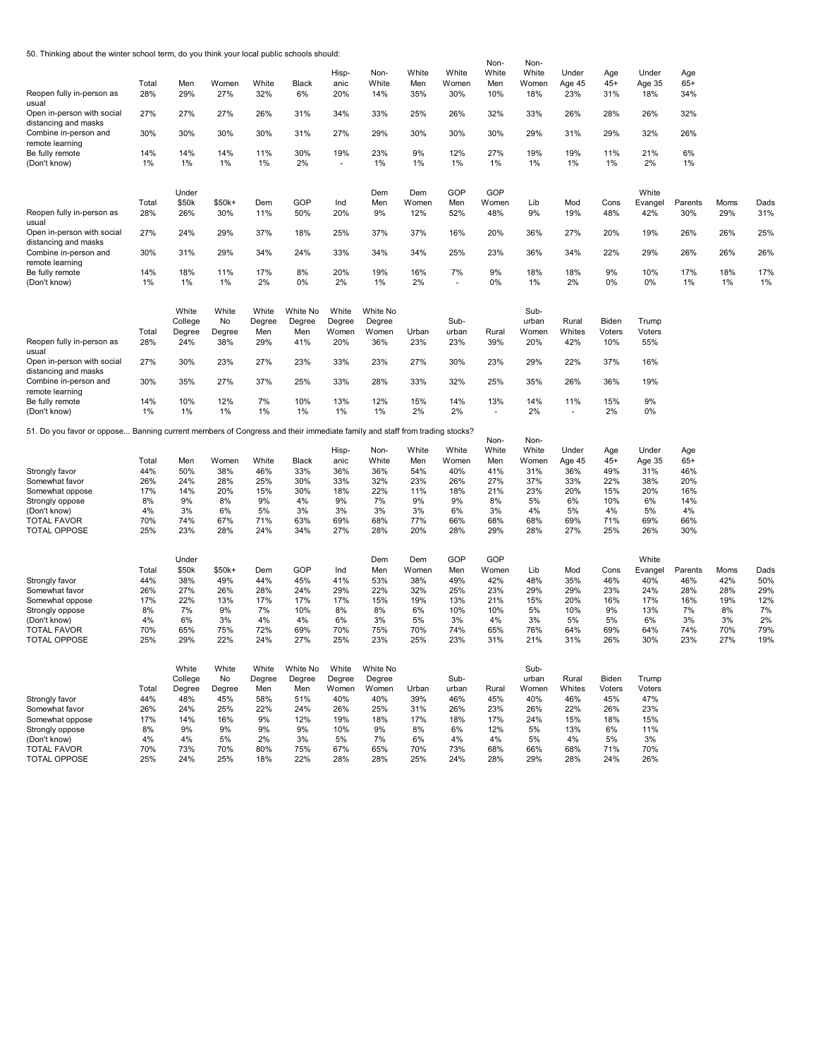50. Thinking about the winter school term, do you think your local public schools should:

| | Total | Men | Women | White | Black | Hisp-anic | Non-White | White Men | White Women | Non-White Men | Non-White Women | Under Age 45 | Age 45+ | Under Age 35 | Age 65+ |
|---|---|---|---|---|---|---|---|---|---|---|---|---|---|---|---|
| Reopen fully in-person as usual | 28% | 29% | 27% | 32% | 6% | 20% | 14% | 35% | 30% | 10% | 18% | 23% | 31% | 18% | 34% |
| Open in-person with social distancing and masks | 27% | 27% | 27% | 26% | 31% | 34% | 33% | 25% | 26% | 32% | 33% | 26% | 28% | 26% | 32% |
| Combine in-person and remote learning | 30% | 30% | 30% | 30% | 31% | 27% | 29% | 30% | 30% | 30% | 29% | 31% | 29% | 32% | 26% |
| Be fully remote | 14% | 14% | 14% | 11% | 30% | 19% | 23% | 9% | 12% | 27% | 19% | 19% | 11% | 21% | 6% |
| (Don't know) | 1% | 1% | 1% | 1% | 2% | - | 1% | 1% | 1% | 1% | 1% | 1% | 1% | 2% | 1% |

| | Total | Under $50k | $50k+ | Dem | GOP | Ind | Dem Men | Dem Women | GOP Men | GOP Women | Lib | Mod | Cons | White Evangel | Parents | Moms | Dads |
|---|---|---|---|---|---|---|---|---|---|---|---|---|---|---|---|---|---|
| Reopen fully in-person as usual | 28% | 26% | 30% | 11% | 50% | 20% | 9% | 12% | 52% | 48% | 9% | 19% | 48% | 42% | 30% | 29% | 31% |
| Open in-person with social distancing and masks | 27% | 24% | 29% | 37% | 18% | 25% | 37% | 37% | 16% | 20% | 36% | 27% | 20% | 19% | 26% | 26% | 25% |
| Combine in-person and remote learning | 30% | 31% | 29% | 34% | 24% | 33% | 34% | 34% | 25% | 23% | 36% | 34% | 22% | 29% | 26% | 26% | 26% |
| Be fully remote | 14% | 18% | 11% | 17% | 8% | 20% | 19% | 16% | 7% | 9% | 18% | 18% | 9% | 10% | 17% | 18% | 17% |
| (Don't know) | 1% | 1% | 1% | 2% | 0% | 2% | 1% | 2% | - | 0% | 1% | 2% | 0% | 0% | 1% | 1% | 1% |

| | Total | White College Degree | White No Degree | White Degree Men | White No Degree Men | White Degree Women | White No Degree Women | Urban | Sub-urban | Rural | Sub-urban Women | Rural Whites | Biden Voters | Trump Voters |
|---|---|---|---|---|---|---|---|---|---|---|---|---|---|---|
| Reopen fully in-person as usual | 28% | 24% | 38% | 29% | 41% | 20% | 36% | 23% | 23% | 39% | 20% | 42% | 10% | 55% |
| Open in-person with social distancing and masks | 27% | 30% | 23% | 27% | 23% | 33% | 23% | 27% | 30% | 23% | 29% | 22% | 37% | 16% |
| Combine in-person and remote learning | 30% | 35% | 27% | 37% | 25% | 33% | 28% | 33% | 32% | 25% | 35% | 26% | 36% | 19% |
| Be fully remote | 14% | 10% | 12% | 7% | 10% | 13% | 12% | 15% | 14% | 13% | 14% | 11% | 15% | 9% |
| (Don't know) | 1% | 1% | 1% | 1% | 1% | 1% | 1% | 2% | 2% | - | 2% | - | 2% | 0% |

51. Do you favor or oppose... Banning current members of Congress and their immediate family and staff from trading stocks?

| | Total | Men | Women | White | Black | Hisp-anic | Non-White | White Men | White Women | Non-White Men | Non-White Women | Under Age 45 | Age 45+ | Under Age 35 | Age 65+ |
|---|---|---|---|---|---|---|---|---|---|---|---|---|---|---|---|
| Strongly favor | 44% | 50% | 38% | 46% | 33% | 36% | 36% | 54% | 40% | 41% | 31% | 36% | 49% | 31% | 46% |
| Somewhat favor | 26% | 24% | 28% | 25% | 30% | 33% | 32% | 23% | 26% | 27% | 37% | 33% | 22% | 38% | 20% |
| Somewhat oppose | 17% | 14% | 20% | 15% | 30% | 18% | 22% | 11% | 18% | 21% | 23% | 20% | 15% | 20% | 16% |
| Strongly oppose | 8% | 9% | 8% | 9% | 4% | 9% | 7% | 9% | 9% | 8% | 5% | 6% | 10% | 6% | 14% |
| (Don't know) | 4% | 3% | 6% | 5% | 3% | 3% | 3% | 3% | 6% | 3% | 4% | 5% | 4% | 5% | 4% |
| TOTAL FAVOR | 70% | 74% | 67% | 71% | 63% | 69% | 68% | 77% | 66% | 68% | 68% | 69% | 71% | 69% | 66% |
| TOTAL OPPOSE | 25% | 23% | 28% | 24% | 34% | 27% | 28% | 20% | 28% | 29% | 28% | 27% | 25% | 26% | 30% |

| | Total | Under $50k | $50k+ | Dem | GOP | Ind | Dem Men | Dem Women | GOP Men | GOP Women | Lib | Mod | Cons | White Evangel | Parents | Moms | Dads |
|---|---|---|---|---|---|---|---|---|---|---|---|---|---|---|---|---|---|
| Strongly favor | 44% | 38% | 49% | 44% | 45% | 41% | 53% | 38% | 49% | 42% | 48% | 35% | 46% | 40% | 46% | 42% | 50% |
| Somewhat favor | 26% | 27% | 26% | 28% | 24% | 29% | 22% | 32% | 25% | 23% | 29% | 29% | 23% | 24% | 28% | 28% | 29% |
| Somewhat oppose | 17% | 22% | 13% | 17% | 17% | 17% | 15% | 19% | 13% | 21% | 15% | 20% | 16% | 17% | 16% | 19% | 12% |
| Strongly oppose | 8% | 7% | 9% | 7% | 10% | 8% | 8% | 6% | 10% | 10% | 5% | 10% | 9% | 13% | 7% | 8% | 7% |
| (Don't know) | 4% | 6% | 3% | 4% | 4% | 6% | 3% | 5% | 3% | 4% | 3% | 5% | 5% | 6% | 3% | 3% | 2% |
| TOTAL FAVOR | 70% | 65% | 75% | 72% | 69% | 70% | 75% | 70% | 74% | 65% | 76% | 64% | 69% | 64% | 74% | 70% | 79% |
| TOTAL OPPOSE | 25% | 29% | 22% | 24% | 27% | 25% | 23% | 25% | 23% | 31% | 21% | 31% | 26% | 30% | 23% | 27% | 19% |

| | Total | White College Degree | White No Degree | White Degree Men | White No Degree Men | White Degree Women | White No Degree Women | Urban | Sub-urban | Rural | Sub-urban Women | Rural Whites | Biden Voters | Trump Voters |
|---|---|---|---|---|---|---|---|---|---|---|---|---|---|---|
| Strongly favor | 44% | 48% | 45% | 58% | 51% | 40% | 40% | 39% | 46% | 45% | 40% | 46% | 45% | 47% |
| Somewhat favor | 26% | 24% | 25% | 22% | 24% | 26% | 25% | 31% | 26% | 23% | 26% | 22% | 26% | 23% |
| Somewhat oppose | 17% | 14% | 16% | 9% | 12% | 19% | 18% | 17% | 18% | 17% | 24% | 15% | 18% | 15% |
| Strongly oppose | 8% | 9% | 9% | 9% | 9% | 10% | 9% | 8% | 6% | 12% | 5% | 13% | 6% | 11% |
| (Don't know) | 4% | 4% | 5% | 2% | 3% | 5% | 7% | 6% | 4% | 4% | 5% | 4% | 5% | 3% |
| TOTAL FAVOR | 70% | 73% | 70% | 80% | 75% | 67% | 65% | 70% | 73% | 68% | 66% | 68% | 71% | 70% |
| TOTAL OPPOSE | 25% | 24% | 25% | 18% | 22% | 28% | 28% | 25% | 24% | 28% | 29% | 28% | 24% | 26% |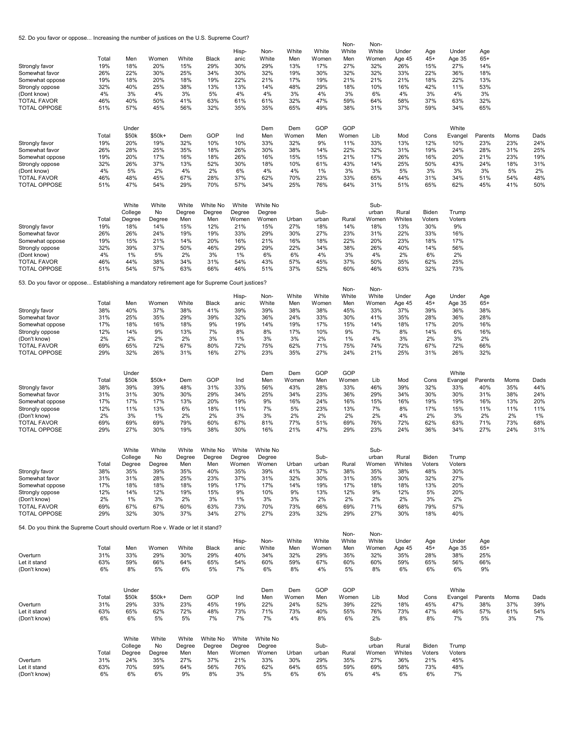52. Do you favor or oppose... Increasing the number of justices on the U.S. Supreme Court?

| | Total | Men | Women | White | Black | Hisp-anic | Non-White | White Men | White Women | Non-White Men | Non-White Women | Under Age 45 | Age 45+ | Under Age 35 | Age 65+ |
|---|---|---|---|---|---|---|---|---|---|---|---|---|---|---|---|
| Strongly favor | 19% | 18% | 20% | 15% | 29% | 30% | 29% | 13% | 17% | 27% | 32% | 26% | 15% | 27% | 14% |
| Somewhat favor | 26% | 22% | 30% | 25% | 34% | 30% | 32% | 19% | 30% | 32% | 32% | 33% | 22% | 36% | 18% |
| Somewhat oppose | 19% | 18% | 20% | 18% | 19% | 22% | 21% | 17% | 19% | 21% | 21% | 21% | 18% | 22% | 13% |
| Strongly oppose | 32% | 40% | 25% | 38% | 13% | 13% | 14% | 48% | 29% | 18% | 10% | 16% | 42% | 11% | 53% |
| (Dont know) | 4% | 3% | 4% | 3% | 5% | 4% | 4% | 3% | 4% | 3% | 6% | 4% | 3% | 4% | 3% |
| TOTAL FAVOR | 46% | 40% | 50% | 41% | 63% | 61% | 61% | 32% | 47% | 59% | 64% | 58% | 37% | 63% | 32% |
| TOTAL OPPOSE | 51% | 57% | 45% | 56% | 32% | 35% | 35% | 65% | 49% | 38% | 31% | 37% | 59% | 34% | 65% |

| | Total | Under $50k | $50k+ | Dem | GOP | Ind | Dem Men | Dem Women | GOP Men | GOP Women | Lib | Mod | Cons | White Evangel | Parents | Moms | Dads |
|---|---|---|---|---|---|---|---|---|---|---|---|---|---|---|---|---|---|
| Strongly favor | 19% | 20% | 19% | 32% | 10% | 10% | 33% | 32% | 9% | 11% | 33% | 13% | 12% | 10% | 23% | 23% | 24% |
| Somewhat favor | 26% | 28% | 25% | 35% | 18% | 26% | 30% | 38% | 14% | 22% | 32% | 31% | 19% | 24% | 28% | 31% | 25% |
| Somewhat oppose | 19% | 20% | 17% | 16% | 18% | 26% | 16% | 15% | 15% | 21% | 17% | 26% | 16% | 20% | 21% | 23% | 19% |
| Strongly oppose | 32% | 26% | 37% | 13% | 52% | 30% | 18% | 10% | 61% | 43% | 14% | 25% | 50% | 43% | 24% | 18% | 31% |
| (Dont know) | 4% | 5% | 2% | 4% | 2% | 6% | 4% | 4% | 1% | 3% | 3% | 5% | 3% | 3% | 3% | 5% | 2% |
| TOTAL FAVOR | 46% | 48% | 45% | 67% | 28% | 37% | 62% | 70% | 23% | 33% | 65% | 44% | 31% | 34% | 51% | 54% | 48% |
| TOTAL OPPOSE | 51% | 47% | 54% | 29% | 70% | 57% | 34% | 25% | 76% | 64% | 31% | 51% | 65% | 62% | 45% | 41% | 50% |

| | Total | White College Degree | White No Degree | White Degree Men | White No Degree Men | White Degree Women | White No Degree Women | Urban | Sub-urban | Rural | Sub-urban Women | Rural Whites | Biden Voters | Trump Voters |
|---|---|---|---|---|---|---|---|---|---|---|---|---|---|---|
| Strongly favor | 19% | 18% | 14% | 15% | 12% | 21% | 15% | 27% | 18% | 14% | 18% | 13% | 30% | 9% |
| Somewhat favor | 26% | 26% | 24% | 19% | 19% | 33% | 29% | 30% | 27% | 23% | 31% | 22% | 33% | 16% |
| Somewhat oppose | 19% | 15% | 21% | 14% | 20% | 16% | 21% | 16% | 18% | 22% | 20% | 23% | 18% | 17% |
| Strongly oppose | 32% | 39% | 37% | 50% | 46% | 29% | 29% | 22% | 34% | 38% | 26% | 40% | 14% | 56% |
| (Dont know) | 4% | 1% | 5% | 2% | 3% | 1% | 6% | 6% | 4% | 3% | 4% | 2% | 6% | 2% |
| TOTAL FAVOR | 46% | 44% | 38% | 34% | 31% | 54% | 43% | 57% | 45% | 37% | 50% | 35% | 62% | 25% |
| TOTAL OPPOSE | 51% | 54% | 57% | 63% | 66% | 46% | 51% | 37% | 52% | 60% | 46% | 63% | 32% | 73% |

53. Do you favor or oppose... Establishing a mandatory retirement age for Supreme Court justices?

| | Total | Men | Women | White | Black | Hisp-anic | Non-White | White Men | White Women | Non-White Men | Non-White Women | Under Age 45 | Age 45+ | Under Age 35 | Age 65+ |
|---|---|---|---|---|---|---|---|---|---|---|---|---|---|---|---|
| Strongly favor | 38% | 40% | 37% | 38% | 41% | 39% | 39% | 38% | 38% | 45% | 33% | 37% | 39% | 36% | 38% |
| Somewhat favor | 31% | 25% | 35% | 29% | 39% | 32% | 36% | 24% | 33% | 30% | 41% | 35% | 28% | 36% | 28% |
| Somewhat oppose | 17% | 18% | 16% | 18% | 9% | 19% | 14% | 19% | 17% | 15% | 14% | 18% | 17% | 20% | 16% |
| Strongly oppose | 12% | 14% | 9% | 13% | 7% | 8% | 8% | 17% | 10% | 9% | 7% | 8% | 14% | 6% | 16% |
| (Don't know) | 2% | 2% | 2% | 2% | 3% | 1% | 3% | 3% | 2% | 1% | 4% | 3% | 2% | 3% | 2% |
| TOTAL FAVOR | 69% | 65% | 72% | 67% | 80% | 72% | 75% | 62% | 71% | 75% | 74% | 72% | 67% | 72% | 66% |
| TOTAL OPPOSE | 29% | 32% | 26% | 31% | 16% | 27% | 23% | 35% | 27% | 24% | 21% | 25% | 31% | 26% | 32% |

| | Total | Under $50k | $50k+ | Dem | GOP | Ind | Dem Men | Dem Women | GOP Men | GOP Women | Lib | Mod | Cons | White Evangel | Parents | Moms | Dads |
|---|---|---|---|---|---|---|---|---|---|---|---|---|---|---|---|---|---|
| Strongly favor | 38% | 39% | 39% | 48% | 31% | 33% | 56% | 43% | 28% | 33% | 46% | 39% | 32% | 33% | 40% | 35% | 44% |
| Somewhat favor | 31% | 31% | 30% | 30% | 29% | 34% | 25% | 34% | 23% | 36% | 29% | 34% | 30% | 30% | 31% | 38% | 24% |
| Somewhat oppose | 17% | 17% | 17% | 13% | 20% | 19% | 9% | 16% | 24% | 16% | 15% | 16% | 19% | 19% | 16% | 13% | 20% |
| Strongly oppose | 12% | 11% | 13% | 6% | 18% | 11% | 7% | 5% | 23% | 13% | 7% | 8% | 17% | 15% | 11% | 11% | 11% |
| (Don't know) | 2% | 3% | 1% | 2% | 2% | 3% | 3% | 2% | 2% | 2% | 2% | 4% | 2% | 3% | 2% | 2% | 1% |
| TOTAL FAVOR | 69% | 69% | 69% | 79% | 60% | 67% | 81% | 77% | 51% | 69% | 76% | 72% | 62% | 63% | 71% | 73% | 68% |
| TOTAL OPPOSE | 29% | 27% | 30% | 19% | 38% | 30% | 16% | 21% | 47% | 29% | 23% | 24% | 36% | 34% | 27% | 24% | 31% |

| | Total | White College Degree | White No Degree | White Degree Men | White No Degree Men | White Degree Women | White No Degree Women | Urban | Sub-urban | Rural | Sub-urban Women | Rural Whites | Biden Voters | Trump Voters |
|---|---|---|---|---|---|---|---|---|---|---|---|---|---|---|
| Strongly favor | 38% | 35% | 39% | 35% | 40% | 35% | 39% | 41% | 37% | 38% | 35% | 38% | 48% | 30% |
| Somewhat favor | 31% | 31% | 28% | 25% | 23% | 37% | 31% | 32% | 30% | 31% | 35% | 30% | 32% | 27% |
| Somewhat oppose | 17% | 18% | 18% | 18% | 19% | 17% | 17% | 14% | 19% | 17% | 18% | 18% | 13% | 20% |
| Strongly oppose | 12% | 14% | 12% | 19% | 15% | 9% | 10% | 9% | 13% | 12% | 9% | 12% | 5% | 20% |
| (Don't know) | 2% | 1% | 3% | 2% | 3% | 1% | 3% | 3% | 2% | 2% | 2% | 2% | 3% | 2% |
| TOTAL FAVOR | 69% | 67% | 67% | 60% | 63% | 73% | 70% | 73% | 66% | 69% | 71% | 68% | 79% | 57% |
| TOTAL OPPOSE | 29% | 32% | 30% | 37% | 34% | 27% | 27% | 23% | 32% | 29% | 27% | 30% | 18% | 40% |

54. Do you think the Supreme Court should overturn Roe v. Wade or let it stand?

| | Total | Men | Women | White | Black | Hisp-anic | Non-White | White Men | White Women | Non-White Men | Non-White Women | Under Age 45 | Age 45+ | Under Age 35 | Age 65+ |
|---|---|---|---|---|---|---|---|---|---|---|---|---|---|---|---|
| Overturn | 31% | 33% | 29% | 30% | 29% | 40% | 34% | 32% | 29% | 35% | 32% | 35% | 28% | 38% | 25% |
| Let it stand | 63% | 59% | 66% | 64% | 65% | 54% | 60% | 59% | 67% | 60% | 60% | 59% | 65% | 56% | 66% |
| (Don't know) | 6% | 8% | 5% | 6% | 5% | 7% | 6% | 8% | 4% | 5% | 8% | 6% | 6% | 6% | 9% |

| | Total | Under $50k | $50k+ | Dem | GOP | Ind | Dem Men | Dem Women | GOP Men | GOP Women | Lib | Mod | Cons | White Evangel | Parents | Moms | Dads |
|---|---|---|---|---|---|---|---|---|---|---|---|---|---|---|---|---|---|
| Overturn | 31% | 29% | 33% | 23% | 45% | 19% | 22% | 24% | 52% | 39% | 22% | 18% | 45% | 47% | 38% | 37% | 39% |
| Let it stand | 63% | 65% | 62% | 72% | 48% | 73% | 71% | 73% | 40% | 55% | 76% | 73% | 47% | 46% | 57% | 61% | 54% |
| (Don't know) | 6% | 6% | 5% | 5% | 7% | 7% | 7% | 4% | 8% | 6% | 2% | 8% | 8% | 7% | 5% | 3% | 7% |

| | Total | White College Degree | White No Degree | White Degree Men | White No Degree Men | White Degree Women | White No Degree Women | Urban | Sub-urban | Rural | Sub-urban Women | Rural Whites | Biden Voters | Trump Voters |
|---|---|---|---|---|---|---|---|---|---|---|---|---|---|---|
| Overturn | 31% | 24% | 35% | 27% | 37% | 21% | 33% | 30% | 29% | 35% | 27% | 36% | 21% | 45% |
| Let it stand | 63% | 70% | 59% | 64% | 56% | 76% | 62% | 64% | 65% | 59% | 69% | 58% | 73% | 48% |
| (Don't know) | 6% | 6% | 6% | 9% | 8% | 3% | 5% | 6% | 6% | 6% | 4% | 6% | 6% | 7% |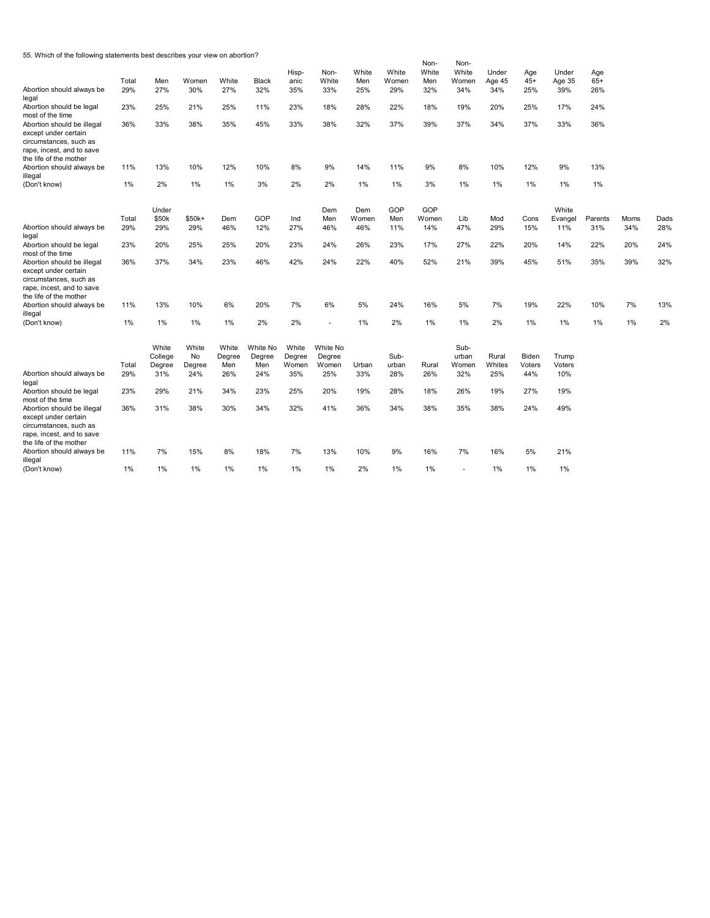55. Which of the following statements best describes your view on abortion?

| | Total | Men | Women | White | Black | Hisp-anic | Non-White | White Men | White Women | Non-White Men | Non-White Women | Under Age 45 | Age 45+ | Under Age 35 | Age 65+ |
|---|---|---|---|---|---|---|---|---|---|---|---|---|---|---|---|
| Abortion should always be legal | 29% | 27% | 30% | 27% | 32% | 35% | 33% | 25% | 29% | 32% | 34% | 34% | 25% | 39% | 26% |
| Abortion should be legal most of the time | 23% | 25% | 21% | 25% | 11% | 23% | 18% | 28% | 22% | 18% | 19% | 20% | 25% | 17% | 24% |
| Abortion should be illegal except under certain circumstances, such as rape, incest, and to save the life of the mother | 36% | 33% | 38% | 35% | 45% | 33% | 38% | 32% | 37% | 39% | 37% | 34% | 37% | 33% | 36% |
| Abortion should always be illegal | 11% | 13% | 10% | 12% | 10% | 8% | 9% | 14% | 11% | 9% | 8% | 10% | 12% | 9% | 13% |
| (Don't know) | 1% | 2% | 1% | 1% | 3% | 2% | 2% | 1% | 1% | 3% | 1% | 1% | 1% | 1% | 1% |

| | Total | Under $50k | $50k+ | Dem | GOP | Ind | Dem Men | Dem Women | GOP Men | GOP Women | Lib | Mod | Cons | White Evangel | Parents | Moms | Dads |
|---|---|---|---|---|---|---|---|---|---|---|---|---|---|---|---|---|---|
| Abortion should always be legal | 29% | 29% | 29% | 46% | 12% | 27% | 46% | 46% | 11% | 14% | 47% | 29% | 15% | 11% | 31% | 34% | 28% |
| Abortion should be legal most of the time | 23% | 20% | 25% | 25% | 20% | 23% | 24% | 26% | 23% | 17% | 27% | 22% | 20% | 14% | 22% | 20% | 24% |
| Abortion should be illegal except under certain circumstances, such as rape, incest, and to save the life of the mother | 36% | 37% | 34% | 23% | 46% | 42% | 24% | 22% | 40% | 52% | 21% | 39% | 45% | 51% | 35% | 39% | 32% |
| Abortion should always be illegal | 11% | 13% | 10% | 6% | 20% | 7% | 6% | 5% | 24% | 16% | 5% | 7% | 19% | 22% | 10% | 7% | 13% |
| (Don't know) | 1% | 1% | 1% | 1% | 2% | 2% | - | 1% | 2% | 1% | 1% | 2% | 1% | 1% | 1% | 1% | 2% |

| | Total | White College Degree | White No Degree | White Degree Men | White No Degree Men | White Degree Women | White No Degree Women | Urban | Sub-urban | Rural | Sub-urban Women | Rural Whites | Biden Voters | Trump Voters |
|---|---|---|---|---|---|---|---|---|---|---|---|---|---|---|
| Abortion should always be legal | 29% | 31% | 24% | 26% | 24% | 35% | 25% | 33% | 28% | 26% | 32% | 25% | 44% | 10% |
| Abortion should be legal most of the time | 23% | 29% | 21% | 34% | 23% | 25% | 20% | 19% | 28% | 18% | 26% | 19% | 27% | 19% |
| Abortion should be illegal except under certain circumstances, such as rape, incest, and to save the life of the mother | 36% | 31% | 38% | 30% | 34% | 32% | 41% | 36% | 34% | 38% | 35% | 38% | 24% | 49% |
| Abortion should always be illegal | 11% | 7% | 15% | 8% | 18% | 7% | 13% | 10% | 9% | 16% | 7% | 16% | 5% | 21% |
| (Don't know) | 1% | 1% | 1% | 1% | 1% | 1% | 1% | 2% | 1% | 1% | - | 1% | 1% | 1% |